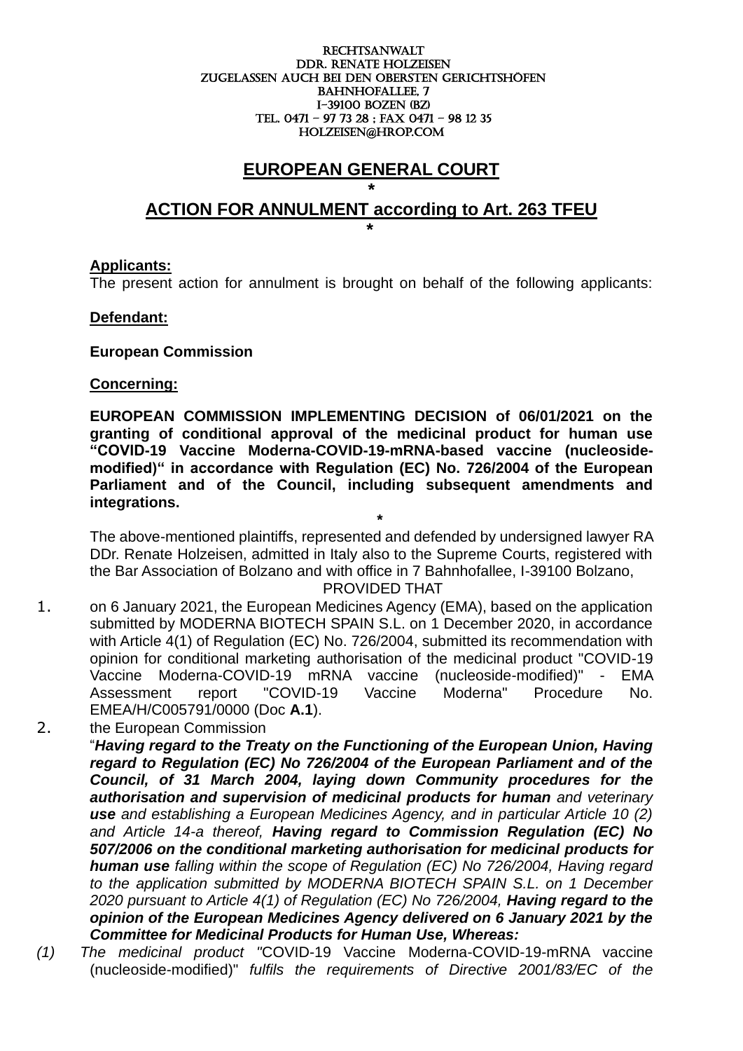RECHTSANWALT
DDR. RENATE HOLZEISEN
ZUGELASSEN AUCH BEI DEN OBERSTEN GERICHTSHÖFEN
BAHNHOFALLEE, 7
I-39100 BOZEN (BZ)
TEL. 0471 – 97 73 28 ; FAX 0471 – 98 12 35
HOLZEISEN@HROP.COM

# EUROPEAN GENERAL COURT

*

# ACTION FOR ANNULMENT according to Art. 263 TFEU

*

**Applicants:**
The present action for annulment is brought on behalf of the following applicants:

**Defendant:**

**European Commission**

**Concerning:**

**EUROPEAN COMMISSION IMPLEMENTING DECISION of 06/01/2021 on the granting of conditional approval of the medicinal product for human use "COVID-19 Vaccine Moderna-COVID-19-mRNA-based vaccine (nucleoside-modified)" in accordance with Regulation (EC) No. 726/2004 of the European Parliament and of the Council, including subsequent amendments and integrations.**

*

The above-mentioned plaintiffs, represented and defended by undersigned lawyer RA DDr. Renate Holzeisen, admitted in Italy also to the Supreme Courts, registered with the Bar Association of Bolzano and with office in 7 Bahnhofallee, I-39100 Bolzano,

PROVIDED THAT

1. on 6 January 2021, the European Medicines Agency (EMA), based on the application submitted by MODERNA BIOTECH SPAIN S.L. on 1 December 2020, in accordance with Article 4(1) of Regulation (EC) No. 726/2004, submitted its recommendation with opinion for conditional marketing authorisation of the medicinal product "COVID-19 Vaccine Moderna-COVID-19 mRNA vaccine (nucleoside-modified)" - EMA Assessment report "COVID-19 Vaccine Moderna" Procedure No. EMEA/H/C005791/0000 (Doc **A.1**).
2. the European Commission
"***Having regard to the Treaty on the Functioning of the European Union, Having regard to Regulation (EC) No 726/2004 of the European Parliament and of the Council, of 31 March 2004, laying down Community procedures for the authorisation and supervision of medicinal products for human** and veterinary **use** and establishing a European Medicines Agency, and in particular Article 10 (2) and Article 14-a thereof, **Having regard to Commission Regulation (EC) No 507/2006 on the conditional marketing authorisation for medicinal products for human use** falling within the scope of Regulation (EC) No 726/2004, Having regard to the application submitted by MODERNA BIOTECH SPAIN S.L. on 1 December 2020 pursuant to Article 4(1) of Regulation (EC) No 726/2004, **Having regard to the opinion of the European Medicines Agency delivered on 6 January 2021 by the Committee for Medicinal Products for Human Use, Whereas:***

*(1) The medicinal product "*COVID-19 Vaccine Moderna-COVID-19-mRNA vaccine (nucleoside-modified)" *fulfils the requirements of Directive 2001/83/EC of the*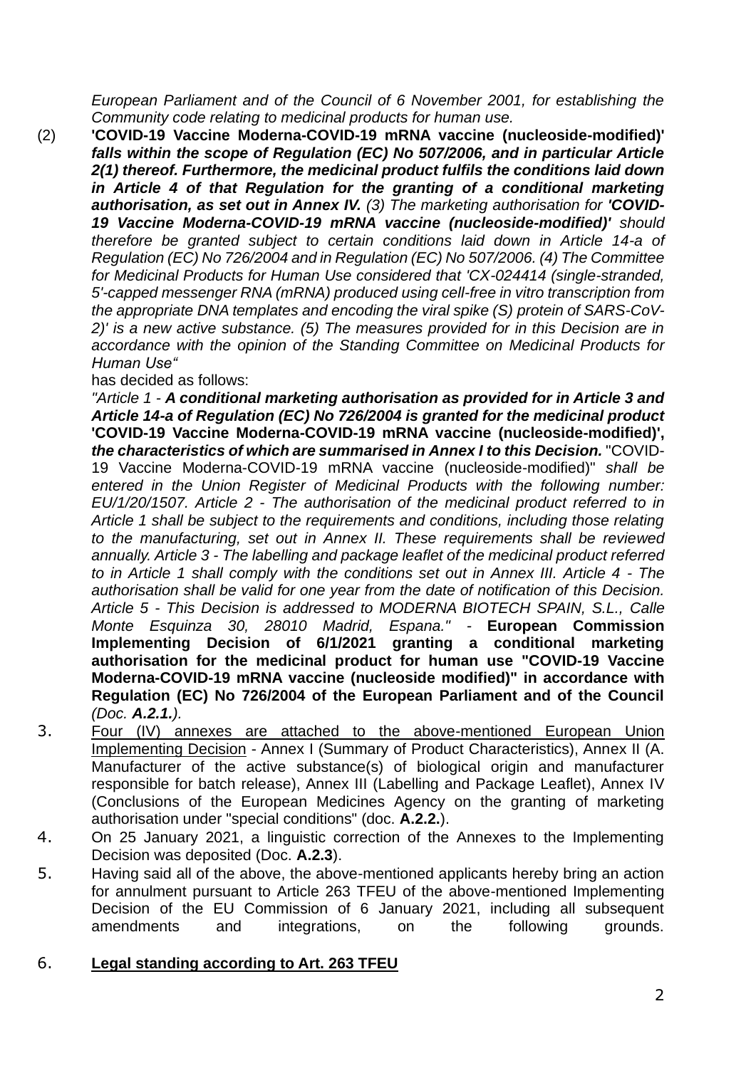*European Parliament and of the Council of 6 November 2001, for establishing the Community code relating to medicinal products for human use.*

(2) **'COVID-19 Vaccine Moderna-COVID-19 mRNA vaccine (nucleoside-modified)'** ***falls within the scope of Regulation (EC) No 507/2006, and in particular Article 2(1) thereof. Furthermore, the medicinal product fulfils the conditions laid down in Article 4 of that Regulation for the granting of a conditional marketing authorisation, as set out in Annex IV.*** *(3) The marketing authorisation for* ***'COVID-19 Vaccine Moderna-COVID-19 mRNA vaccine (nucleoside-modified)'*** *should therefore be granted subject to certain conditions laid down in Article 14-a of Regulation (EC) No 726/2004 and in Regulation (EC) No 507/2006. (4) The Committee for Medicinal Products for Human Use considered that 'CX-024414 (single-stranded, 5'-capped messenger RNA (mRNA) produced using cell-free in vitro transcription from the appropriate DNA templates and encoding the viral spike (S) protein of SARS-CoV-2)' is a new active substance. (5) The measures provided for in this Decision are in accordance with the opinion of the Standing Committee on Medicinal Products for Human Use"*

has decided as follows:

*"Article 1 -* ***A conditional marketing authorisation as provided for in Article 3 and Article 14-a of Regulation (EC) No 726/2004 is granted for the medicinal product*** **'COVID-19 Vaccine Moderna-COVID-19 mRNA vaccine (nucleoside-modified)',** ***the characteristics of which are summarised in Annex I to this Decision.*** "COVID-19 Vaccine Moderna-COVID-19 mRNA vaccine (nucleoside-modified)" *shall be entered in the Union Register of Medicinal Products with the following number: EU/1/20/1507. Article 2 - The authorisation of the medicinal product referred to in Article 1 shall be subject to the requirements and conditions, including those relating to the manufacturing, set out in Annex II. These requirements shall be reviewed annually. Article 3 - The labelling and package leaflet of the medicinal product referred to in Article 1 shall comply with the conditions set out in Annex III. Article 4 - The authorisation shall be valid for one year from the date of notification of this Decision. Article 5 - This Decision is addressed to MODERNA BIOTECH SPAIN, S.L., Calle Monte Esquinza 30, 28010 Madrid, Espana." -* **European Commission Implementing Decision of 6/1/2021 granting a conditional marketing authorisation for the medicinal product for human use "COVID-19 Vaccine Moderna-COVID-19 mRNA vaccine (nucleoside modified)" in accordance with Regulation (EC) No 726/2004 of the European Parliament and of the Council** *(Doc.* ***A.2.1.****).*

3. Four (IV) annexes are attached to the above-mentioned European Union Implementing Decision - Annex I (Summary of Product Characteristics), Annex II (A. Manufacturer of the active substance(s) of biological origin and manufacturer responsible for batch release), Annex III (Labelling and Package Leaflet), Annex IV (Conclusions of the European Medicines Agency on the granting of marketing authorisation under "special conditions" (doc. **A.2.2.**).

4. On 25 January 2021, a linguistic correction of the Annexes to the Implementing Decision was deposited (Doc. **A.2.3**).

5. Having said all of the above, the above-mentioned applicants hereby bring an action for annulment pursuant to Article 263 TFEU of the above-mentioned Implementing Decision of the EU Commission of 6 January 2021, including all subsequent amendments and integrations, on the following grounds.

6. **Legal standing according to Art. 263 TFEU**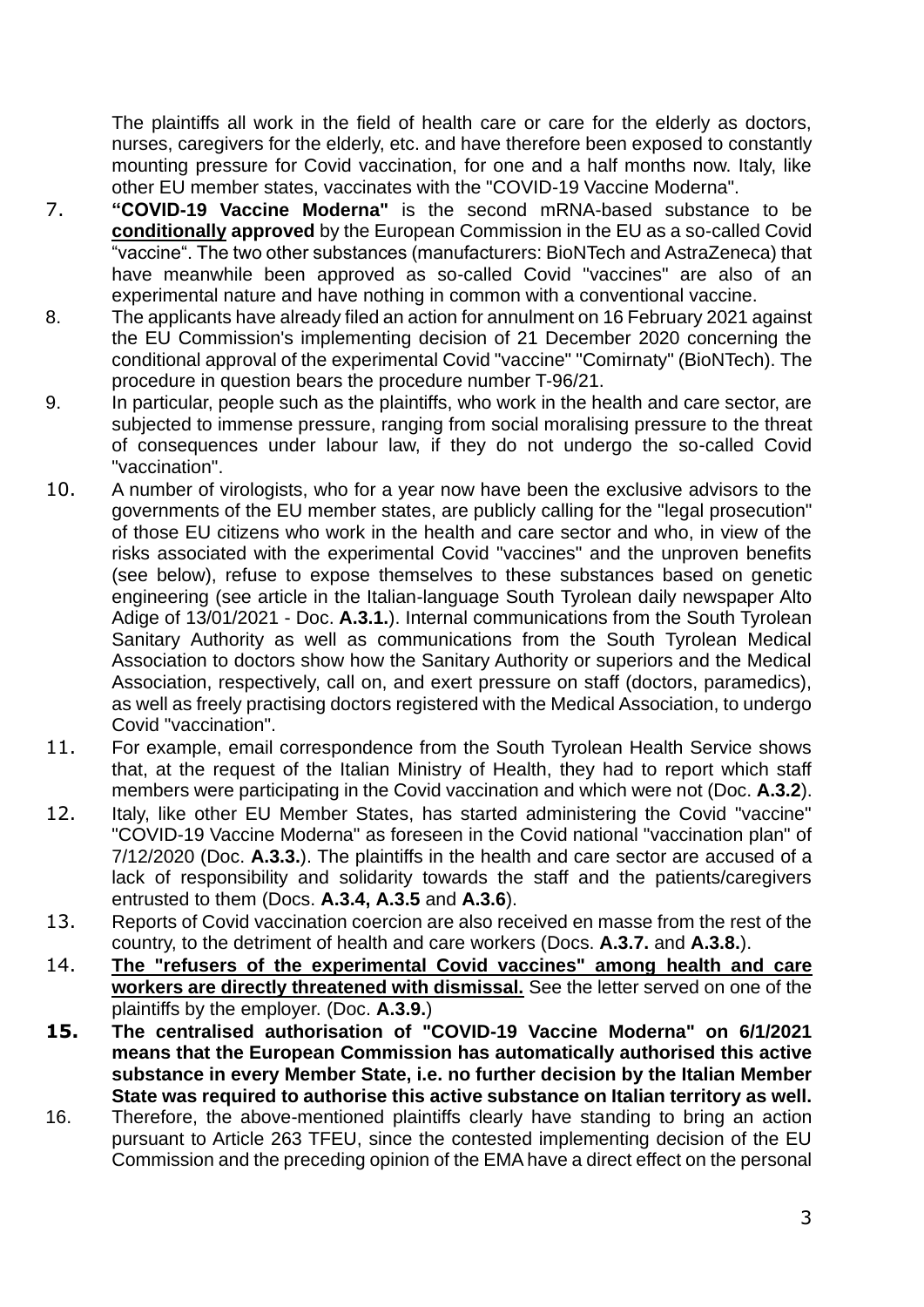The plaintiffs all work in the field of health care or care for the elderly as doctors, nurses, caregivers for the elderly, etc. and have therefore been exposed to constantly mounting pressure for Covid vaccination, for one and a half months now. Italy, like other EU member states, vaccinates with the "COVID-19 Vaccine Moderna".

7. **"COVID-19 Vaccine Moderna"** is the second mRNA-based substance to be **conditionally approved** by the European Commission in the EU as a so-called Covid "vaccine". The two other substances (manufacturers: BioNTech and AstraZeneca) that have meanwhile been approved as so-called Covid "vaccines" are also of an experimental nature and have nothing in common with a conventional vaccine.

8. The applicants have already filed an action for annulment on 16 February 2021 against the EU Commission's implementing decision of 21 December 2020 concerning the conditional approval of the experimental Covid "vaccine" "Comirnaty" (BioNTech). The procedure in question bears the procedure number T-96/21.

9. In particular, people such as the plaintiffs, who work in the health and care sector, are subjected to immense pressure, ranging from social moralising pressure to the threat of consequences under labour law, if they do not undergo the so-called Covid "vaccination".

10. A number of virologists, who for a year now have been the exclusive advisors to the governments of the EU member states, are publicly calling for the "legal prosecution" of those EU citizens who work in the health and care sector and who, in view of the risks associated with the experimental Covid "vaccines" and the unproven benefits (see below), refuse to expose themselves to these substances based on genetic engineering (see article in the Italian-language South Tyrolean daily newspaper Alto Adige of 13/01/2021 - Doc. **A.3.1.**). Internal communications from the South Tyrolean Sanitary Authority as well as communications from the South Tyrolean Medical Association to doctors show how the Sanitary Authority or superiors and the Medical Association, respectively, call on, and exert pressure on staff (doctors, paramedics), as well as freely practising doctors registered with the Medical Association, to undergo Covid "vaccination".

11. For example, email correspondence from the South Tyrolean Health Service shows that, at the request of the Italian Ministry of Health, they had to report which staff members were participating in the Covid vaccination and which were not (Doc. **A.3.2**).

12. Italy, like other EU Member States, has started administering the Covid "vaccine" "COVID-19 Vaccine Moderna" as foreseen in the Covid national "vaccination plan" of 7/12/2020 (Doc. **A.3.3.**). The plaintiffs in the health and care sector are accused of a lack of responsibility and solidarity towards the staff and the patients/caregivers entrusted to them (Docs. **A.3.4, A.3.5** and **A.3.6**).

13. Reports of Covid vaccination coercion are also received en masse from the rest of the country, to the detriment of health and care workers (Docs. **A.3.7.** and **A.3.8.**).

14. **The "refusers of the experimental Covid vaccines" among health and care workers are directly threatened with dismissal.** See the letter served on one of the plaintiffs by the employer. (Doc. **A.3.9.**)

15. **The centralised authorisation of "COVID-19 Vaccine Moderna" on 6/1/2021 means that the European Commission has automatically authorised this active substance in every Member State, i.e. no further decision by the Italian Member State was required to authorise this active substance on Italian territory as well.**

16. Therefore, the above-mentioned plaintiffs clearly have standing to bring an action pursuant to Article 263 TFEU, since the contested implementing decision of the EU Commission and the preceding opinion of the EMA have a direct effect on the personal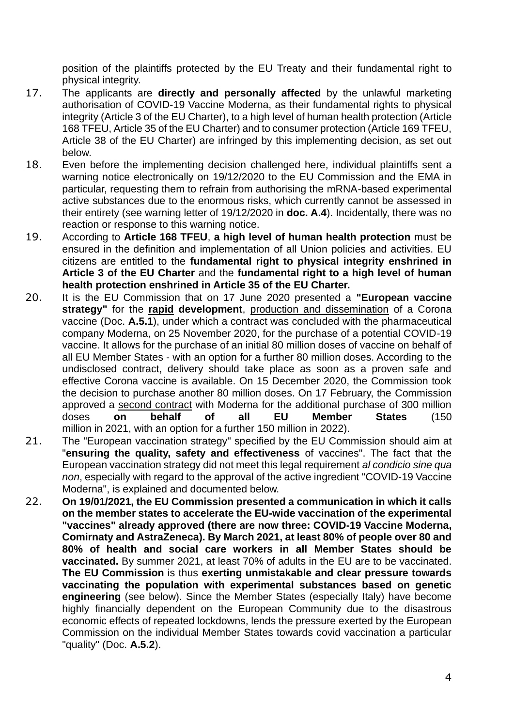position of the plaintiffs protected by the EU Treaty and their fundamental right to physical integrity.

17. The applicants are **directly and personally affected** by the unlawful marketing authorisation of COVID-19 Vaccine Moderna, as their fundamental rights to physical integrity (Article 3 of the EU Charter), to a high level of human health protection (Article 168 TFEU, Article 35 of the EU Charter) and to consumer protection (Article 169 TFEU, Article 38 of the EU Charter) are infringed by this implementing decision, as set out below.

18. Even before the implementing decision challenged here, individual plaintiffs sent a warning notice electronically on 19/12/2020 to the EU Commission and the EMA in particular, requesting them to refrain from authorising the mRNA-based experimental active substances due to the enormous risks, which currently cannot be assessed in their entirety (see warning letter of 19/12/2020 in **doc. A.4**). Incidentally, there was no reaction or response to this warning notice.

19. According to **Article 168 TFEU**, **a high level of human health protection** must be ensured in the definition and implementation of all Union policies and activities. EU citizens are entitled to the **fundamental right to physical integrity enshrined in Article 3 of the EU Charter** and the **fundamental right to a high level of human health protection enshrined in Article 35 of the EU Charter.**

20. It is the EU Commission that on 17 June 2020 presented a **"European vaccine strategy"** for the **rapid development**, production and dissemination of a Corona vaccine (Doc. **A.5.1**), under which a contract was concluded with the pharmaceutical company Moderna, on 25 November 2020, for the purchase of a potential COVID-19 vaccine. It allows for the purchase of an initial 80 million doses of vaccine on behalf of all EU Member States - with an option for a further 80 million doses. According to the undisclosed contract, delivery should take place as soon as a proven safe and effective Corona vaccine is available. On 15 December 2020, the Commission took the decision to purchase another 80 million doses. On 17 February, the Commission approved a second contract with Moderna for the additional purchase of 300 million doses **on behalf of all EU Member States** (150 million in 2021, with an option for a further 150 million in 2022).

21. The "European vaccination strategy" specified by the EU Commission should aim at "**ensuring the quality, safety and effectiveness** of vaccines". The fact that the European vaccination strategy did not meet this legal requirement *al condicio sine qua non*, especially with regard to the approval of the active ingredient "COVID-19 Vaccine Moderna", is explained and documented below.

22. **On 19/01/2021, the EU Commission presented a communication in which it calls on the member states to accelerate the EU-wide vaccination of the experimental "vaccines" already approved (there are now three: COVID-19 Vaccine Moderna, Comirnaty and AstraZeneca). By March 2021, at least 80% of people over 80 and 80% of health and social care workers in all Member States should be vaccinated.** By summer 2021, at least 70% of adults in the EU are to be vaccinated. **The EU Commission** is thus **exerting unmistakable and clear pressure towards vaccinating the population with experimental substances based on genetic engineering** (see below). Since the Member States (especially Italy) have become highly financially dependent on the European Community due to the disastrous economic effects of repeated lockdowns, lends the pressure exerted by the European Commission on the individual Member States towards covid vaccination a particular "quality" (Doc. **A.5.2**).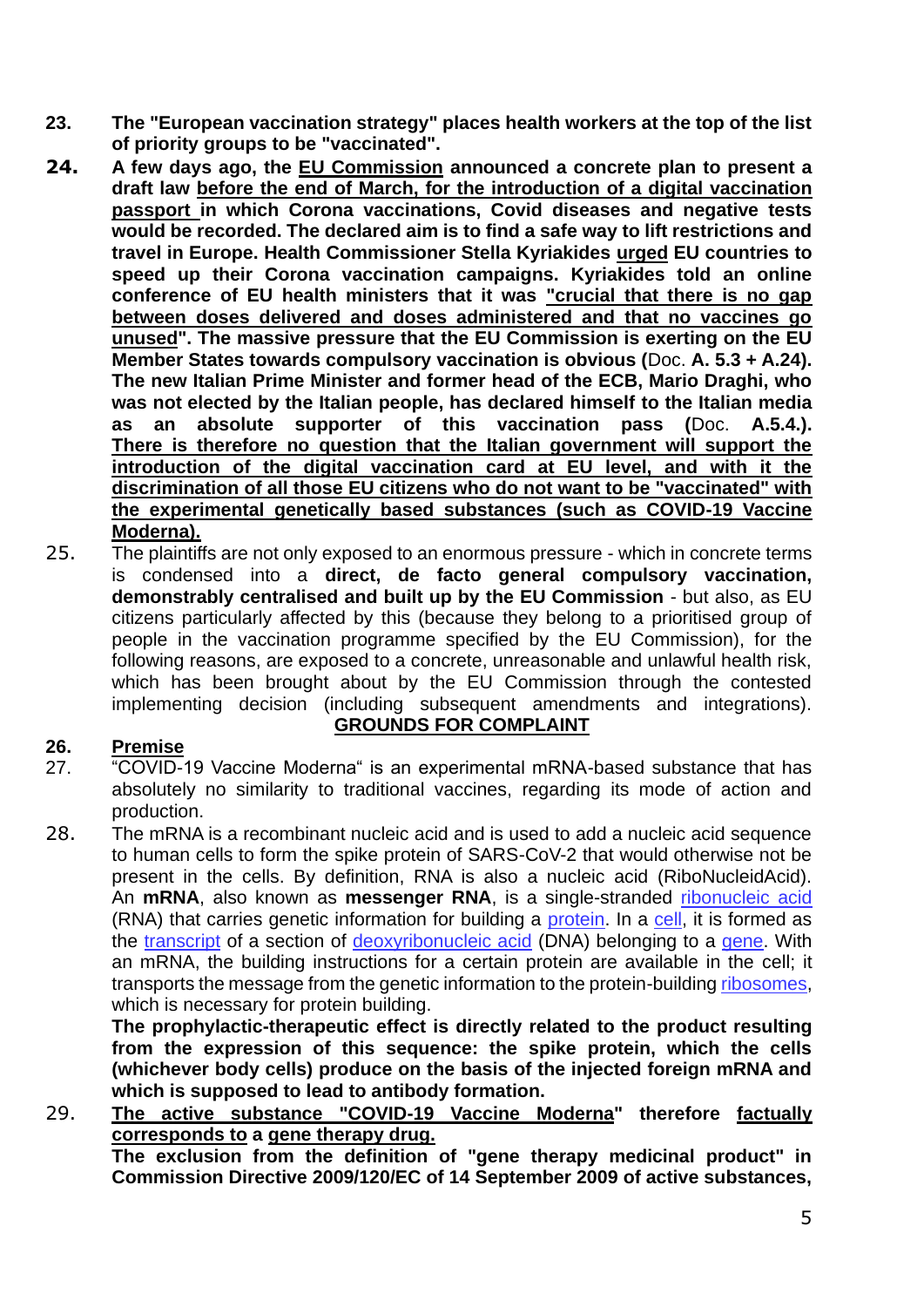23. **The "European vaccination strategy" places health workers at the top of the list of priority groups to be "vaccinated".**

24. **A few days ago, the EU Commission announced a concrete plan to present a draft law before the end of March, for the introduction of a digital vaccination passport in which Corona vaccinations, Covid diseases and negative tests would be recorded. The declared aim is to find a safe way to lift restrictions and travel in Europe. Health Commissioner Stella Kyriakides urged EU countries to speed up their Corona vaccination campaigns. Kyriakides told an online conference of EU health ministers that it was "crucial that there is no gap between doses delivered and doses administered and that no vaccines go unused". The massive pressure that the EU Commission is exerting on the EU Member States towards compulsory vaccination is obvious (**Doc. **A. 5.3 + A.24). The new Italian Prime Minister and former head of the ECB, Mario Draghi, who was not elected by the Italian people, has declared himself to the Italian media as an absolute supporter of this vaccination pass (**Doc. **A.5.4.). There is therefore no question that the Italian government will support the introduction of the digital vaccination card at EU level, and with it the discrimination of all those EU citizens who do not want to be "vaccinated" with the experimental genetically based substances (such as COVID-19 Vaccine Moderna).**

25. The plaintiffs are not only exposed to an enormous pressure - which in concrete terms is condensed into a **direct, de facto general compulsory vaccination, demonstrably centralised and built up by the EU Commission** - but also, as EU citizens particularly affected by this (because they belong to a prioritised group of people in the vaccination programme specified by the EU Commission), for the following reasons, are exposed to a concrete, unreasonable and unlawful health risk, which has been brought about by the EU Commission through the contested implementing decision (including subsequent amendments and integrations).

## GROUNDS FOR COMPLAINT

26. **Premise**

27. "COVID-19 Vaccine Moderna" is an experimental mRNA-based substance that has absolutely no similarity to traditional vaccines, regarding its mode of action and production.

28. The mRNA is a recombinant nucleic acid and is used to add a nucleic acid sequence to human cells to form the spike protein of SARS-CoV-2 that would otherwise not be present in the cells. By definition, RNA is also a nucleic acid (RiboNucleidAcid). An **mRNA**, also known as **messenger RNA**, is a single-stranded ribonucleic acid (RNA) that carries genetic information for building a protein. In a cell, it is formed as the transcript of a section of deoxyribonucleic acid (DNA) belonging to a gene. With an mRNA, the building instructions for a certain protein are available in the cell; it transports the message from the genetic information to the protein-building ribosomes, which is necessary for protein building.

    **The prophylactic-therapeutic effect is directly related to the product resulting from the expression of this sequence: the spike protein, which the cells (whichever body cells) produce on the basis of the injected foreign mRNA and which is supposed to lead to antibody formation.**

29. **The active substance "COVID-19 Vaccine Moderna" therefore factually corresponds to a gene therapy drug.**

    **The exclusion from the definition of "gene therapy medicinal product" in Commission Directive 2009/120/EC of 14 September 2009 of active substances,**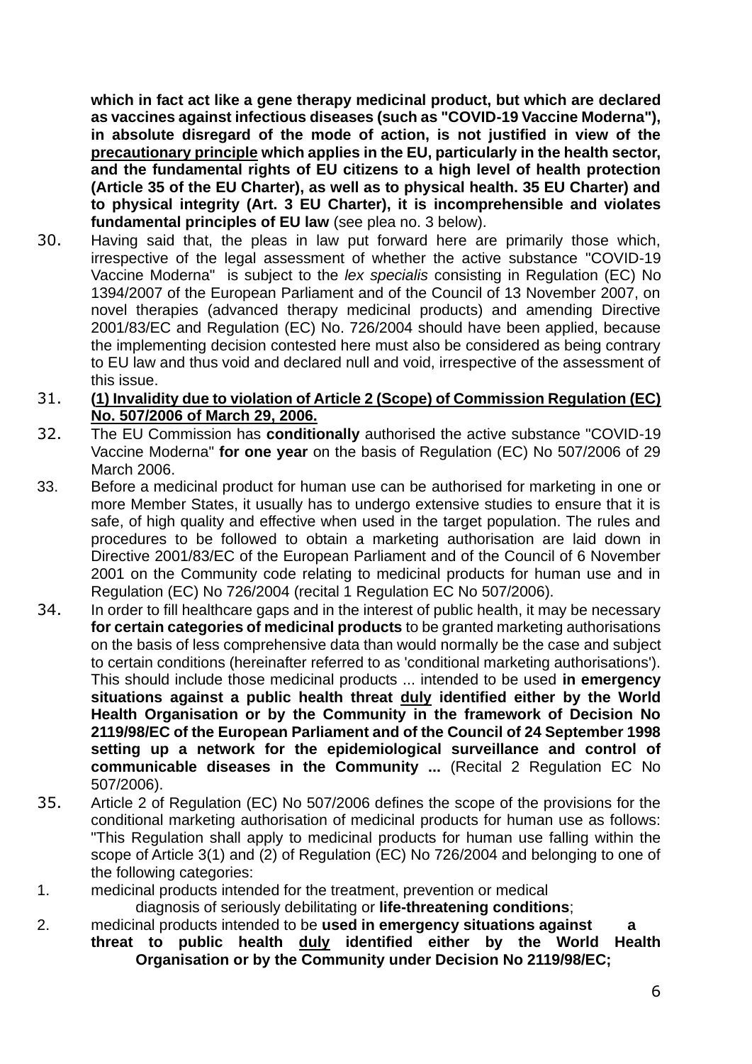**which in fact act like a gene therapy medicinal product, but which are declared as vaccines against infectious diseases (such as "COVID-19 Vaccine Moderna"), in absolute disregard of the mode of action, is not justified in view of the <u>precautionary principle</u> which applies in the EU, particularly in the health sector, and the fundamental rights of EU citizens to a high level of health protection (Article 35 of the EU Charter), as well as to physical health. 35 EU Charter) and to physical integrity (Art. 3 EU Charter), it is incomprehensible and violates fundamental principles of EU law** (see plea no. 3 below).

30. Having said that, the pleas in law put forward here are primarily those which, irrespective of the legal assessment of whether the active substance "COVID-19 Vaccine Moderna" is subject to the *lex specialis* consisting in Regulation (EC) No 1394/2007 of the European Parliament and of the Council of 13 November 2007, on novel therapies (advanced therapy medicinal products) and amending Directive 2001/83/EC and Regulation (EC) No. 726/2004 should have been applied, because the implementing decision contested here must also be considered as being contrary to EU law and thus void and declared null and void, irrespective of the assessment of this issue.

31. **<u>(1) Invalidity due to violation of Article 2 (Scope) of Commission Regulation (EC) No. 507/2006 of March 29, 2006.</u>**

32. The EU Commission has **conditionally** authorised the active substance "COVID-19 Vaccine Moderna" **for one year** on the basis of Regulation (EC) No 507/2006 of 29 March 2006.

33. Before a medicinal product for human use can be authorised for marketing in one or more Member States, it usually has to undergo extensive studies to ensure that it is safe, of high quality and effective when used in the target population. The rules and procedures to be followed to obtain a marketing authorisation are laid down in Directive 2001/83/EC of the European Parliament and of the Council of 6 November 2001 on the Community code relating to medicinal products for human use and in Regulation (EC) No 726/2004 (recital 1 Regulation EC No 507/2006).

34. In order to fill healthcare gaps and in the interest of public health, it may be necessary **for certain categories of medicinal products** to be granted marketing authorisations on the basis of less comprehensive data than would normally be the case and subject to certain conditions (hereinafter referred to as 'conditional marketing authorisations'). This should include those medicinal products ... intended to be used **in emergency situations against a public health threat <u>duly</u> identified either by the World Health Organisation or by the Community in the framework of Decision No 2119/98/EC of the European Parliament and of the Council of 24 September 1998 setting up a network for the epidemiological surveillance and control of communicable diseases in the Community ...** (Recital 2 Regulation EC No 507/2006).

35. Article 2 of Regulation (EC) No 507/2006 defines the scope of the provisions for the conditional marketing authorisation of medicinal products for human use as follows: "This Regulation shall apply to medicinal products for human use falling within the scope of Article 3(1) and (2) of Regulation (EC) No 726/2004 and belonging to one of the following categories:

1. medicinal products intended for the treatment, prevention or medical diagnosis of seriously debilitating or **life-threatening conditions**;
2. medicinal products intended to be **used in emergency situations against a threat to public health <u>duly</u> identified either by the World Health Organisation or by the Community under Decision No 2119/98/EC;**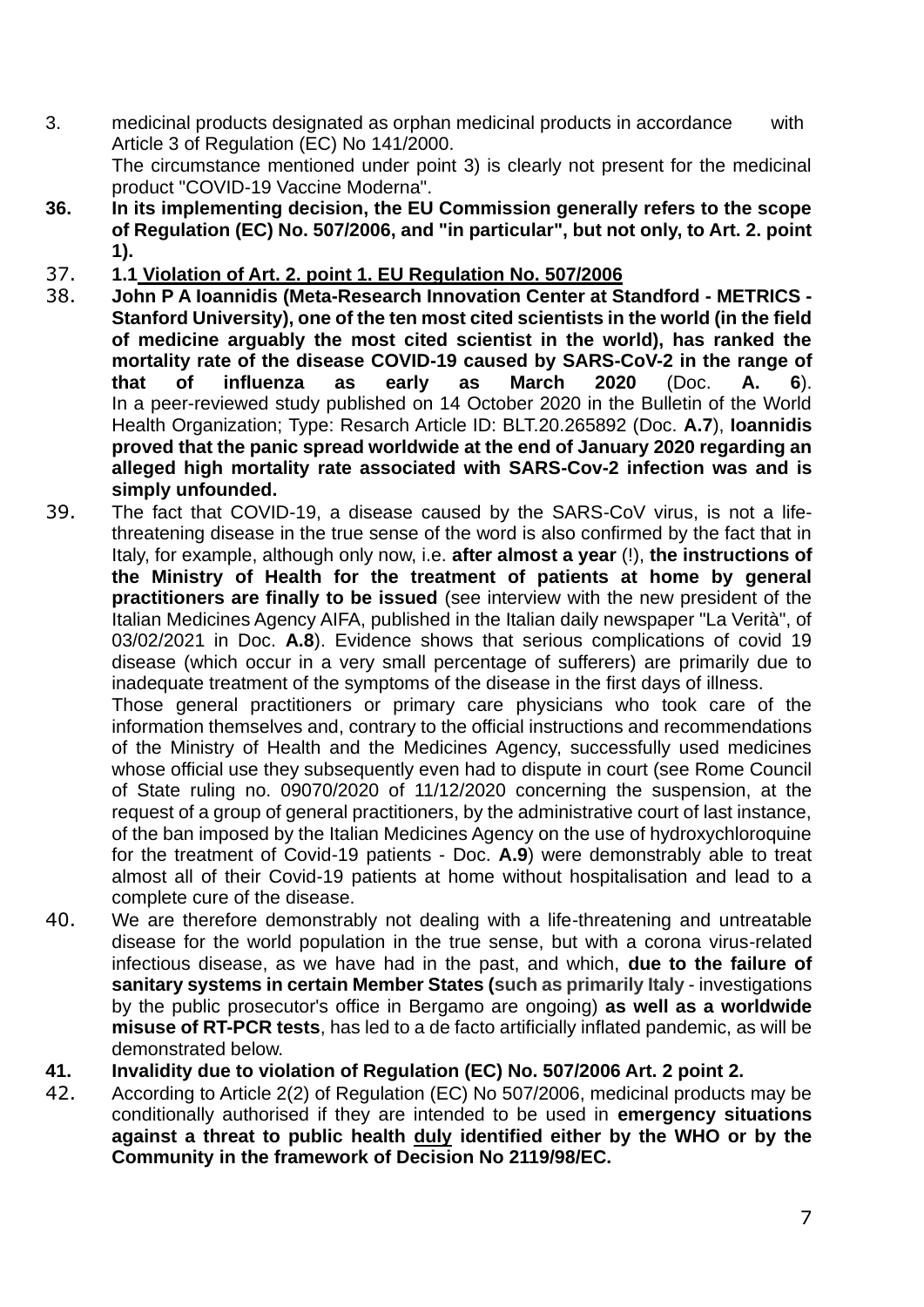3. medicinal products designated as orphan medicinal products in accordance with Article 3 of Regulation (EC) No 141/2000.

   The circumstance mentioned under point 3) is clearly not present for the medicinal product "COVID-19 Vaccine Moderna".

**36. In its implementing decision, the EU Commission generally refers to the scope of Regulation (EC) No. 507/2006, and "in particular", but not only, to Art. 2. point 1).**

37. **1.1 <u>Violation of Art. 2. point 1. EU Regulation No. 507/2006</u>**

38. **John P A Ioannidis (Meta-Research Innovation Center at Standford - METRICS - Stanford University), one of the ten most cited scientists in the world (in the field of medicine arguably the most cited scientist in the world), has ranked the mortality rate of the disease COVID-19 caused by SARS-CoV-2 in the range of that of influenza as early as March 2020** (Doc. **A. 6**). In a peer-reviewed study published on 14 October 2020 in the Bulletin of the World Health Organization; Type: Resarch Article ID: BLT.20.265892 (Doc. **A.7**), **Ioannidis proved that the panic spread worldwide at the end of January 2020 regarding an alleged high mortality rate associated with SARS-Cov-2 infection was and is simply unfounded.**

39. The fact that COVID-19, a disease caused by the SARS-CoV virus, is not a life-threatening disease in the true sense of the word is also confirmed by the fact that in Italy, for example, although only now, i.e. **after almost a year** (!), **the instructions of the Ministry of Health for the treatment of patients at home by general practitioners are finally to be issued** (see interview with the new president of the Italian Medicines Agency AIFA, published in the Italian daily newspaper "La Verità", of 03/02/2021 in Doc. **A.8**). Evidence shows that serious complications of covid 19 disease (which occur in a very small percentage of sufferers) are primarily due to inadequate treatment of the symptoms of the disease in the first days of illness.

    Those general practitioners or primary care physicians who took care of the information themselves and, contrary to the official instructions and recommendations of the Ministry of Health and the Medicines Agency, successfully used medicines whose official use they subsequently even had to dispute in court (see Rome Council of State ruling no. 09070/2020 of 11/12/2020 concerning the suspension, at the request of a group of general practitioners, by the administrative court of last instance, of the ban imposed by the Italian Medicines Agency on the use of hydroxychloroquine for the treatment of Covid-19 patients - Doc. **A.9**) were demonstrably able to treat almost all of their Covid-19 patients at home without hospitalisation and lead to a complete cure of the disease.

40. We are therefore demonstrably not dealing with a life-threatening and untreatable disease for the world population in the true sense, but with a corona virus-related infectious disease, as we have had in the past, and which, **due to the failure of sanitary systems in certain Member States (such as primarily Italy** - investigations by the public prosecutor's office in Bergamo are ongoing) **as well as a worldwide misuse of RT-PCR tests**, has led to a de facto artificially inflated pandemic, as will be demonstrated below.

**41. Invalidity due to violation of Regulation (EC) No. 507/2006 Art. 2 point 2.**

42. According to Article 2(2) of Regulation (EC) No 507/2006, medicinal products may be conditionally authorised if they are intended to be used in **emergency situations against a threat to public health <u>duly</u> identified either by the WHO or by the Community in the framework of Decision No 2119/98/EC.**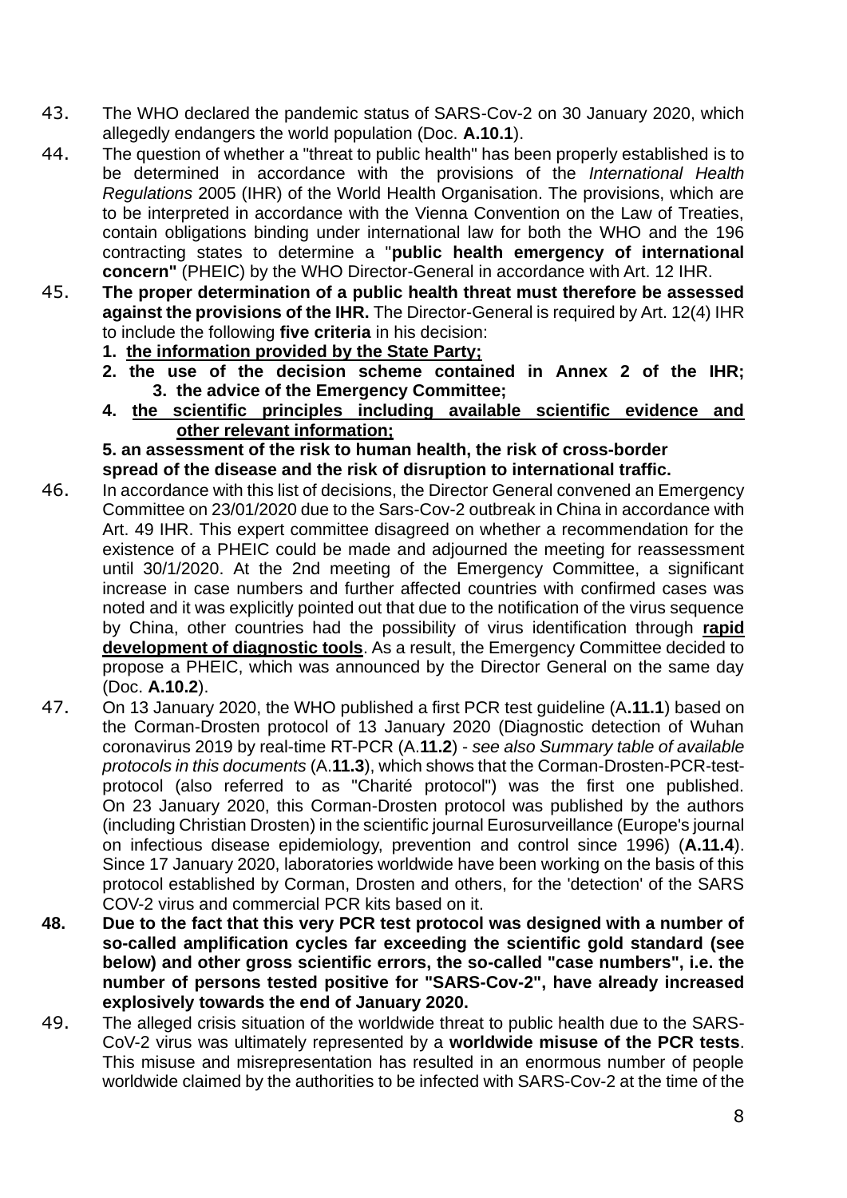43. The WHO declared the pandemic status of SARS-Cov-2 on 30 January 2020, which allegedly endangers the world population (Doc. **A.10.1**).

44. The question of whether a "threat to public health" has been properly established is to be determined in accordance with the provisions of the *International Health Regulations* 2005 (IHR) of the World Health Organisation. The provisions, which are to be interpreted in accordance with the Vienna Convention on the Law of Treaties, contain obligations binding under international law for both the WHO and the 196 contracting states to determine a "**public health emergency of international concern"** (PHEIC) by the WHO Director-General in accordance with Art. 12 IHR.

45. **The proper determination of a public health threat must therefore be assessed against the provisions of the IHR.** The Director-General is required by Art. 12(4) IHR to include the following **five criteria** in his decision:
    1. **the information provided by the State Party;**
    2. **the use of the decision scheme contained in Annex 2 of the IHR;**
    3. **the advice of the Emergency Committee;**
    4. **the scientific principles including available scientific evidence and other relevant information;**
    5. **an assessment of the risk to human health, the risk of cross-border spread of the disease and the risk of disruption to international traffic.**

46. In accordance with this list of decisions, the Director General convened an Emergency Committee on 23/01/2020 due to the Sars-Cov-2 outbreak in China in accordance with Art. 49 IHR. This expert committee disagreed on whether a recommendation for the existence of a PHEIC could be made and adjourned the meeting for reassessment until 30/1/2020. At the 2nd meeting of the Emergency Committee, a significant increase in case numbers and further affected countries with confirmed cases was noted and it was explicitly pointed out that due to the notification of the virus sequence by China, other countries had the possibility of virus identification through **rapid development of diagnostic tools**. As a result, the Emergency Committee decided to propose a PHEIC, which was announced by the Director General on the same day (Doc. **A.10.2**).

47. On 13 January 2020, the WHO published a first PCR test guideline (A**.11.1**) based on the Corman-Drosten protocol of 13 January 2020 (Diagnostic detection of Wuhan coronavirus 2019 by real-time RT-PCR (A.**11.2**) - *see also Summary table of available protocols in this documents* (A.**11.3**), which shows that the Corman-Drosten-PCR-test-protocol (also referred to as "Charité protocol") was the first one published. On 23 January 2020, this Corman-Drosten protocol was published by the authors (including Christian Drosten) in the scientific journal Eurosurveillance (Europe's journal on infectious disease epidemiology, prevention and control since 1996) (**A.11.4**). Since 17 January 2020, laboratories worldwide have been working on the basis of this protocol established by Corman, Drosten and others, for the 'detection' of the SARS COV-2 virus and commercial PCR kits based on it.

48. **Due to the fact that this very PCR test protocol was designed with a number of so-called amplification cycles far exceeding the scientific gold standard (see below) and other gross scientific errors, the so-called "case numbers", i.e. the number of persons tested positive for "SARS-Cov-2", have already increased explosively towards the end of January 2020.**

49. The alleged crisis situation of the worldwide threat to public health due to the SARS-CoV-2 virus was ultimately represented by a **worldwide misuse of the PCR tests**. This misuse and misrepresentation has resulted in an enormous number of people worldwide claimed by the authorities to be infected with SARS-Cov-2 at the time of the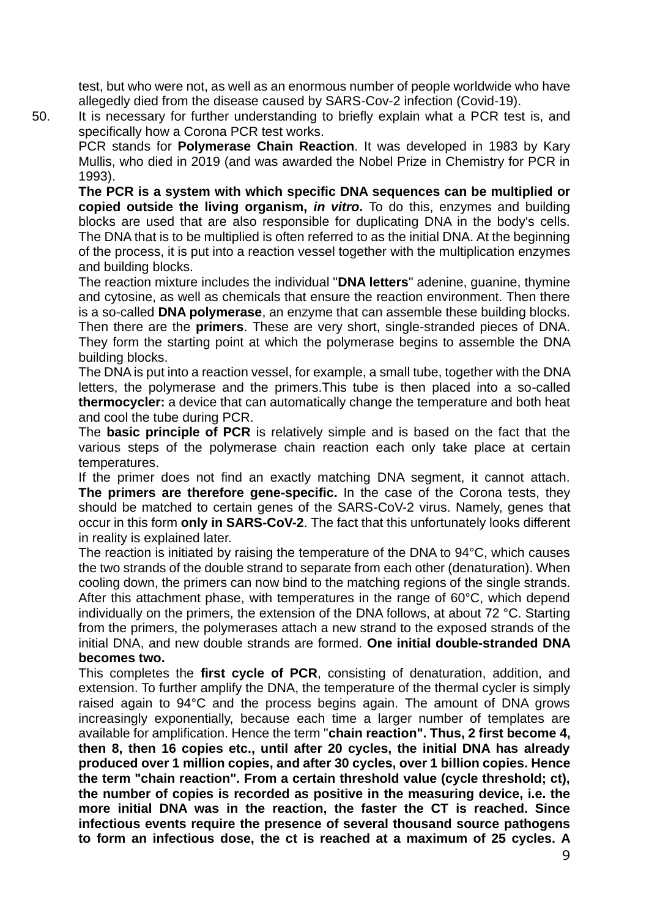test, but who were not, as well as an enormous number of people worldwide who have allegedly died from the disease caused by SARS-Cov-2 infection (Covid-19).

50. It is necessary for further understanding to briefly explain what a PCR test is, and specifically how a Corona PCR test works.

PCR stands for **Polymerase Chain Reaction**. It was developed in 1983 by Kary Mullis, who died in 2019 (and was awarded the Nobel Prize in Chemistry for PCR in 1993).

**The PCR is a system with which specific DNA sequences can be multiplied or copied outside the living organism, *in vitro*.** To do this, enzymes and building blocks are used that are also responsible for duplicating DNA in the body's cells. The DNA that is to be multiplied is often referred to as the initial DNA. At the beginning of the process, it is put into a reaction vessel together with the multiplication enzymes and building blocks.

The reaction mixture includes the individual "**DNA letters**" adenine, guanine, thymine and cytosine, as well as chemicals that ensure the reaction environment. Then there is a so-called **DNA polymerase**, an enzyme that can assemble these building blocks. Then there are the **primers**. These are very short, single-stranded pieces of DNA. They form the starting point at which the polymerase begins to assemble the DNA building blocks.

The DNA is put into a reaction vessel, for example, a small tube, together with the DNA letters, the polymerase and the primers.This tube is then placed into a so-called **thermocycler:** a device that can automatically change the temperature and both heat and cool the tube during PCR.

The **basic principle of PCR** is relatively simple and is based on the fact that the various steps of the polymerase chain reaction each only take place at certain temperatures.

If the primer does not find an exactly matching DNA segment, it cannot attach. **The primers are therefore gene-specific.** In the case of the Corona tests, they should be matched to certain genes of the SARS-CoV-2 virus. Namely, genes that occur in this form **only in SARS-CoV-2**. The fact that this unfortunately looks different in reality is explained later.

The reaction is initiated by raising the temperature of the DNA to 94°C, which causes the two strands of the double strand to separate from each other (denaturation). When cooling down, the primers can now bind to the matching regions of the single strands. After this attachment phase, with temperatures in the range of 60°C, which depend individually on the primers, the extension of the DNA follows, at about 72 °C. Starting from the primers, the polymerases attach a new strand to the exposed strands of the initial DNA, and new double strands are formed. **One initial double-stranded DNA becomes two.**

This completes the **first cycle of PCR**, consisting of denaturation, addition, and extension. To further amplify the DNA, the temperature of the thermal cycler is simply raised again to 94°C and the process begins again. The amount of DNA grows increasingly exponentially, because each time a larger number of templates are available for amplification. Hence the term "**chain reaction". Thus, 2 first become 4, then 8, then 16 copies etc., until after 20 cycles, the initial DNA has already produced over 1 million copies, and after 30 cycles, over 1 billion copies. Hence the term "chain reaction". From a certain threshold value (cycle threshold; ct), the number of copies is recorded as positive in the measuring device, i.e. the more initial DNA was in the reaction, the faster the CT is reached. Since infectious events require the presence of several thousand source pathogens to form an infectious dose, the ct is reached at a maximum of 25 cycles. A**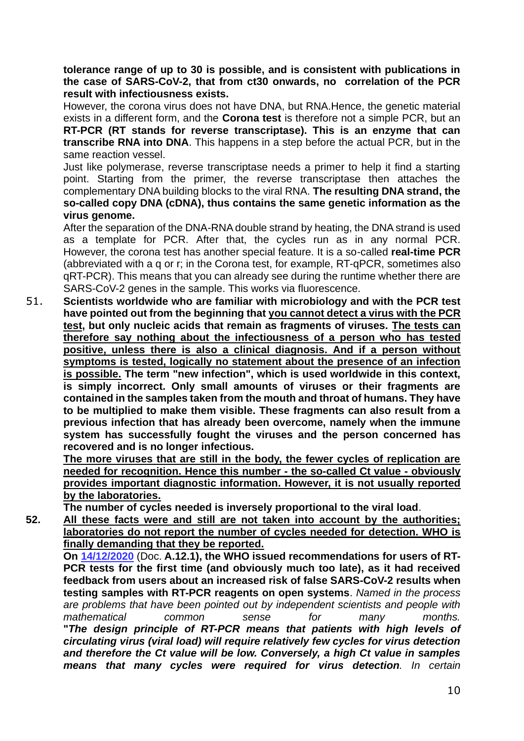**tolerance range of up to 30 is possible, and is consistent with publications in the case of SARS-CoV-2, that from ct30 onwards, no correlation of the PCR result with infectiousness exists.**

However, the corona virus does not have DNA, but RNA.Hence, the genetic material exists in a different form, and the **Corona test** is therefore not a simple PCR, but an **RT-PCR (RT stands for reverse transcriptase). This is an enzyme that can transcribe RNA into DNA**. This happens in a step before the actual PCR, but in the same reaction vessel.

Just like polymerase, reverse transcriptase needs a primer to help it find a starting point. Starting from the primer, the reverse transcriptase then attaches the complementary DNA building blocks to the viral RNA. **The resulting DNA strand, the so-called copy DNA (cDNA), thus contains the same genetic information as the virus genome.**

After the separation of the DNA-RNA double strand by heating, the DNA strand is used as a template for PCR. After that, the cycles run as in any normal PCR. However, the corona test has another special feature. It is a so-called **real-time PCR** (abbreviated with a q or r; in the Corona test, for example, RT-qPCR, sometimes also qRT-PCR). This means that you can already see during the runtime whether there are SARS-CoV-2 genes in the sample. This works via fluorescence.

51. **Scientists worldwide who are familiar with microbiology and with the PCR test have pointed out from the beginning that <u>you cannot detect a virus with the PCR test</u>, but only nucleic acids that remain as fragments of viruses. <u>The tests can therefore say nothing about the infectiousness of a person who has tested positive, unless there is also a clinical diagnosis. And if a person without symptoms is tested, logically no statement about the presence of an infection is possible.</u> The term "new infection", which is used worldwide in this context, is simply incorrect. Only small amounts of viruses or their fragments are contained in the samples taken from the mouth and throat of humans. They have to be multiplied to make them visible. These fragments can also result from a previous infection that has already been overcome, namely when the immune system has successfully fought the viruses and the person concerned has recovered and is no longer infectious.**

    **<u>The more viruses that are still in the body, the fewer cycles of replication are needed for recognition. Hence this number - the so-called Ct value - obviously provides important diagnostic information. However, it is not usually reported by the laboratories.</u>**

    **The number of cycles needed is inversely proportional to the viral load**.

52. **<u>All these facts were and still are not taken into account by the authorities; laboratories do not report the number of cycles needed for detection. WHO is finally demanding that they be reported.</u>**

    **On [14/12/2020]** (Doc. **A.12.1), the WHO issued recommendations for users of RT-PCR tests for the first time (and obviously much too late), as it had received feedback from users about an increased risk of false SARS-CoV-2 results when testing samples with RT-PCR reagents on open systems**. *Named in the process are problems that have been pointed out by independent scientists and people with mathematical common sense for many months.* ***"The design principle of RT-PCR means that patients with high levels of circulating virus (viral load) will require relatively few cycles for virus detection and therefore the Ct value will be low. Conversely, a high Ct value in samples means that many cycles were required for virus detection****. In certain*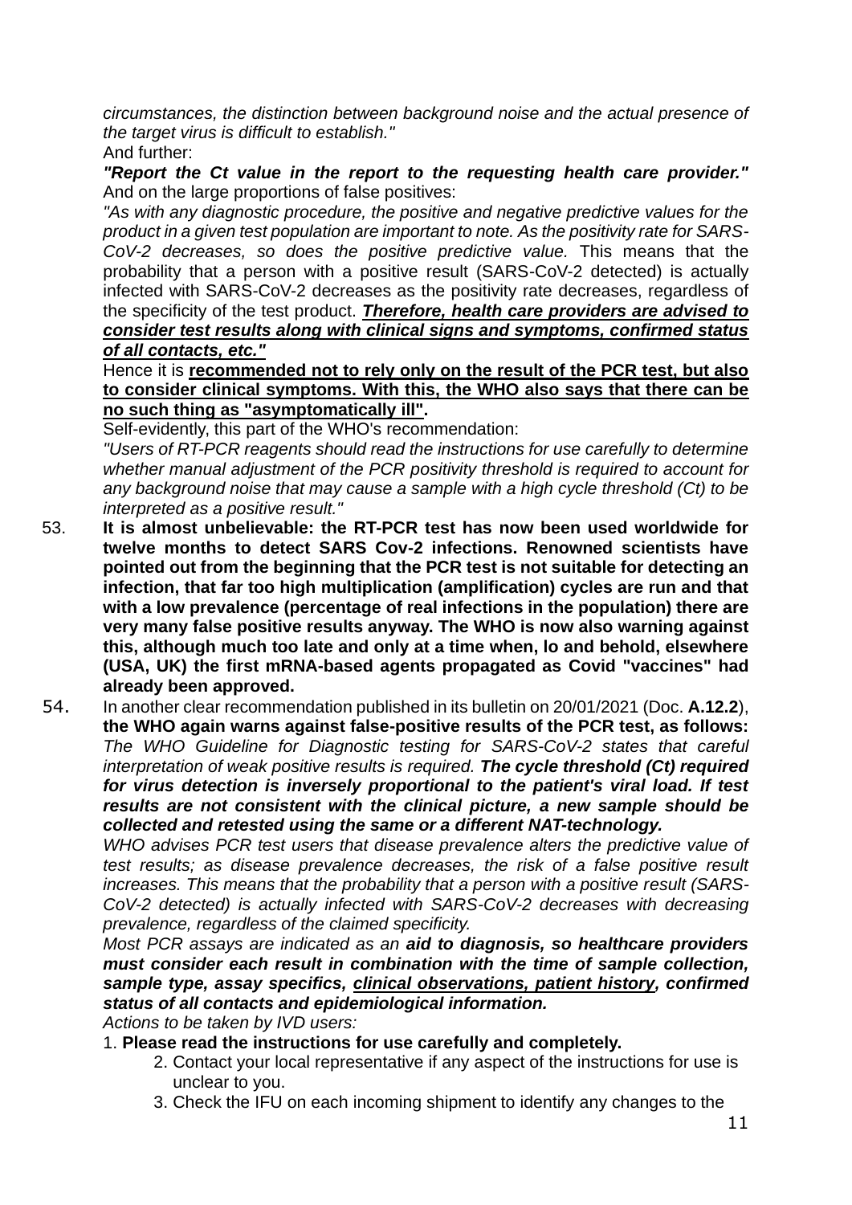*circumstances, the distinction between background noise and the actual presence of the target virus is difficult to establish."*

And further:

***"Report the Ct value in the report to the requesting health care provider."*** And on the large proportions of false positives:

*"As with any diagnostic procedure, the positive and negative predictive values for the product in a given test population are important to note. As the positivity rate for SARS-CoV-2 decreases, so does the positive predictive value.* This means that the probability that a person with a positive result (SARS-CoV-2 detected) is actually infected with SARS-CoV-2 decreases as the positivity rate decreases, regardless of the specificity of the test product. ***Therefore, health care providers are advised to consider test results along with clinical signs and symptoms, confirmed status of all contacts, etc."***

Hence it is **recommended not to rely only on the result of the PCR test, but also to consider clinical symptoms. With this, the WHO also says that there can be no such thing as "asymptomatically ill".**

Self-evidently, this part of the WHO's recommendation:

*"Users of RT-PCR reagents should read the instructions for use carefully to determine whether manual adjustment of the PCR positivity threshold is required to account for any background noise that may cause a sample with a high cycle threshold (Ct) to be interpreted as a positive result."*

53. **It is almost unbelievable: the RT-PCR test has now been used worldwide for twelve months to detect SARS Cov-2 infections. Renowned scientists have pointed out from the beginning that the PCR test is not suitable for detecting an infection, that far too high multiplication (amplification) cycles are run and that with a low prevalence (percentage of real infections in the population) there are very many false positive results anyway. The WHO is now also warning against this, although much too late and only at a time when, lo and behold, elsewhere (USA, UK) the first mRNA-based agents propagated as Covid "vaccines" had already been approved.**

54. In another clear recommendation published in its bulletin on 20/01/2021 (Doc. **A.12.2**), **the WHO again warns against false-positive results of the PCR test, as follows:** *The WHO Guideline for Diagnostic testing for SARS-CoV-2 states that careful interpretation of weak positive results is required.* ***The cycle threshold (Ct) required for virus detection is inversely proportional to the patient's viral load. If test results are not consistent with the clinical picture, a new sample should be collected and retested using the same or a different NAT-technology.***

*WHO advises PCR test users that disease prevalence alters the predictive value of test results; as disease prevalence decreases, the risk of a false positive result increases. This means that the probability that a person with a positive result (SARS-CoV-2 detected) is actually infected with SARS-CoV-2 decreases with decreasing prevalence, regardless of the claimed specificity.*

*Most PCR assays are indicated as an* ***aid to diagnosis, so healthcare providers must consider each result in combination with the time of sample collection, sample type, assay specifics, clinical observations, patient history, confirmed status of all contacts and epidemiological information.***

*Actions to be taken by IVD users:*

1. **Please read the instructions for use carefully and completely.**
2. Contact your local representative if any aspect of the instructions for use is unclear to you.
3. Check the IFU on each incoming shipment to identify any changes to the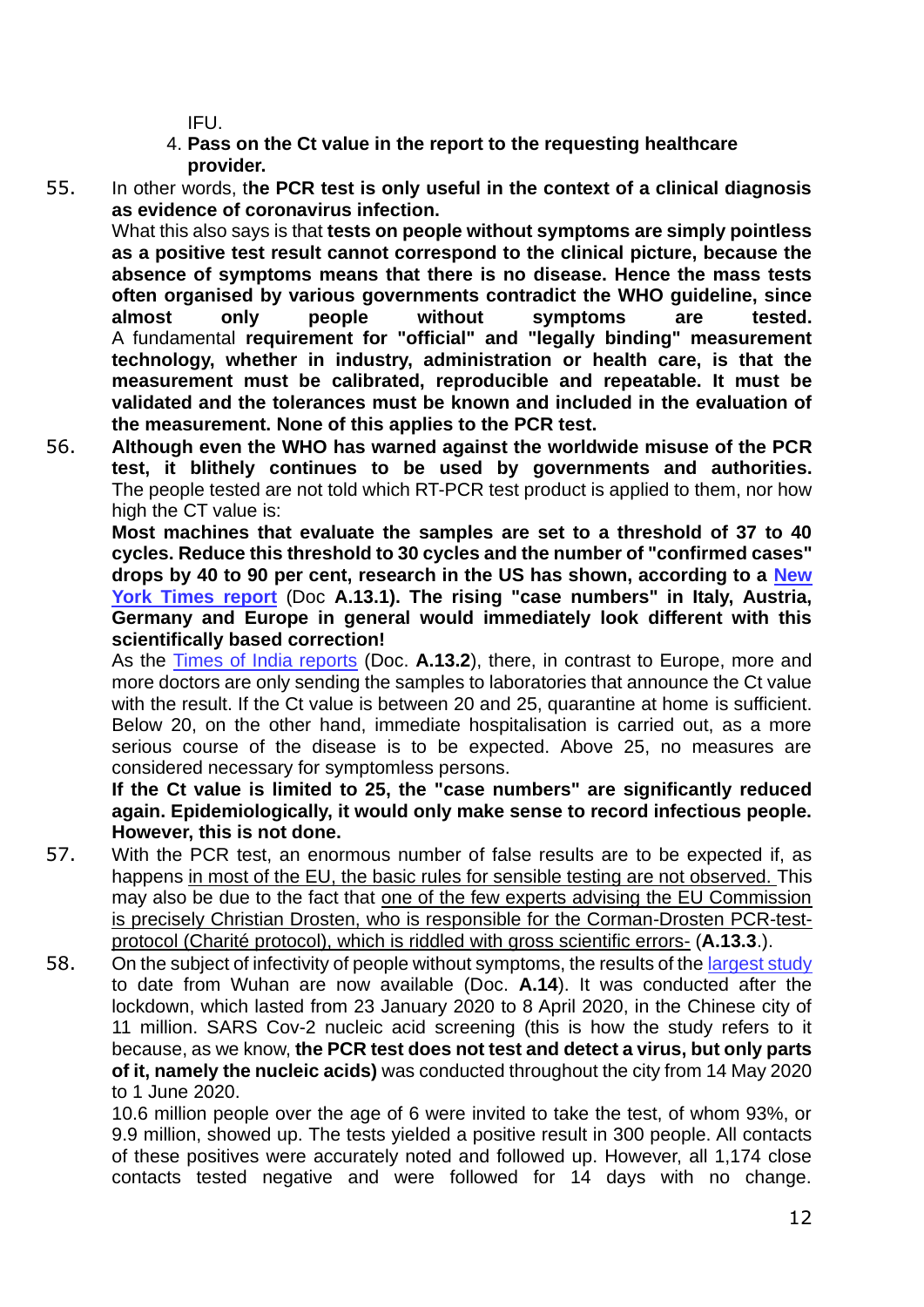IFU.

4. **Pass on the Ct value in the report to the requesting healthcare provider.**

55. In other words, t**he PCR test is only useful in the context of a clinical diagnosis as evidence of coronavirus infection.**
What this also says is that **tests on people without symptoms are simply pointless as a positive test result cannot correspond to the clinical picture, because the absence of symptoms means that there is no disease. Hence the mass tests often organised by various governments contradict the WHO guideline, since almost only people without symptoms are tested.**
A fundamental **requirement for "official" and "legally binding" measurement technology, whether in industry, administration or health care, is that the measurement must be calibrated, reproducible and repeatable. It must be validated and the tolerances must be known and included in the evaluation of the measurement. None of this applies to the PCR test.**

56. **Although even the WHO has warned against the worldwide misuse of the PCR test, it blithely continues to be used by governments and authorities.** The people tested are not told which RT-PCR test product is applied to them, nor how high the CT value is:
**Most machines that evaluate the samples are set to a threshold of 37 to 40 cycles. Reduce this threshold to 30 cycles and the number of "confirmed cases" drops by 40 to 90 per cent, research in the US has shown, according to a New York Times report** (Doc **A.13.1). The rising "case numbers" in Italy, Austria, Germany and Europe in general would immediately look different with this scientifically based correction!**
As the Times of India reports (Doc. **A.13.2**), there, in contrast to Europe, more and more doctors are only sending the samples to laboratories that announce the Ct value with the result. If the Ct value is between 20 and 25, quarantine at home is sufficient. Below 20, on the other hand, immediate hospitalisation is carried out, as a more serious course of the disease is to be expected. Above 25, no measures are considered necessary for symptomless persons.
**If the Ct value is limited to 25, the "case numbers" are significantly reduced again. Epidemiologically, it would only make sense to record infectious people. However, this is not done.**

57. With the PCR test, an enormous number of false results are to be expected if, as happens in most of the EU, the basic rules for sensible testing are not observed. This may also be due to the fact that one of the few experts advising the EU Commission is precisely Christian Drosten, who is responsible for the Corman-Drosten PCR-test-protocol (Charité protocol), which is riddled with gross scientific errors- (**A.13.3**.).

58. On the subject of infectivity of people without symptoms, the results of the largest study to date from Wuhan are now available (Doc. **A.14**). It was conducted after the lockdown, which lasted from 23 January 2020 to 8 April 2020, in the Chinese city of 11 million. SARS Cov-2 nucleic acid screening (this is how the study refers to it because, as we know, **the PCR test does not test and detect a virus, but only parts of it, namely the nucleic acids)** was conducted throughout the city from 14 May 2020 to 1 June 2020.
10.6 million people over the age of 6 were invited to take the test, of whom 93%, or 9.9 million, showed up. The tests yielded a positive result in 300 people. All contacts of these positives were accurately noted and followed up. However, all 1,174 close contacts tested negative and were followed for 14 days with no change.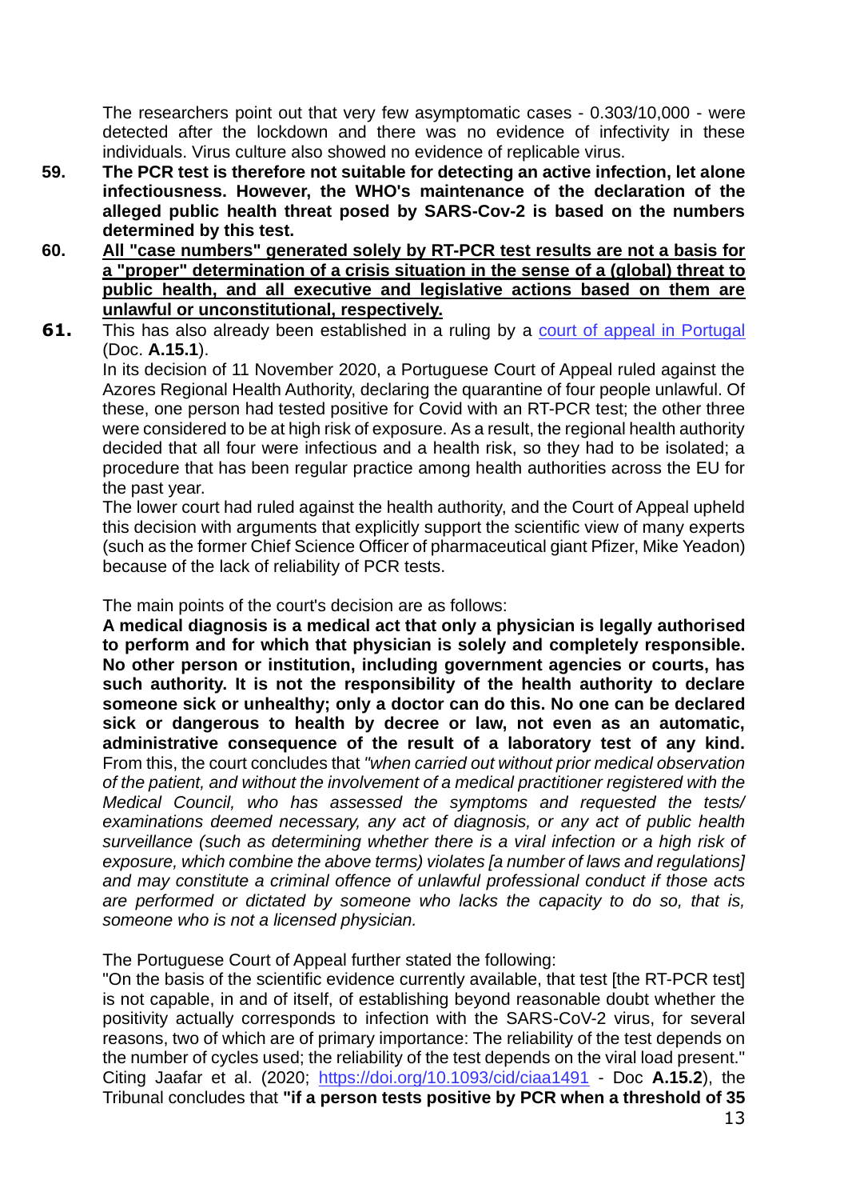The researchers point out that very few asymptomatic cases - 0.303/10,000 - were detected after the lockdown and there was no evidence of infectivity in these individuals. Virus culture also showed no evidence of replicable virus.

**59.** **The PCR test is therefore not suitable for detecting an active infection, let alone infectiousness. However, the WHO's maintenance of the declaration of the alleged public health threat posed by SARS-Cov-2 is based on the numbers determined by this test.**

**60.** **<u>All "case numbers" generated solely by RT-PCR test results are not a basis for a "proper" determination of a crisis situation in the sense of a (global) threat to public health, and all executive and legislative actions based on them are unlawful or unconstitutional, respectively.</u>**

**61.** This has also already been established in a ruling by a court of appeal in Portugal (Doc. **A.15.1**).

In its decision of 11 November 2020, a Portuguese Court of Appeal ruled against the Azores Regional Health Authority, declaring the quarantine of four people unlawful. Of these, one person had tested positive for Covid with an RT-PCR test; the other three were considered to be at high risk of exposure. As a result, the regional health authority decided that all four were infectious and a health risk, so they had to be isolated; a procedure that has been regular practice among health authorities across the EU for the past year.

The lower court had ruled against the health authority, and the Court of Appeal upheld this decision with arguments that explicitly support the scientific view of many experts (such as the former Chief Science Officer of pharmaceutical giant Pfizer, Mike Yeadon) because of the lack of reliability of PCR tests.

The main points of the court's decision are as follows:

**A medical diagnosis is a medical act that only a physician is legally authorised to perform and for which that physician is solely and completely responsible. No other person or institution, including government agencies or courts, has such authority. It is not the responsibility of the health authority to declare someone sick or unhealthy; only a doctor can do this. No one can be declared sick or dangerous to health by decree or law, not even as an automatic, administrative consequence of the result of a laboratory test of any kind.** From this, the court concludes that *"when carried out without prior medical observation of the patient, and without the involvement of a medical practitioner registered with the Medical Council, who has assessed the symptoms and requested the tests/ examinations deemed necessary, any act of diagnosis, or any act of public health surveillance (such as determining whether there is a viral infection or a high risk of exposure, which combine the above terms) violates [a number of laws and regulations] and may constitute a criminal offence of unlawful professional conduct if those acts are performed or dictated by someone who lacks the capacity to do so, that is, someone who is not a licensed physician.*

The Portuguese Court of Appeal further stated the following:

"On the basis of the scientific evidence currently available, that test [the RT-PCR test] is not capable, in and of itself, of establishing beyond reasonable doubt whether the positivity actually corresponds to infection with the SARS-CoV-2 virus, for several reasons, two of which are of primary importance: The reliability of the test depends on the number of cycles used; the reliability of the test depends on the viral load present." Citing Jaafar et al. (2020; https://doi.org/10.1093/cid/ciaa1491 - Doc **A.15.2**), the Tribunal concludes that **"if a person tests positive by PCR when a threshold of 35**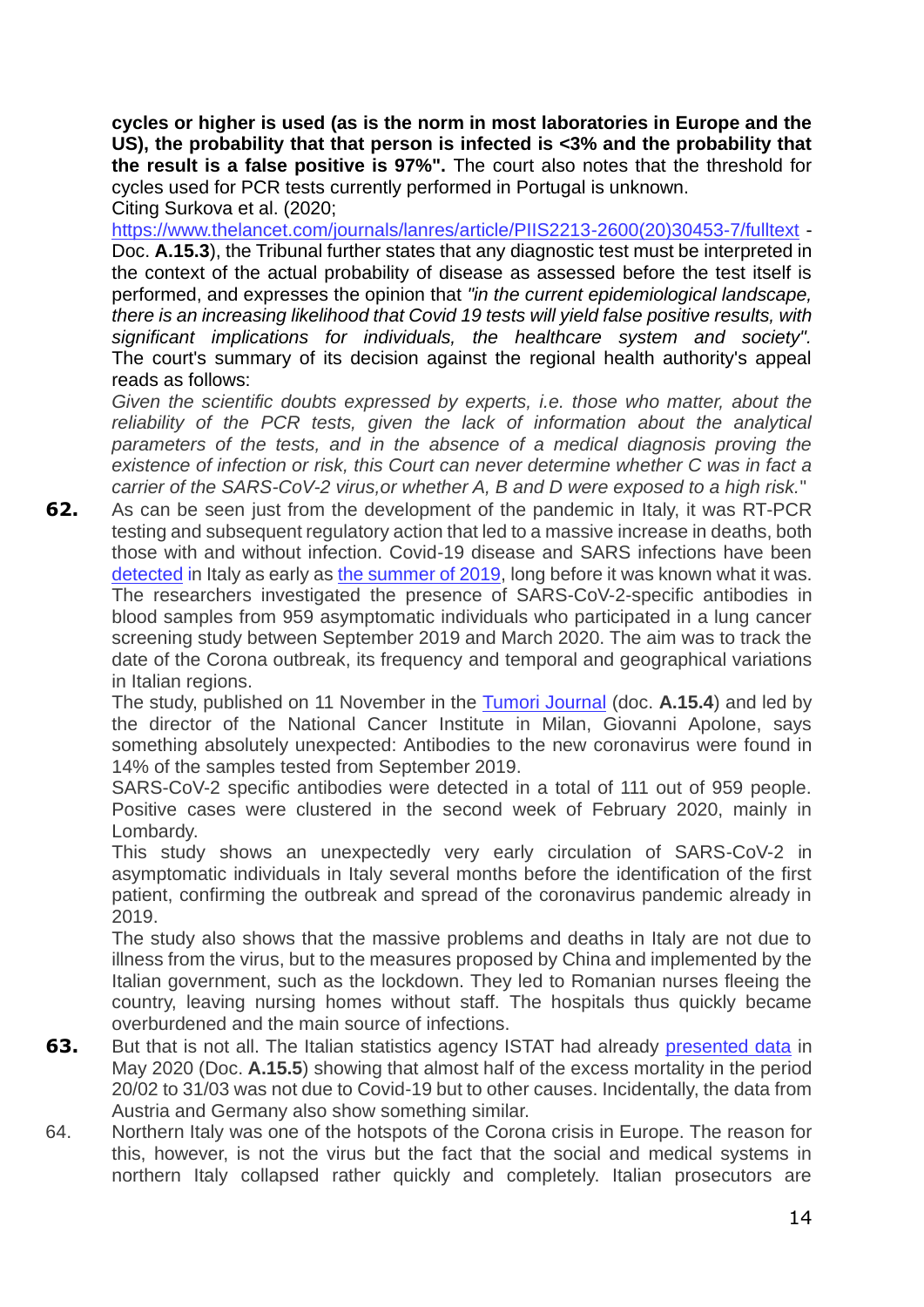**cycles or higher is used (as is the norm in most laboratories in Europe and the US), the probability that that person is infected is <3% and the probability that the result is a false positive is 97%".** The court also notes that the threshold for cycles used for PCR tests currently performed in Portugal is unknown.

Citing Surkova et al. (2020; https://www.thelancet.com/journals/lanres/article/PIIS2213-2600(20)30453-7/fulltext - Doc. **A.15.3**), the Tribunal further states that any diagnostic test must be interpreted in the context of the actual probability of disease as assessed before the test itself is performed, and expresses the opinion that *"in the current epidemiological landscape, there is an increasing likelihood that Covid 19 tests will yield false positive results, with significant implications for individuals, the healthcare system and society".* The court's summary of its decision against the regional health authority's appeal reads as follows:

*Given the scientific doubts expressed by experts, i.e. those who matter, about the reliability of the PCR tests, given the lack of information about the analytical parameters of the tests, and in the absence of a medical diagnosis proving the existence of infection or risk, this Court can never determine whether C was in fact a carrier of the SARS-CoV-2 virus,or whether A, B and D were exposed to a high risk.*"

**62.** As can be seen just from the development of the pandemic in Italy, it was RT-PCR testing and subsequent regulatory action that led to a massive increase in deaths, both those with and without infection. Covid-19 disease and SARS infections have been detected in Italy as early as the summer of 2019, long before it was known what it was. The researchers investigated the presence of SARS-CoV-2-specific antibodies in blood samples from 959 asymptomatic individuals who participated in a lung cancer screening study between September 2019 and March 2020. The aim was to track the date of the Corona outbreak, its frequency and temporal and geographical variations in Italian regions.

The study, published on 11 November in the Tumori Journal (doc. **A.15.4**) and led by the director of the National Cancer Institute in Milan, Giovanni Apolone, says something absolutely unexpected: Antibodies to the new coronavirus were found in 14% of the samples tested from September 2019.

SARS-CoV-2 specific antibodies were detected in a total of 111 out of 959 people. Positive cases were clustered in the second week of February 2020, mainly in Lombardy.

This study shows an unexpectedly very early circulation of SARS-CoV-2 in asymptomatic individuals in Italy several months before the identification of the first patient, confirming the outbreak and spread of the coronavirus pandemic already in 2019.

The study also shows that the massive problems and deaths in Italy are not due to illness from the virus, but to the measures proposed by China and implemented by the Italian government, such as the lockdown. They led to Romanian nurses fleeing the country, leaving nursing homes without staff. The hospitals thus quickly became overburdened and the main source of infections.

**63.** But that is not all. The Italian statistics agency ISTAT had already presented data in May 2020 (Doc. **A.15.5**) showing that almost half of the excess mortality in the period 20/02 to 31/03 was not due to Covid-19 but to other causes. Incidentally, the data from Austria and Germany also show something similar.

64. Northern Italy was one of the hotspots of the Corona crisis in Europe. The reason for this, however, is not the virus but the fact that the social and medical systems in northern Italy collapsed rather quickly and completely. Italian prosecutors are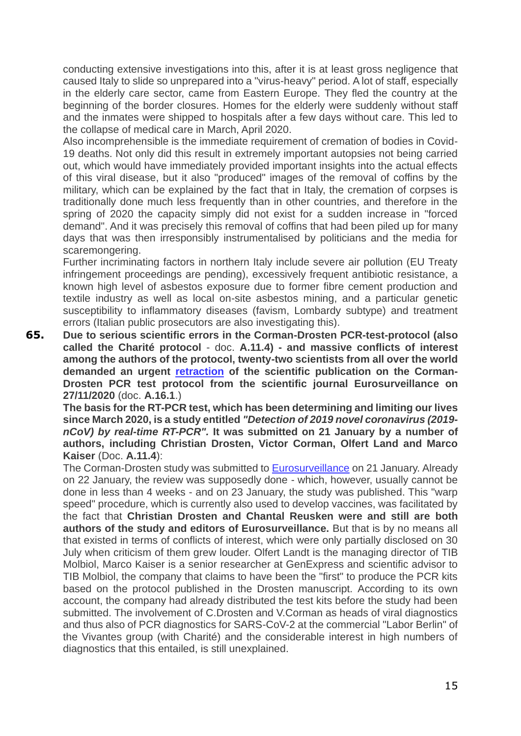conducting extensive investigations into this, after it is at least gross negligence that caused Italy to slide so unprepared into a "virus-heavy" period. A lot of staff, especially in the elderly care sector, came from Eastern Europe. They fled the country at the beginning of the border closures. Homes for the elderly were suddenly without staff and the inmates were shipped to hospitals after a few days without care. This led to the collapse of medical care in March, April 2020.

Also incomprehensible is the immediate requirement of cremation of bodies in Covid-19 deaths. Not only did this result in extremely important autopsies not being carried out, which would have immediately provided important insights into the actual effects of this viral disease, but it also "produced" images of the removal of coffins by the military, which can be explained by the fact that in Italy, the cremation of corpses is traditionally done much less frequently than in other countries, and therefore in the spring of 2020 the capacity simply did not exist for a sudden increase in "forced demand". And it was precisely this removal of coffins that had been piled up for many days that was then irresponsibly instrumentalised by politicians and the media for scaremongering.

Further incriminating factors in northern Italy include severe air pollution (EU Treaty infringement proceedings are pending), excessively frequent antibiotic resistance, a known high level of asbestos exposure due to former fibre cement production and textile industry as well as local on-site asbestos mining, and a particular genetic susceptibility to inflammatory diseases (favism, Lombardy subtype) and treatment errors (Italian public prosecutors are also investigating this).

**65.** **Due to serious scientific errors in the Corman-Drosten PCR-test-protocol (also called the Charité protocol** - doc. **A.11.4) - and massive conflicts of interest among the authors of the protocol, twenty-two scientists from all over the world demanded an urgent retraction of the scientific publication on the Corman-Drosten PCR test protocol from the scientific journal Eurosurveillance on 27/11/2020** (doc. **A.16.1**.)

**The basis for the RT-PCR test, which has been determining and limiting our lives since March 2020, is a study entitled *"Detection of 2019 novel coronavirus (2019-nCoV) by real-time RT-PCR".* It was submitted on 21 January by a number of authors, including Christian Drosten, Victor Corman, Olfert Land and Marco Kaiser** (Doc. **A.11.4**):

The Corman-Drosten study was submitted to Eurosurveillance on 21 January. Already on 22 January, the review was supposedly done - which, however, usually cannot be done in less than 4 weeks - and on 23 January, the study was published. This "warp speed" procedure, which is currently also used to develop vaccines, was facilitated by the fact that **Christian Drosten and Chantal Reusken were and still are both authors of the study and editors of Eurosurveillance.** But that is by no means all that existed in terms of conflicts of interest, which were only partially disclosed on 30 July when criticism of them grew louder. Olfert Landt is the managing director of TIB Molbiol, Marco Kaiser is a senior researcher at GenExpress and scientific advisor to TIB Molbiol, the company that claims to have been the "first" to produce the PCR kits based on the protocol published in the Drosten manuscript. According to its own account, the company had already distributed the test kits before the study had been submitted. The involvement of C.Drosten and V.Corman as heads of viral diagnostics and thus also of PCR diagnostics for SARS-CoV-2 at the commercial "Labor Berlin" of the Vivantes group (with Charité) and the considerable interest in high numbers of diagnostics that this entailed, is still unexplained.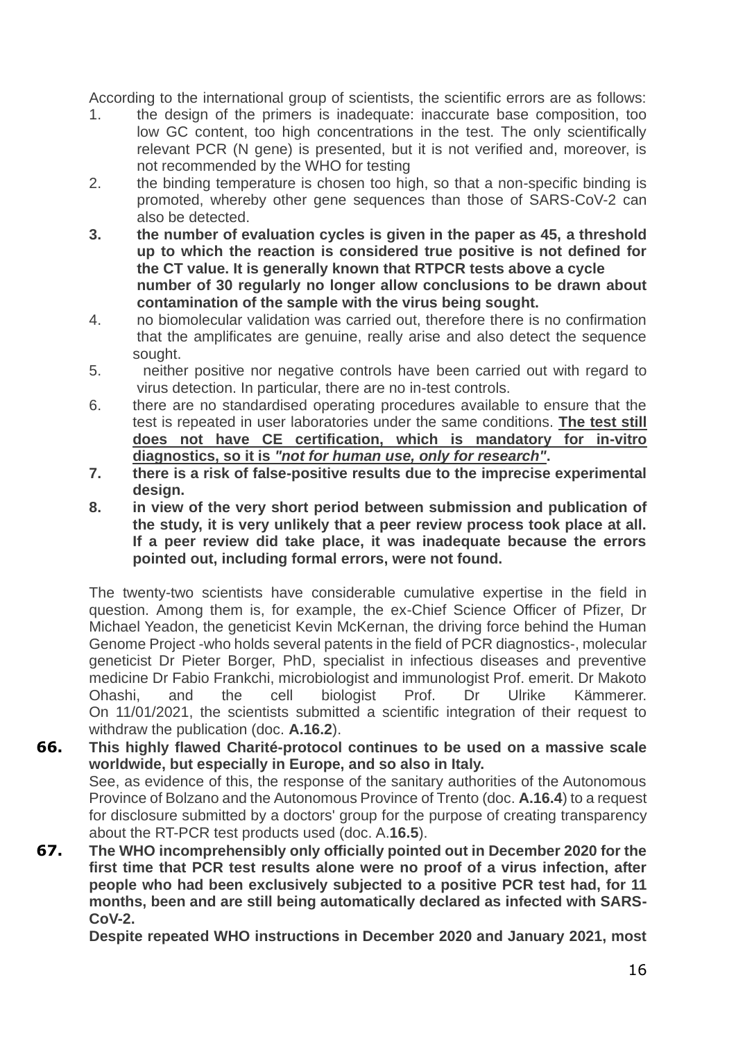According to the international group of scientists, the scientific errors are as follows:

1. the design of the primers is inadequate: inaccurate base composition, too low GC content, too high concentrations in the test. The only scientifically relevant PCR (N gene) is presented, but it is not verified and, moreover, is not recommended by the WHO for testing
2. the binding temperature is chosen too high, so that a non-specific binding is promoted, whereby other gene sequences than those of SARS-CoV-2 can also be detected.
3. **the number of evaluation cycles is given in the paper as 45, a threshold up to which the reaction is considered true positive is not defined for the CT value. It is generally known that RTPCR tests above a cycle number of 30 regularly no longer allow conclusions to be drawn about contamination of the sample with the virus being sought.**
4. no biomolecular validation was carried out, therefore there is no confirmation that the amplificates are genuine, really arise and also detect the sequence sought.
5. neither positive nor negative controls have been carried out with regard to virus detection. In particular, there are no in-test controls.
6. there are no standardised operating procedures available to ensure that the test is repeated in user laboratories under the same conditions. **<u>The test still does not have CE certification, which is mandatory for in-vitro diagnostics, so it is *"not for human use, only for research"*</u>.**
7. **there is a risk of false-positive results due to the imprecise experimental design.**
8. **in view of the very short period between submission and publication of the study, it is very unlikely that a peer review process took place at all. If a peer review did take place, it was inadequate because the errors pointed out, including formal errors, were not found.**

The twenty-two scientists have considerable cumulative expertise in the field in question. Among them is, for example, the ex-Chief Science Officer of Pfizer, Dr Michael Yeadon, the geneticist Kevin McKernan, the driving force behind the Human Genome Project -who holds several patents in the field of PCR diagnostics-, molecular geneticist Dr Pieter Borger, PhD, specialist in infectious diseases and preventive medicine Dr Fabio Frankchi, microbiologist and immunologist Prof. emerit. Dr Makoto Ohashi, and the cell biologist Prof. Dr Ulrike Kämmerer. On 11/01/2021, the scientists submitted a scientific integration of their request to withdraw the publication (doc. **A.16.2**).

**66.** **This highly flawed Charité-protocol continues to be used on a massive scale worldwide, but especially in Europe, and so also in Italy.**
See, as evidence of this, the response of the sanitary authorities of the Autonomous Province of Bolzano and the Autonomous Province of Trento (doc. **A.16.4**) to a request for disclosure submitted by a doctors' group for the purpose of creating transparency about the RT-PCR test products used (doc. A.**16.5**).

**67.** **The WHO incomprehensibly only officially pointed out in December 2020 for the first time that PCR test results alone were no proof of a virus infection, after people who had been exclusively subjected to a positive PCR test had, for 11 months, been and are still being automatically declared as infected with SARS-CoV-2.**
**Despite repeated WHO instructions in December 2020 and January 2021, most**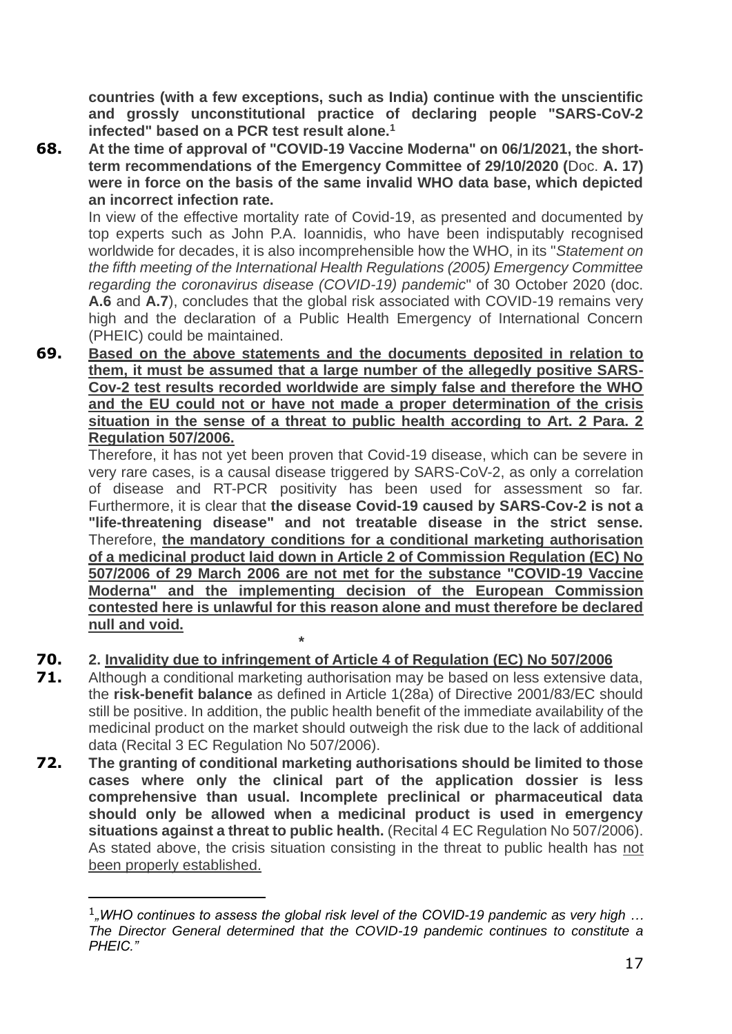**countries (with a few exceptions, such as India) continue with the unscientific and grossly unconstitutional practice of declaring people "SARS-CoV-2 infected" based on a PCR test result alone.**[1]

**68.** **At the time of approval of "COVID-19 Vaccine Moderna" on 06/1/2021, the short-term recommendations of the Emergency Committee of 29/10/2020 (**Doc. **A. 17) were in force on the basis of the same invalid WHO data base, which depicted an incorrect infection rate.**

In view of the effective mortality rate of Covid-19, as presented and documented by top experts such as John P.A. Ioannidis, who have been indisputably recognised worldwide for decades, it is also incomprehensible how the WHO, in its "*Statement on the fifth meeting of the International Health Regulations (2005) Emergency Committee regarding the coronavirus disease (COVID-19) pandemic*" of 30 October 2020 (doc. **A.6** and **A.7**), concludes that the global risk associated with COVID-19 remains very high and the declaration of a Public Health Emergency of International Concern (PHEIC) could be maintained.

**69.** <u>**Based on the above statements and the documents deposited in relation to them, it must be assumed that a large number of the allegedly positive SARS-Cov-2 test results recorded worldwide are simply false and therefore the WHO and the EU could not or have not made a proper determination of the crisis situation in the sense of a threat to public health according to Art. 2 Para. 2 Regulation 507/2006.**</u>

Therefore, it has not yet been proven that Covid-19 disease, which can be severe in very rare cases, is a causal disease triggered by SARS-CoV-2, as only a correlation of disease and RT-PCR positivity has been used for assessment so far. Furthermore, it is clear that **the disease Covid-19 caused by SARS-Cov-2 is not a "life-threatening disease" and not treatable disease in the strict sense.** Therefore, <u>**the mandatory conditions for a conditional marketing authorisation of a medicinal product laid down in Article 2 of Commission Regulation (EC) No 507/2006 of 29 March 2006 are not met for the substance "COVID-19 Vaccine Moderna" and the implementing decision of the European Commission contested here is unlawful for this reason alone and must therefore be declared null and void.**</u>

**\***

**70.** **2.** <u>**Invalidity due to infringement of Article 4 of Regulation (EC) No 507/2006**</u>

**71.** Although a conditional marketing authorisation may be based on less extensive data, the **risk-benefit balance** as defined in Article 1(28a) of Directive 2001/83/EC should still be positive. In addition, the public health benefit of the immediate availability of the medicinal product on the market should outweigh the risk due to the lack of additional data (Recital 3 EC Regulation No 507/2006).

**72.** **The granting of conditional marketing authorisations should be limited to those cases where only the clinical part of the application dossier is less comprehensive than usual. Incomplete preclinical or pharmaceutical data should only be allowed when a medicinal product is used in emergency situations against a threat to public health.** (Recital 4 EC Regulation No 507/2006). As stated above, the crisis situation consisting in the threat to public health has <u>not been properly established.</u>

---

[1] *„WHO continues to assess the global risk level of the COVID-19 pandemic as very high … The Director General determined that the COVID-19 pandemic continues to constitute a PHEIC."*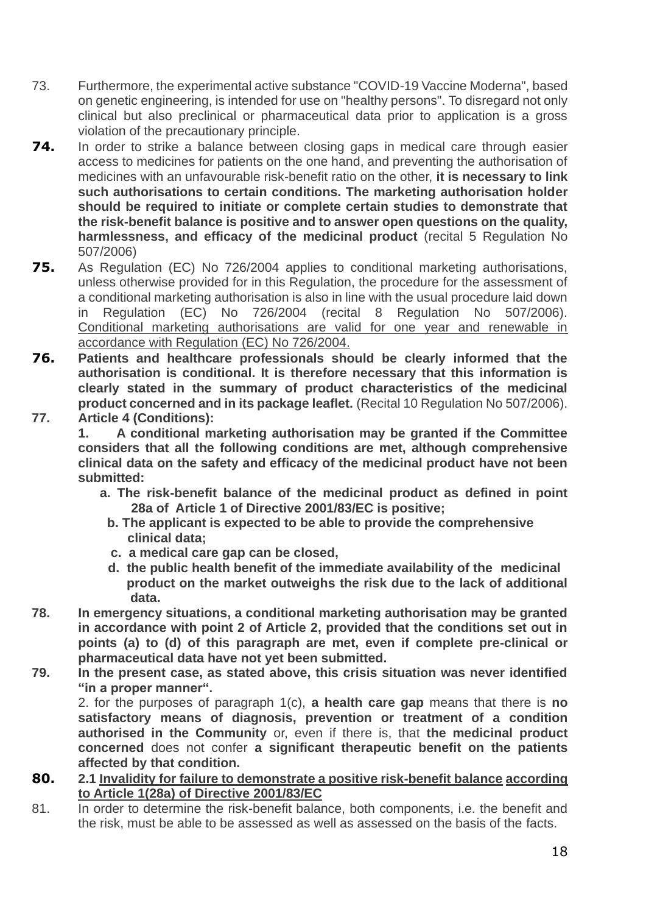73. Furthermore, the experimental active substance "COVID-19 Vaccine Moderna", based on genetic engineering, is intended for use on "healthy persons". To disregard not only clinical but also preclinical or pharmaceutical data prior to application is a gross violation of the precautionary principle.

**74.** In order to strike a balance between closing gaps in medical care through easier access to medicines for patients on the one hand, and preventing the authorisation of medicines with an unfavourable risk-benefit ratio on the other, **it is necessary to link such authorisations to certain conditions. The marketing authorisation holder should be required to initiate or complete certain studies to demonstrate that the risk-benefit balance is positive and to answer open questions on the quality, harmlessness, and efficacy of the medicinal product** (recital 5 Regulation No 507/2006)

**75.** As Regulation (EC) No 726/2004 applies to conditional marketing authorisations, unless otherwise provided for in this Regulation, the procedure for the assessment of a conditional marketing authorisation is also in line with the usual procedure laid down in Regulation (EC) No 726/2004 (recital 8 Regulation No 507/2006). <u>Conditional marketing authorisations are valid for one year and renewable in accordance with Regulation (EC) No 726/2004.</u>

**76.** **Patients and healthcare professionals should be clearly informed that the authorisation is conditional. It is therefore necessary that this information is clearly stated in the summary of product characteristics of the medicinal product concerned and in its package leaflet.** (Recital 10 Regulation No 507/2006).

**77.** **Article 4 (Conditions):**

**1. A conditional marketing authorisation may be granted if the Committee considers that all the following conditions are met, although comprehensive clinical data on the safety and efficacy of the medicinal product have not been submitted:**

- **a. The risk-benefit balance of the medicinal product as defined in point 28a of Article 1 of Directive 2001/83/EC is positive;**
- **b. The applicant is expected to be able to provide the comprehensive clinical data;**
- **c. a medical care gap can be closed,**
- **d. the public health benefit of the immediate availability of the medicinal product on the market outweighs the risk due to the lack of additional data.**

**78.** **In emergency situations, a conditional marketing authorisation may be granted in accordance with point 2 of Article 2, provided that the conditions set out in points (a) to (d) of this paragraph are met, even if complete pre-clinical or pharmaceutical data have not yet been submitted.**

**79.** **In the present case, as stated above, this crisis situation was never identified "in a proper manner".**

2. for the purposes of paragraph 1(c), **a health care gap** means that there is **no satisfactory means of diagnosis, prevention or treatment of a condition authorised in the Community** or, even if there is, that **the medicinal product concerned** does not confer **a significant therapeutic benefit on the patients affected by that condition.**

**80.** **2.1 <u>Invalidity for failure to demonstrate a positive risk-benefit balance according to Article 1(28a) of Directive 2001/83/EC</u>**

81. In order to determine the risk-benefit balance, both components, i.e. the benefit and the risk, must be able to be assessed as well as assessed on the basis of the facts.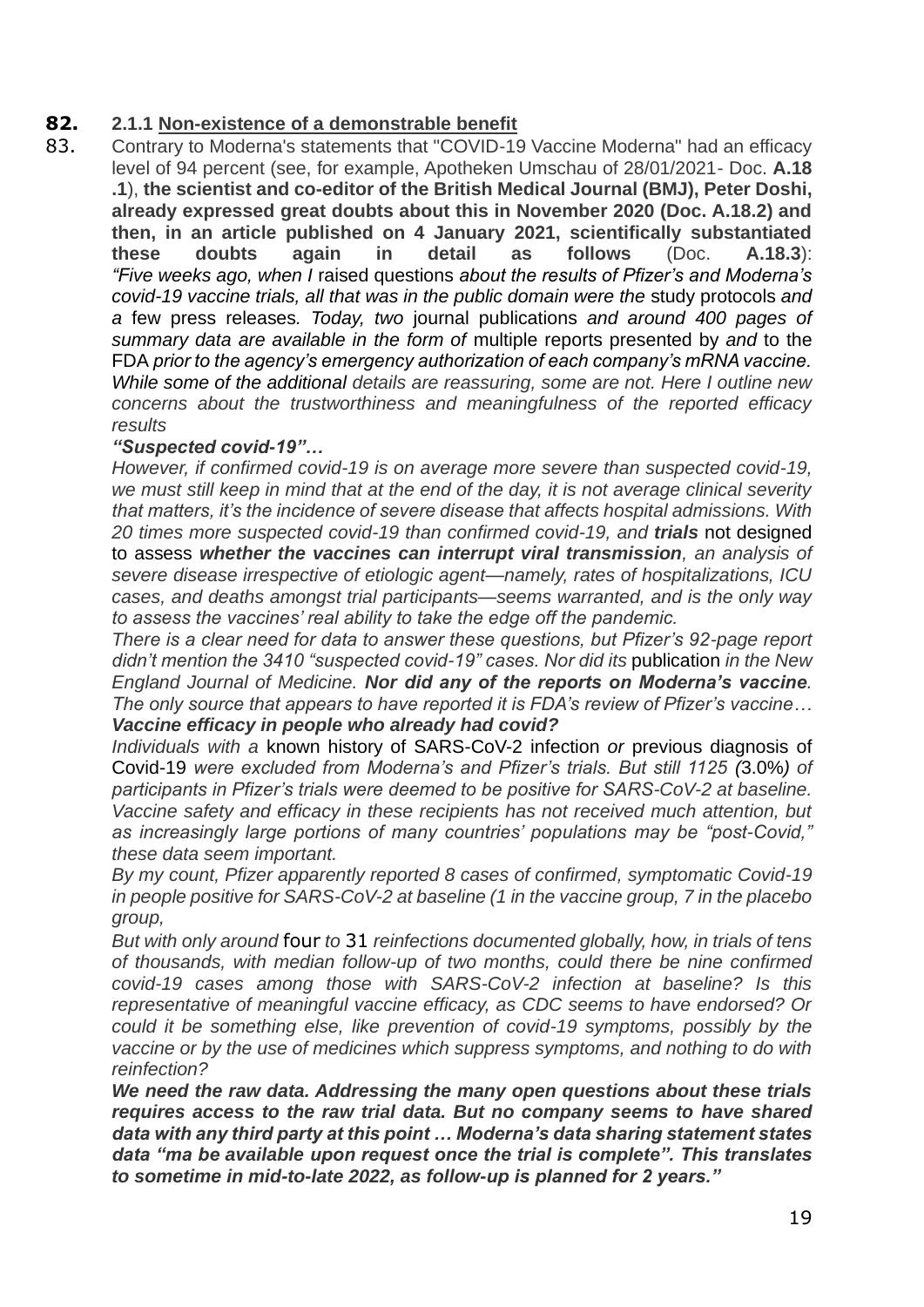**82.** **2.1.1 <u>Non-existence of a demonstrable benefit</u>**

83. Contrary to Moderna's statements that "COVID-19 Vaccine Moderna" had an efficacy level of 94 percent (see, for example, Apotheken Umschau of 28/01/2021- Doc. **A.18 .1**), **the scientist and co-editor of the British Medical Journal (BMJ), Peter Doshi, already expressed great doubts about this in November 2020 (Doc. A.18.2) and then, in an article published on 4 January 2021, scientifically substantiated these doubts again in detail as follows** (Doc. **A.18.3**): *"Five weeks ago, when I* raised questions *about the results of Pfizer's and Moderna's covid-19 vaccine trials, all that was in the public domain were the* study protocols *and a* few press releases*. Today, two* journal publications *and around 400 pages of summary data are available in the form of* multiple reports presented by *and* to the FDA *prior to the agency's emergency authorization of each company's mRNA vaccine. While some of the additional details are reassuring, some are not. Here I outline new concerns about the trustworthiness and meaningfulness of the reported efficacy results*

***"Suspected covid-19"…***

*However, if confirmed covid-19 is on average more severe than suspected covid-19, we must still keep in mind that at the end of the day, it is not average clinical severity that matters, it's the incidence of severe disease that affects hospital admissions. With 20 times more suspected covid-19 than confirmed covid-19, and **trials*** not designed to assess ***whether the vaccines can interrupt viral transmission**, an analysis of severe disease irrespective of etiologic agent—namely, rates of hospitalizations, ICU cases, and deaths amongst trial participants—seems warranted, and is the only way to assess the vaccines' real ability to take the edge off the pandemic.*

*There is a clear need for data to answer these questions, but Pfizer's 92-page report didn't mention the 3410 "suspected covid-19" cases. Nor did its* publication *in the New England Journal of Medicine. **Nor did any of the reports on Moderna's vaccine**. The only source that appears to have reported it is FDA's review of Pfizer's vaccine…*

***Vaccine efficacy in people who already had covid?***

*Individuals with a* known history of SARS-CoV-2 infection *or* previous diagnosis of Covid-19 *were excluded from Moderna's and Pfizer's trials. But still 1125 (*3.0%*) of participants in Pfizer's trials were deemed to be positive for SARS-CoV-2 at baseline. Vaccine safety and efficacy in these recipients has not received much attention, but as increasingly large portions of many countries' populations may be "post-Covid," these data seem important.*

*By my count, Pfizer apparently reported 8 cases of confirmed, symptomatic Covid-19 in people positive for SARS-CoV-2 at baseline (1 in the vaccine group, 7 in the placebo group,*

*But with only around* four *to* 31 *reinfections documented globally, how, in trials of tens of thousands, with median follow-up of two months, could there be nine confirmed covid-19 cases among those with SARS-CoV-2 infection at baseline? Is this representative of meaningful vaccine efficacy, as CDC seems to have endorsed? Or could it be something else, like prevention of covid-19 symptoms, possibly by the vaccine or by the use of medicines which suppress symptoms, and nothing to do with reinfection?*

***We need the raw data. Addressing the many open questions about these trials requires access to the raw trial data. But no company seems to have shared data with any third party at this point … Moderna's data sharing statement states data "ma be available upon request once the trial is complete". This translates to sometime in mid-to-late 2022, as follow-up is planned for 2 years."***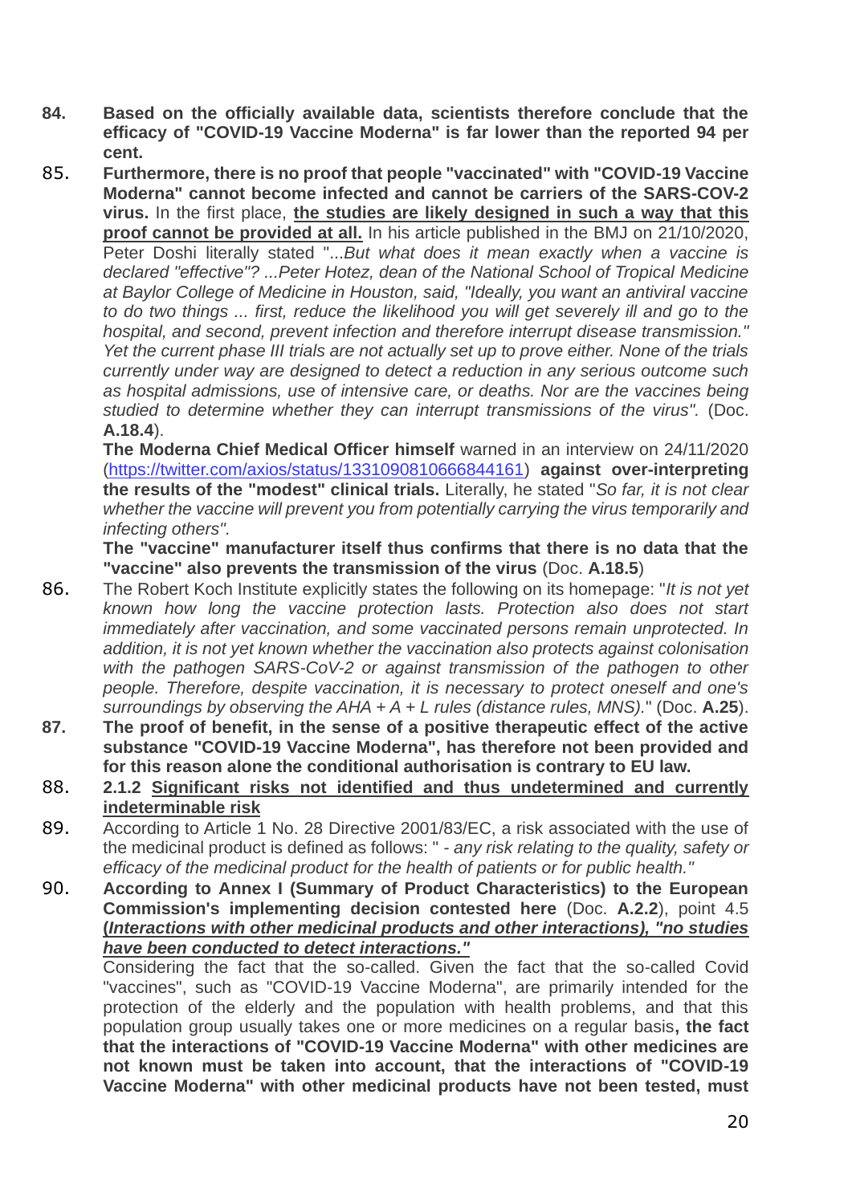84. **Based on the officially available data, scientists therefore conclude that the efficacy of "COVID-19 Vaccine Moderna" is far lower than the reported 94 per cent.**

85. **Furthermore, there is no proof that people "vaccinated" with "COVID-19 Vaccine Moderna" cannot become infected and cannot be carriers of the SARS-COV-2 virus.** In the first place, **<u>the studies are likely designed in such a way that this proof cannot be provided at all.</u>** In his article published in the BMJ on 21/10/2020, Peter Doshi literally stated "*...But what does it mean exactly when a vaccine is declared "effective"? ...Peter Hotez, dean of the National School of Tropical Medicine at Baylor College of Medicine in Houston, said, "Ideally, you want an antiviral vaccine to do two things ... first, reduce the likelihood you will get severely ill and go to the hospital, and second, prevent infection and therefore interrupt disease transmission." Yet the current phase III trials are not actually set up to prove either. None of the trials currently under way are designed to detect a reduction in any serious outcome such as hospital admissions, use of intensive care, or deaths. Nor are the vaccines being studied to determine whether they can interrupt transmissions of the virus".* (Doc. **A.18.4**).

    **The Moderna Chief Medical Officer himself** warned in an interview on 24/11/2020 (https://twitter.com/axios/status/1331090810666844161) **against over-interpreting the results of the "modest" clinical trials.** Literally, he stated "*So far, it is not clear whether the vaccine will prevent you from potentially carrying the virus temporarily and infecting others".*

    **The "vaccine" manufacturer itself thus confirms that there is no data that the "vaccine" also prevents the transmission of the virus** (Doc. **A.18.5**)

86. The Robert Koch Institute explicitly states the following on its homepage: "*It is not yet known how long the vaccine protection lasts. Protection also does not start immediately after vaccination, and some vaccinated persons remain unprotected. In addition, it is not yet known whether the vaccination also protects against colonisation with the pathogen SARS-CoV-2 or against transmission of the pathogen to other people. Therefore, despite vaccination, it is necessary to protect oneself and one's surroundings by observing the AHA + A + L rules (distance rules, MNS).*" (Doc. **A.25**).

87. **The proof of benefit, in the sense of a positive therapeutic effect of the active substance "COVID-19 Vaccine Moderna", has therefore not been provided and for this reason alone the conditional authorisation is contrary to EU law.**

88. **2.1.2 <u>Significant risks not identified and thus undetermined and currently indeterminable risk</u>**

89. According to Article 1 No. 28 Directive 2001/83/EC, a risk associated with the use of the medicinal product is defined as follows: " - *any risk relating to the quality, safety or efficacy of the medicinal product for the health of patients or for public health."*

90. **According to Annex I (Summary of Product Characteristics) to the European Commission's implementing decision contested here** (Doc. **A.2.2**), point 4.5 **<u>(*Interactions with other medicinal products and other interactions), "no studies have been conducted to detect interactions."*</u>**

    Considering the fact that the so-called. Given the fact that the so-called Covid "vaccines", such as "COVID-19 Vaccine Moderna", are primarily intended for the protection of the elderly and the population with health problems, and that this population group usually takes one or more medicines on a regular basis**, the fact that the interactions of "COVID-19 Vaccine Moderna" with other medicines are not known must be taken into account, that the interactions of "COVID-19 Vaccine Moderna" with other medicinal products have not been tested, must**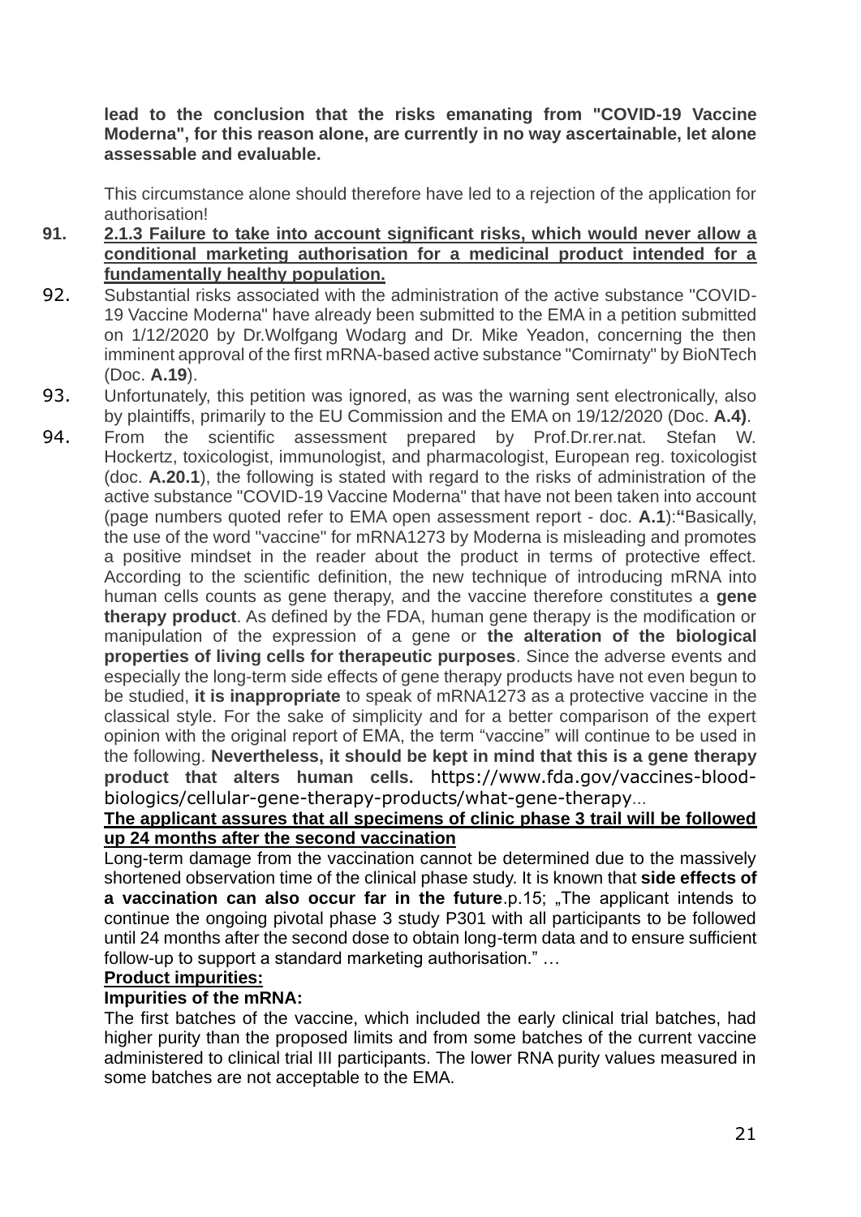**lead to the conclusion that the risks emanating from "COVID-19 Vaccine Moderna", for this reason alone, are currently in no way ascertainable, let alone assessable and evaluable.**

This circumstance alone should therefore have led to a rejection of the application for authorisation!

91. **2.1.3 Failure to take into account significant risks, which would never allow a conditional marketing authorisation for a medicinal product intended for a fundamentally healthy population.**

92. Substantial risks associated with the administration of the active substance "COVID-19 Vaccine Moderna" have already been submitted to the EMA in a petition submitted on 1/12/2020 by Dr.Wolfgang Wodarg and Dr. Mike Yeadon, concerning the then imminent approval of the first mRNA-based active substance "Comirnaty" by BioNTech (Doc. **A.19**).

93. Unfortunately, this petition was ignored, as was the warning sent electronically, also by plaintiffs, primarily to the EU Commission and the EMA on 19/12/2020 (Doc. **A.4)**.

94. From the scientific assessment prepared by Prof.Dr.rer.nat. Stefan W. Hockertz, toxicologist, immunologist, and pharmacologist, European reg. toxicologist (doc. **A.20.1**), the following is stated with regard to the risks of administration of the active substance "COVID-19 Vaccine Moderna" that have not been taken into account (page numbers quoted refer to EMA open assessment report - doc. **A.1**):**"**Basically, the use of the word "vaccine" for mRNA1273 by Moderna is misleading and promotes a positive mindset in the reader about the product in terms of protective effect. According to the scientific definition, the new technique of introducing mRNA into human cells counts as gene therapy, and the vaccine therefore constitutes a **gene therapy product**. As defined by the FDA, human gene therapy is the modification or manipulation of the expression of a gene or **the alteration of the biological properties of living cells for therapeutic purposes**. Since the adverse events and especially the long-term side effects of gene therapy products have not even begun to be studied, **it is inappropriate** to speak of mRNA1273 as a protective vaccine in the classical style. For the sake of simplicity and for a better comparison of the expert opinion with the original report of EMA, the term "vaccine" will continue to be used in the following. **Nevertheless, it should be kept in mind that this is a gene therapy product that alters human cells.** https://www.fda.gov/vaccines-blood-biologics/cellular-gene-therapy-products/what-gene-therapy...

**The applicant assures that all specimens of clinic phase 3 trail will be followed up 24 months after the second vaccination**

Long-term damage from the vaccination cannot be determined due to the massively shortened observation time of the clinical phase study. It is known that **side effects of a vaccination can also occur far in the future**.p.15; „The applicant intends to continue the ongoing pivotal phase 3 study P301 with all participants to be followed until 24 months after the second dose to obtain long-term data and to ensure sufficient follow-up to support a standard marketing authorisation." …

**Product impurities:**

**Impurities of the mRNA:**

The first batches of the vaccine, which included the early clinical trial batches, had higher purity than the proposed limits and from some batches of the current vaccine administered to clinical trial III participants. The lower RNA purity values measured in some batches are not acceptable to the EMA.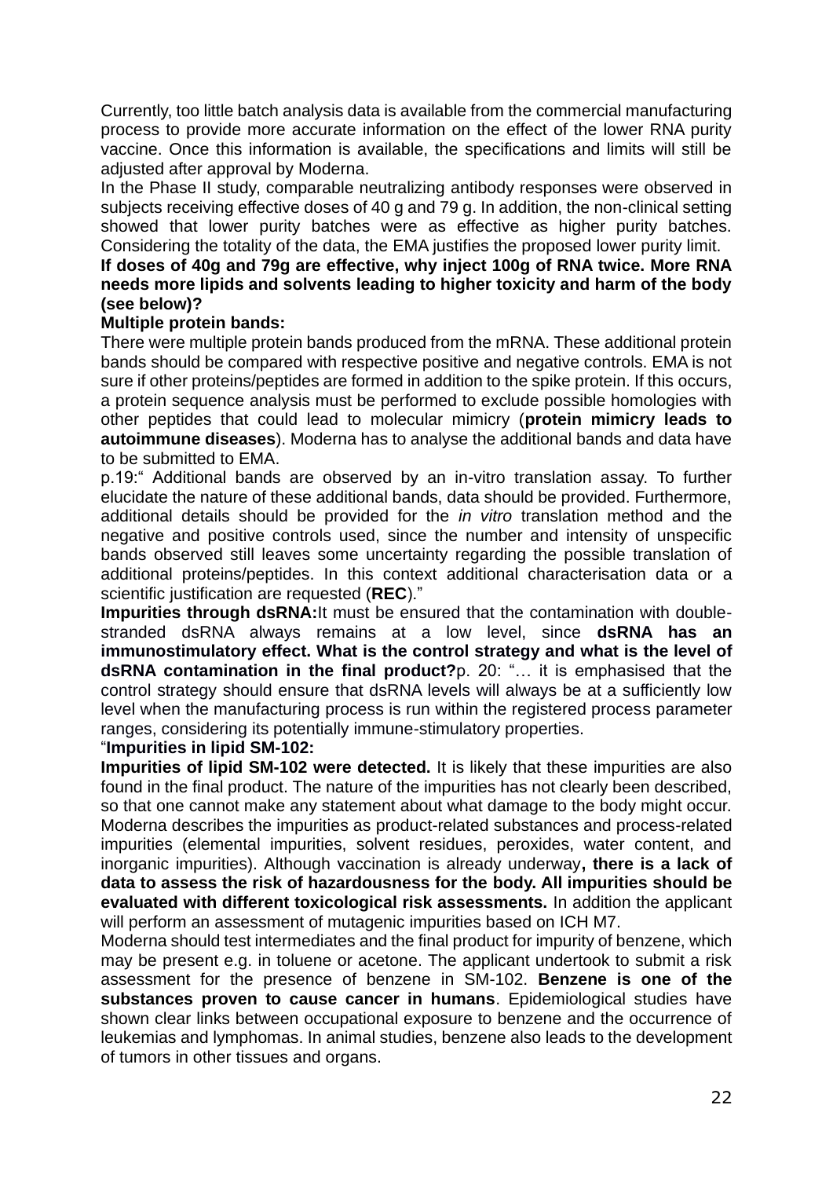Currently, too little batch analysis data is available from the commercial manufacturing process to provide more accurate information on the effect of the lower RNA purity vaccine. Once this information is available, the specifications and limits will still be adjusted after approval by Moderna.

In the Phase II study, comparable neutralizing antibody responses were observed in subjects receiving effective doses of 40 g and 79 g. In addition, the non-clinical setting showed that lower purity batches were as effective as higher purity batches. Considering the totality of the data, the EMA justifies the proposed lower purity limit.

**If doses of 40g and 79g are effective, why inject 100g of RNA twice. More RNA needs more lipids and solvents leading to higher toxicity and harm of the body (see below)?**

**Multiple protein bands:**

There were multiple protein bands produced from the mRNA. These additional protein bands should be compared with respective positive and negative controls. EMA is not sure if other proteins/peptides are formed in addition to the spike protein. If this occurs, a protein sequence analysis must be performed to exclude possible homologies with other peptides that could lead to molecular mimicry (**protein mimicry leads to autoimmune diseases**). Moderna has to analyse the additional bands and data have to be submitted to EMA.

p.19:" Additional bands are observed by an in-vitro translation assay. To further elucidate the nature of these additional bands, data should be provided. Furthermore, additional details should be provided for the *in vitro* translation method and the negative and positive controls used, since the number and intensity of unspecific bands observed still leaves some uncertainty regarding the possible translation of additional proteins/peptides. In this context additional characterisation data or a scientific justification are requested (**REC**)."

**Impurities through dsRNA:**It must be ensured that the contamination with double-stranded dsRNA always remains at a low level, since **dsRNA has an immunostimulatory effect. What is the control strategy and what is the level of dsRNA contamination in the final product?**p. 20: "… it is emphasised that the control strategy should ensure that dsRNA levels will always be at a sufficiently low level when the manufacturing process is run within the registered process parameter ranges, considering its potentially immune-stimulatory properties.

"**Impurities in lipid SM-102:**

**Impurities of lipid SM-102 were detected.** It is likely that these impurities are also found in the final product. The nature of the impurities has not clearly been described, so that one cannot make any statement about what damage to the body might occur. Moderna describes the impurities as product-related substances and process-related impurities (elemental impurities, solvent residues, peroxides, water content, and inorganic impurities). Although vaccination is already underway**, there is a lack of data to assess the risk of hazardousness for the body. All impurities should be evaluated with different toxicological risk assessments.** In addition the applicant will perform an assessment of mutagenic impurities based on ICH M7.

Moderna should test intermediates and the final product for impurity of benzene, which may be present e.g. in toluene or acetone. The applicant undertook to submit a risk assessment for the presence of benzene in SM-102. **Benzene is one of the substances proven to cause cancer in humans**. Epidemiological studies have shown clear links between occupational exposure to benzene and the occurrence of leukemias and lymphomas. In animal studies, benzene also leads to the development of tumors in other tissues and organs.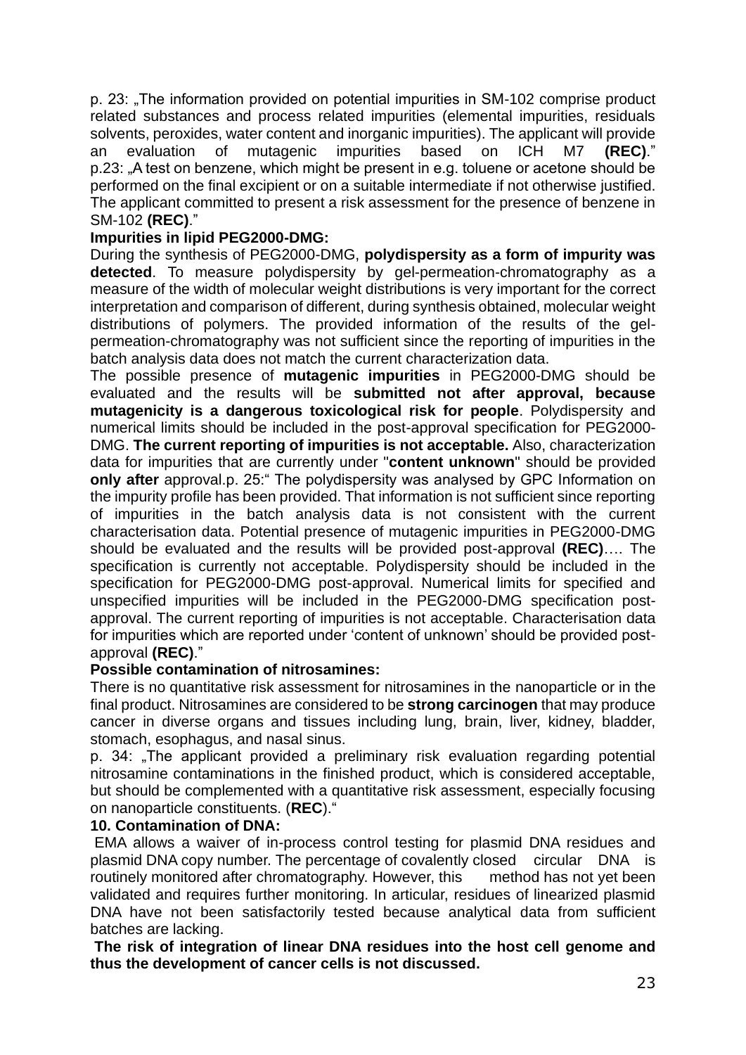p. 23: „The information provided on potential impurities in SM-102 comprise product related substances and process related impurities (elemental impurities, residuals solvents, peroxides, water content and inorganic impurities). The applicant will provide an evaluation of mutagenic impurities based on ICH M7 **(REC)**." p.23: „A test on benzene, which might be present in e.g. toluene or acetone should be performed on the final excipient or on a suitable intermediate if not otherwise justified. The applicant committed to present a risk assessment for the presence of benzene in SM-102 **(REC)**."

**Impurities in lipid PEG2000-DMG:**

During the synthesis of PEG2000-DMG, **polydispersity as a form of impurity was detected**. To measure polydispersity by gel-permeation-chromatography as a measure of the width of molecular weight distributions is very important for the correct interpretation and comparison of different, during synthesis obtained, molecular weight distributions of polymers. The provided information of the results of the gel-permeation-chromatography was not sufficient since the reporting of impurities in the batch analysis data does not match the current characterization data.

The possible presence of **mutagenic impurities** in PEG2000-DMG should be evaluated and the results will be **submitted not after approval, because mutagenicity is a dangerous toxicological risk for people**. Polydispersity and numerical limits should be included in the post-approval specification for PEG2000-DMG. **The current reporting of impurities is not acceptable.** Also, characterization data for impurities that are currently under "**content unknown**" should be provided **only after** approval.p. 25:" The polydispersity was analysed by GPC Information on the impurity profile has been provided. That information is not sufficient since reporting of impurities in the batch analysis data is not consistent with the current characterisation data. Potential presence of mutagenic impurities in PEG2000-DMG should be evaluated and the results will be provided post-approval **(REC)**…. The specification is currently not acceptable. Polydispersity should be included in the specification for PEG2000-DMG post-approval. Numerical limits for specified and unspecified impurities will be included in the PEG2000-DMG specification post-approval. The current reporting of impurities is not acceptable. Characterisation data for impurities which are reported under 'content of unknown' should be provided post-approval **(REC)**."

**Possible contamination of nitrosamines:**

There is no quantitative risk assessment for nitrosamines in the nanoparticle or in the final product. Nitrosamines are considered to be **strong carcinogen** that may produce cancer in diverse organs and tissues including lung, brain, liver, kidney, bladder, stomach, esophagus, and nasal sinus.

p. 34: „The applicant provided a preliminary risk evaluation regarding potential nitrosamine contaminations in the finished product, which is considered acceptable, but should be complemented with a quantitative risk assessment, especially focusing on nanoparticle constituents. (**REC**)."

**10. Contamination of DNA:**

EMA allows a waiver of in-process control testing for plasmid DNA residues and plasmid DNA copy number. The percentage of covalently closed circular DNA is routinely monitored after chromatography. However, this method has not yet been validated and requires further monitoring. In articular, residues of linearized plasmid DNA have not been satisfactorily tested because analytical data from sufficient batches are lacking.

**The risk of integration of linear DNA residues into the host cell genome and thus the development of cancer cells is not discussed.**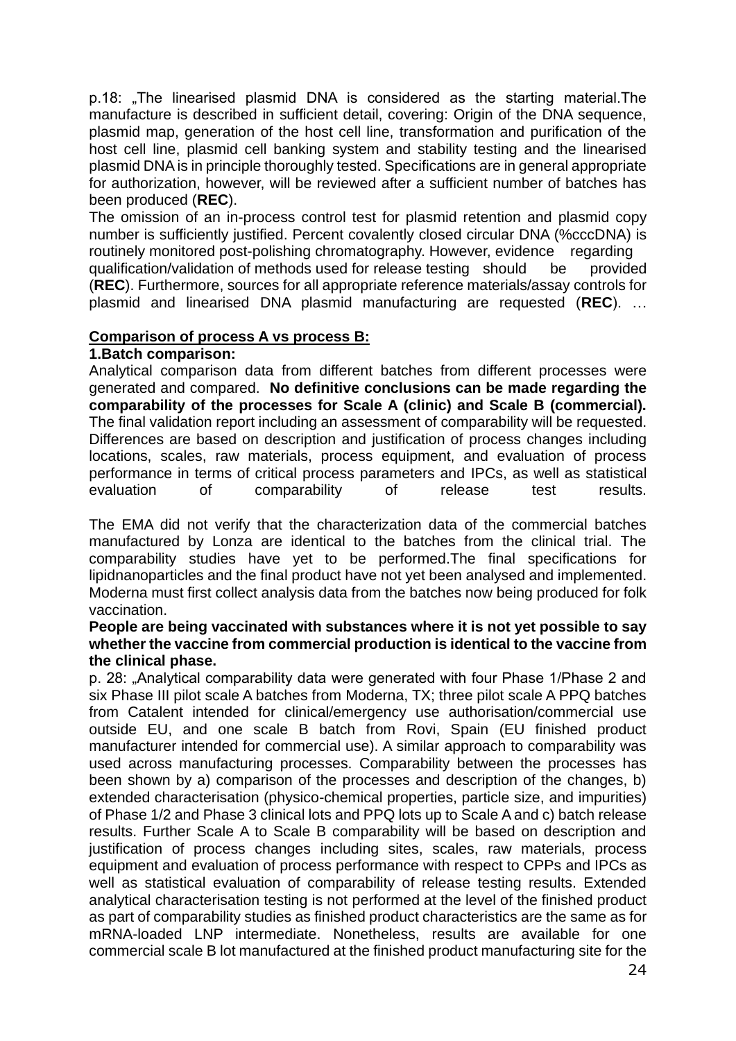p.18: „The linearised plasmid DNA is considered as the starting material.The manufacture is described in sufficient detail, covering: Origin of the DNA sequence, plasmid map, generation of the host cell line, transformation and purification of the host cell line, plasmid cell banking system and stability testing and the linearised plasmid DNA is in principle thoroughly tested. Specifications are in general appropriate for authorization, however, will be reviewed after a sufficient number of batches has been produced (**REC**).
The omission of an in-process control test for plasmid retention and plasmid copy number is sufficiently justified. Percent covalently closed circular DNA (%cccDNA) is routinely monitored post-polishing chromatography. However, evidence regarding qualification/validation of methods used for release testing should be provided (**REC**). Furthermore, sources for all appropriate reference materials/assay controls for plasmid and linearised DNA plasmid manufacturing are requested (**REC**). …

**Comparison of process A vs process B:**

**1.Batch comparison:**

Analytical comparison data from different batches from different processes were generated and compared. **No definitive conclusions can be made regarding the comparability of the processes for Scale A (clinic) and Scale B (commercial).** The final validation report including an assessment of comparability will be requested. Differences are based on description and justification of process changes including locations, scales, raw materials, process equipment, and evaluation of process performance in terms of critical process parameters and IPCs, as well as statistical evaluation of comparability of release test results.

The EMA did not verify that the characterization data of the commercial batches manufactured by Lonza are identical to the batches from the clinical trial. The comparability studies have yet to be performed.The final specifications for lipidnanoparticles and the final product have not yet been analysed and implemented. Moderna must first collect analysis data from the batches now being produced for folk vaccination.

**People are being vaccinated with substances where it is not yet possible to say whether the vaccine from commercial production is identical to the vaccine from the clinical phase.**

p. 28: „Analytical comparability data were generated with four Phase 1/Phase 2 and six Phase III pilot scale A batches from Moderna, TX; three pilot scale A PPQ batches from Catalent intended for clinical/emergency use authorisation/commercial use outside EU, and one scale B batch from Rovi, Spain (EU finished product manufacturer intended for commercial use). A similar approach to comparability was used across manufacturing processes. Comparability between the processes has been shown by a) comparison of the processes and description of the changes, b) extended characterisation (physico-chemical properties, particle size, and impurities) of Phase 1/2 and Phase 3 clinical lots and PPQ lots up to Scale A and c) batch release results. Further Scale A to Scale B comparability will be based on description and justification of process changes including sites, scales, raw materials, process equipment and evaluation of process performance with respect to CPPs and IPCs as well as statistical evaluation of comparability of release testing results. Extended analytical characterisation testing is not performed at the level of the finished product as part of comparability studies as finished product characteristics are the same as for mRNA-loaded LNP intermediate. Nonetheless, results are available for one commercial scale B lot manufactured at the finished product manufacturing site for the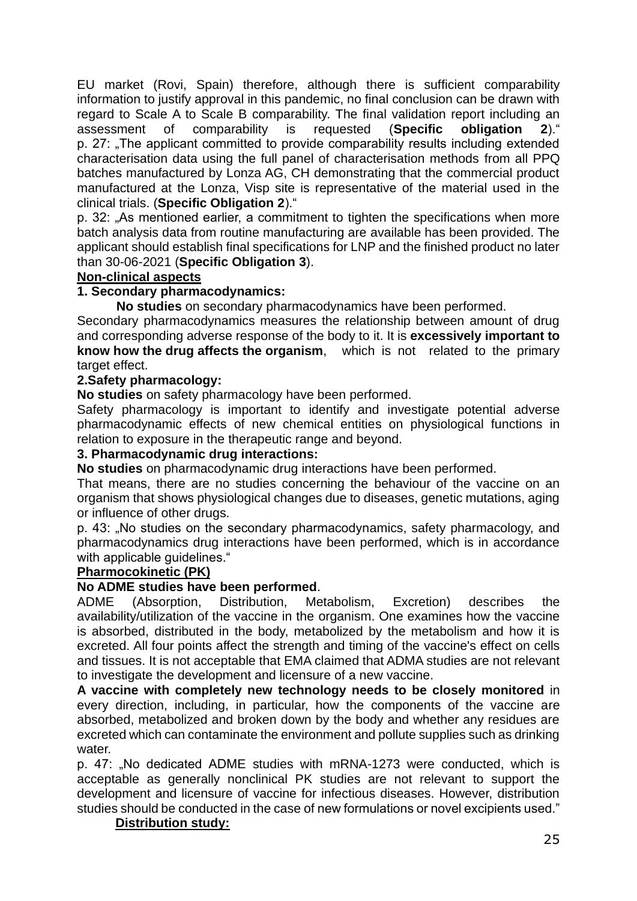EU market (Rovi, Spain) therefore, although there is sufficient comparability information to justify approval in this pandemic, no final conclusion can be drawn with regard to Scale A to Scale B comparability. The final validation report including an assessment of comparability is requested (**Specific obligation 2**)."

p. 27: „The applicant committed to provide comparability results including extended characterisation data using the full panel of characterisation methods from all PPQ batches manufactured by Lonza AG, CH demonstrating that the commercial product manufactured at the Lonza, Visp site is representative of the material used in the clinical trials. (**Specific Obligation 2**)."

p. 32: „As mentioned earlier, a commitment to tighten the specifications when more batch analysis data from routine manufacturing are available has been provided. The applicant should establish final specifications for LNP and the finished product no later than 30-06-2021 (**Specific Obligation 3**).

**Non-clinical aspects**

**1. Secondary pharmacodynamics:**

**No studies** on secondary pharmacodynamics have been performed.

Secondary pharmacodynamics measures the relationship between amount of drug and corresponding adverse response of the body to it. It is **excessively important to know how the drug affects the organism**, which is not related to the primary target effect.

**2.Safety pharmacology:**

**No studies** on safety pharmacology have been performed.

Safety pharmacology is important to identify and investigate potential adverse pharmacodynamic effects of new chemical entities on physiological functions in relation to exposure in the therapeutic range and beyond.

**3. Pharmacodynamic drug interactions:**

**No studies** on pharmacodynamic drug interactions have been performed.

That means, there are no studies concerning the behaviour of the vaccine on an organism that shows physiological changes due to diseases, genetic mutations, aging or influence of other drugs.

p. 43: „No studies on the secondary pharmacodynamics, safety pharmacology, and pharmacodynamics drug interactions have been performed, which is in accordance with applicable guidelines."

**Pharmocokinetic (PK)**

**No ADME studies have been performed**.

ADME (Absorption, Distribution, Metabolism, Excretion) describes the availability/utilization of the vaccine in the organism. One examines how the vaccine is absorbed, distributed in the body, metabolized by the metabolism and how it is excreted. All four points affect the strength and timing of the vaccine's effect on cells and tissues. It is not acceptable that EMA claimed that ADMA studies are not relevant to investigate the development and licensure of a new vaccine.

**A vaccine with completely new technology needs to be closely monitored** in every direction, including, in particular, how the components of the vaccine are absorbed, metabolized and broken down by the body and whether any residues are excreted which can contaminate the environment and pollute supplies such as drinking water.

p. 47: „No dedicated ADME studies with mRNA-1273 were conducted, which is acceptable as generally nonclinical PK studies are not relevant to support the development and licensure of vaccine for infectious diseases. However, distribution studies should be conducted in the case of new formulations or novel excipients used."

**Distribution study:**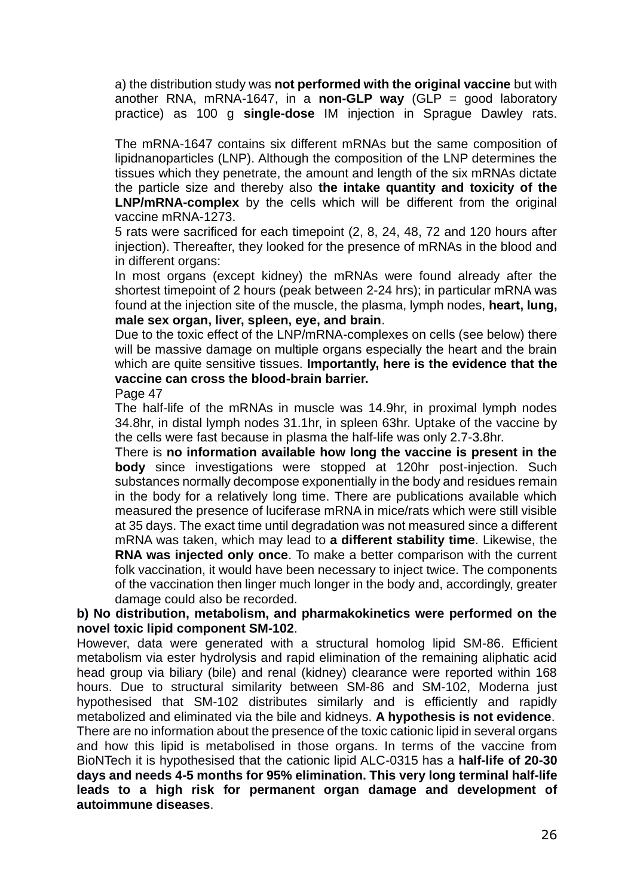a) the distribution study was **not performed with the original vaccine** but with another RNA, mRNA-1647, in a **non-GLP way** (GLP = good laboratory practice) as 100 g **single-dose** IM injection in Sprague Dawley rats.

The mRNA-1647 contains six different mRNAs but the same composition of lipidnanoparticles (LNP). Although the composition of the LNP determines the tissues which they penetrate, the amount and length of the six mRNAs dictate the particle size and thereby also **the intake quantity and toxicity of the LNP/mRNA-complex** by the cells which will be different from the original vaccine mRNA-1273.

5 rats were sacrificed for each timepoint (2, 8, 24, 48, 72 and 120 hours after injection). Thereafter, they looked for the presence of mRNAs in the blood and in different organs:

In most organs (except kidney) the mRNAs were found already after the shortest timepoint of 2 hours (peak between 2-24 hrs); in particular mRNA was found at the injection site of the muscle, the plasma, lymph nodes, **heart, lung, male sex organ, liver, spleen, eye, and brain**.

Due to the toxic effect of the LNP/mRNA-complexes on cells (see below) there will be massive damage on multiple organs especially the heart and the brain which are quite sensitive tissues. **Importantly, here is the evidence that the vaccine can cross the blood-brain barrier.**

Page 47

The half-life of the mRNAs in muscle was 14.9hr, in proximal lymph nodes 34.8hr, in distal lymph nodes 31.1hr, in spleen 63hr. Uptake of the vaccine by the cells were fast because in plasma the half-life was only 2.7-3.8hr.

There is **no information available how long the vaccine is present in the body** since investigations were stopped at 120hr post-injection. Such substances normally decompose exponentially in the body and residues remain in the body for a relatively long time. There are publications available which measured the presence of luciferase mRNA in mice/rats which were still visible at 35 days. The exact time until degradation was not measured since a different mRNA was taken, which may lead to **a different stability time**. Likewise, the **RNA was injected only once**. To make a better comparison with the current folk vaccination, it would have been necessary to inject twice. The components of the vaccination then linger much longer in the body and, accordingly, greater damage could also be recorded.

**b) No distribution, metabolism, and pharmakokinetics were performed on the novel toxic lipid component SM-102**.

However, data were generated with a structural homolog lipid SM-86. Efficient metabolism via ester hydrolysis and rapid elimination of the remaining aliphatic acid head group via biliary (bile) and renal (kidney) clearance were reported within 168 hours. Due to structural similarity between SM-86 and SM-102, Moderna just hypothesised that SM-102 distributes similarly and is efficiently and rapidly metabolized and eliminated via the bile and kidneys. **A hypothesis is not evidence**.

There are no information about the presence of the toxic cationic lipid in several organs and how this lipid is metabolised in those organs. In terms of the vaccine from BioNTech it is hypothesised that the cationic lipid ALC-0315 has a **half-life of 20-30 days and needs 4-5 months for 95% elimination. This very long terminal half-life leads to a high risk for permanent organ damage and development of autoimmune diseases**.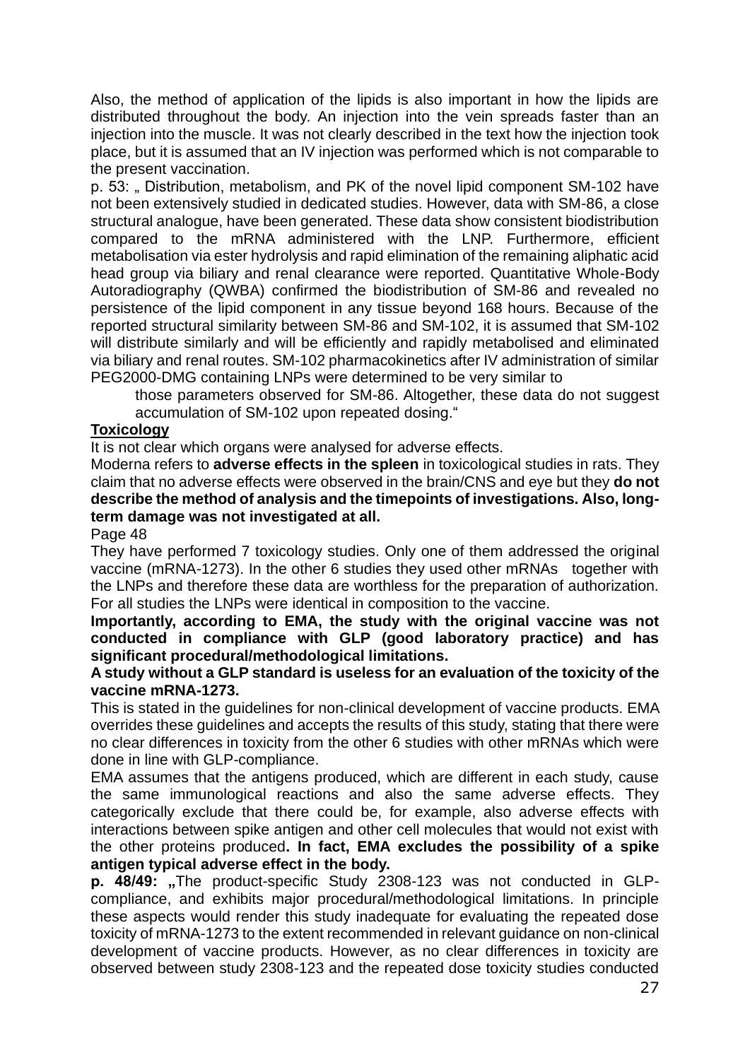Also, the method of application of the lipids is also important in how the lipids are distributed throughout the body. An injection into the vein spreads faster than an injection into the muscle. It was not clearly described in the text how the injection took place, but it is assumed that an IV injection was performed which is not comparable to the present vaccination.

p. 53: „ Distribution, metabolism, and PK of the novel lipid component SM-102 have not been extensively studied in dedicated studies. However, data with SM-86, a close structural analogue, have been generated. These data show consistent biodistribution compared to the mRNA administered with the LNP. Furthermore, efficient metabolisation via ester hydrolysis and rapid elimination of the remaining aliphatic acid head group via biliary and renal clearance were reported. Quantitative Whole-Body Autoradiography (QWBA) confirmed the biodistribution of SM-86 and revealed no persistence of the lipid component in any tissue beyond 168 hours. Because of the reported structural similarity between SM-86 and SM-102, it is assumed that SM-102 will distribute similarly and will be efficiently and rapidly metabolised and eliminated via biliary and renal routes. SM-102 pharmacokinetics after IV administration of similar PEG2000-DMG containing LNPs were determined to be very similar to

those parameters observed for SM-86. Altogether, these data do not suggest accumulation of SM-102 upon repeated dosing."

**Toxicology**

It is not clear which organs were analysed for adverse effects.

Moderna refers to **adverse effects in the spleen** in toxicological studies in rats. They claim that no adverse effects were observed in the brain/CNS and eye but they **do not describe the method of analysis and the timepoints of investigations. Also, long-term damage was not investigated at all.**

Page 48

They have performed 7 toxicology studies. Only one of them addressed the original vaccine (mRNA-1273). In the other 6 studies they used other mRNAs together with the LNPs and therefore these data are worthless for the preparation of authorization. For all studies the LNPs were identical in composition to the vaccine.

**Importantly, according to EMA, the study with the original vaccine was not conducted in compliance with GLP (good laboratory practice) and has significant procedural/methodological limitations.**

**A study without a GLP standard is useless for an evaluation of the toxicity of the vaccine mRNA-1273.**

This is stated in the guidelines for non-clinical development of vaccine products. EMA overrides these guidelines and accepts the results of this study, stating that there were no clear differences in toxicity from the other 6 studies with other mRNAs which were done in line with GLP-compliance.

EMA assumes that the antigens produced, which are different in each study, cause the same immunological reactions and also the same adverse effects. They categorically exclude that there could be, for example, also adverse effects with interactions between spike antigen and other cell molecules that would not exist with the other proteins produced**. In fact, EMA excludes the possibility of a spike antigen typical adverse effect in the body.**

**p. 48/49: „**The product-specific Study 2308-123 was not conducted in GLP-compliance, and exhibits major procedural/methodological limitations. In principle these aspects would render this study inadequate for evaluating the repeated dose toxicity of mRNA-1273 to the extent recommended in relevant guidance on non-clinical development of vaccine products. However, as no clear differences in toxicity are observed between study 2308-123 and the repeated dose toxicity studies conducted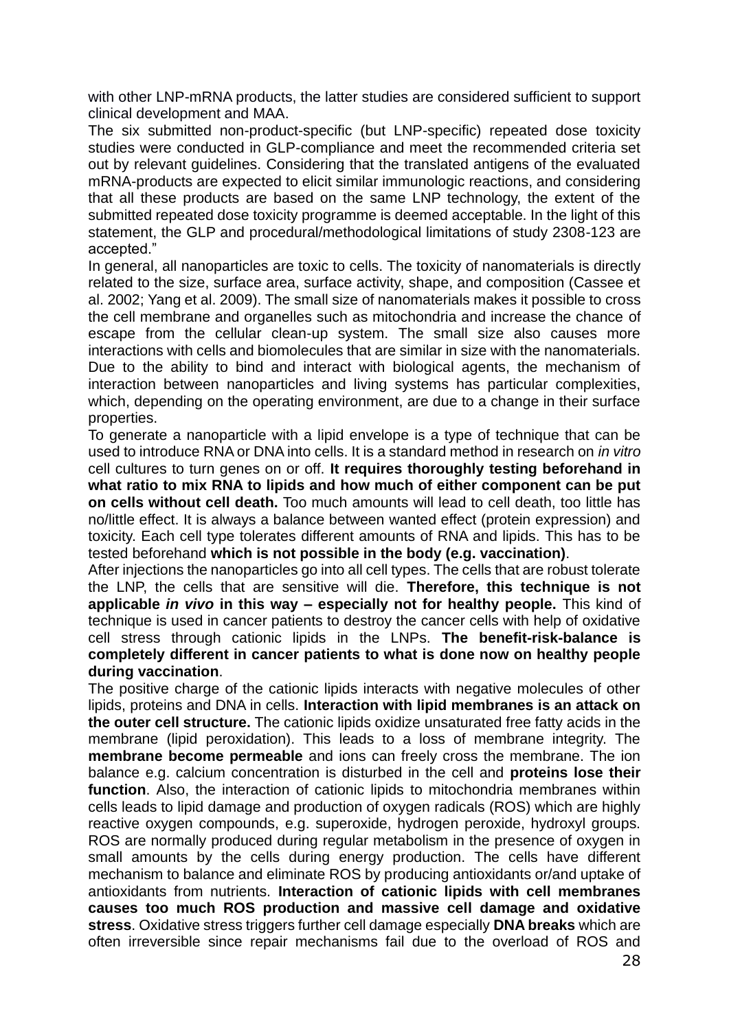with other LNP-mRNA products, the latter studies are considered sufficient to support clinical development and MAA.

The six submitted non-product-specific (but LNP-specific) repeated dose toxicity studies were conducted in GLP-compliance and meet the recommended criteria set out by relevant guidelines. Considering that the translated antigens of the evaluated mRNA-products are expected to elicit similar immunologic reactions, and considering that all these products are based on the same LNP technology, the extent of the submitted repeated dose toxicity programme is deemed acceptable. In the light of this statement, the GLP and procedural/methodological limitations of study 2308-123 are accepted."

In general, all nanoparticles are toxic to cells. The toxicity of nanomaterials is directly related to the size, surface area, surface activity, shape, and composition (Cassee et al. 2002; Yang et al. 2009). The small size of nanomaterials makes it possible to cross the cell membrane and organelles such as mitochondria and increase the chance of escape from the cellular clean-up system. The small size also causes more interactions with cells and biomolecules that are similar in size with the nanomaterials. Due to the ability to bind and interact with biological agents, the mechanism of interaction between nanoparticles and living systems has particular complexities, which, depending on the operating environment, are due to a change in their surface properties.

To generate a nanoparticle with a lipid envelope is a type of technique that can be used to introduce RNA or DNA into cells. It is a standard method in research on *in vitro* cell cultures to turn genes on or off. **It requires thoroughly testing beforehand in what ratio to mix RNA to lipids and how much of either component can be put on cells without cell death.** Too much amounts will lead to cell death, too little has no/little effect. It is always a balance between wanted effect (protein expression) and toxicity. Each cell type tolerates different amounts of RNA and lipids. This has to be tested beforehand **which is not possible in the body (e.g. vaccination)**.

After injections the nanoparticles go into all cell types. The cells that are robust tolerate the LNP, the cells that are sensitive will die. **Therefore, this technique is not applicable *in vivo* in this way – especially not for healthy people.** This kind of technique is used in cancer patients to destroy the cancer cells with help of oxidative cell stress through cationic lipids in the LNPs. **The benefit-risk-balance is completely different in cancer patients to what is done now on healthy people during vaccination**.

The positive charge of the cationic lipids interacts with negative molecules of other lipids, proteins and DNA in cells. **Interaction with lipid membranes is an attack on the outer cell structure.** The cationic lipids oxidize unsaturated free fatty acids in the membrane (lipid peroxidation). This leads to a loss of membrane integrity. The **membrane become permeable** and ions can freely cross the membrane. The ion balance e.g. calcium concentration is disturbed in the cell and **proteins lose their function**. Also, the interaction of cationic lipids to mitochondria membranes within cells leads to lipid damage and production of oxygen radicals (ROS) which are highly reactive oxygen compounds, e.g. superoxide, hydrogen peroxide, hydroxyl groups. ROS are normally produced during regular metabolism in the presence of oxygen in small amounts by the cells during energy production. The cells have different mechanism to balance and eliminate ROS by producing antioxidants or/and uptake of antioxidants from nutrients. **Interaction of cationic lipids with cell membranes causes too much ROS production and massive cell damage and oxidative stress**. Oxidative stress triggers further cell damage especially **DNA breaks** which are often irreversible since repair mechanisms fail due to the overload of ROS and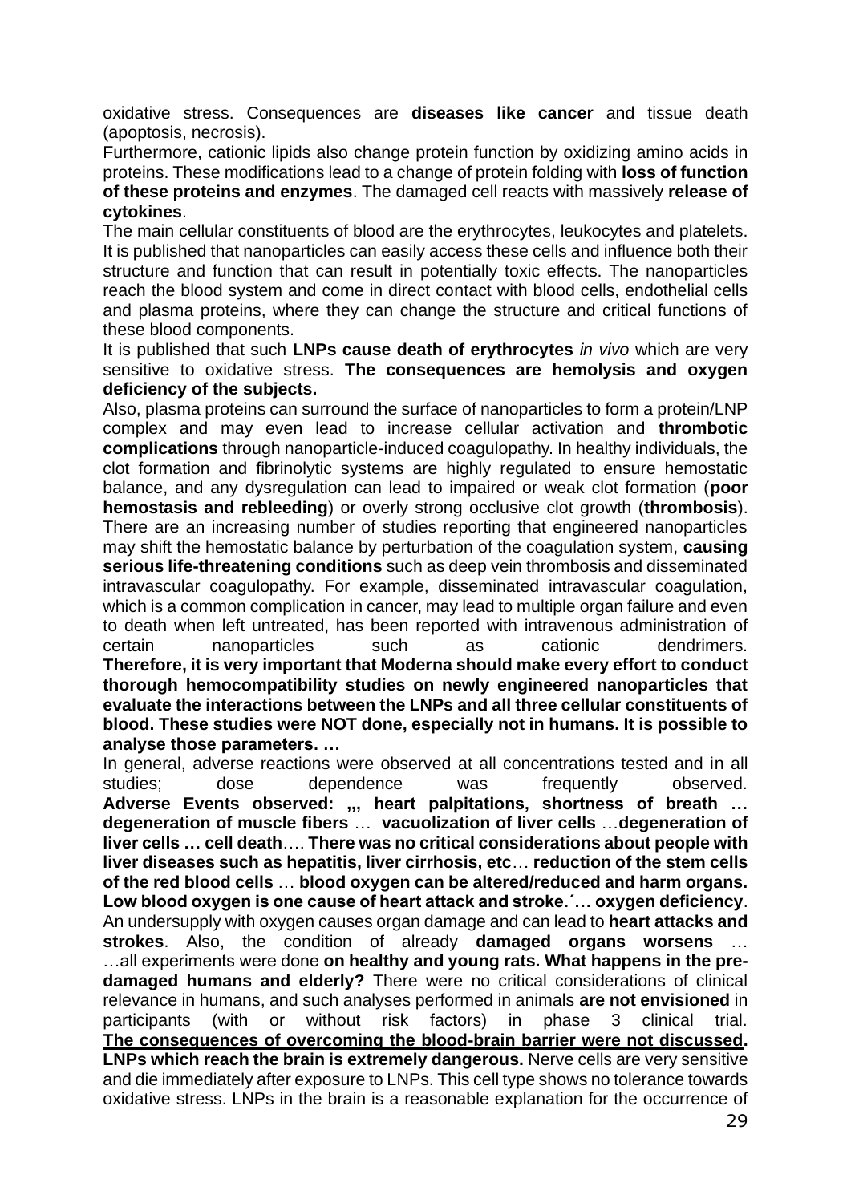oxidative stress. Consequences are **diseases like cancer** and tissue death (apoptosis, necrosis).

Furthermore, cationic lipids also change protein function by oxidizing amino acids in proteins. These modifications lead to a change of protein folding with **loss of function of these proteins and enzymes**. The damaged cell reacts with massively **release of cytokines**.

The main cellular constituents of blood are the erythrocytes, leukocytes and platelets. It is published that nanoparticles can easily access these cells and influence both their structure and function that can result in potentially toxic effects. The nanoparticles reach the blood system and come in direct contact with blood cells, endothelial cells and plasma proteins, where they can change the structure and critical functions of these blood components.

It is published that such **LNPs cause death of erythrocytes** *in vivo* which are very sensitive to oxidative stress. **The consequences are hemolysis and oxygen deficiency of the subjects.**

Also, plasma proteins can surround the surface of nanoparticles to form a protein/LNP complex and may even lead to increase cellular activation and **thrombotic complications** through nanoparticle-induced coagulopathy. In healthy individuals, the clot formation and fibrinolytic systems are highly regulated to ensure hemostatic balance, and any dysregulation can lead to impaired or weak clot formation (**poor hemostasis and rebleeding**) or overly strong occlusive clot growth (**thrombosis**). There are an increasing number of studies reporting that engineered nanoparticles may shift the hemostatic balance by perturbation of the coagulation system, **causing serious life-threatening conditions** such as deep vein thrombosis and disseminated intravascular coagulopathy. For example, disseminated intravascular coagulation, which is a common complication in cancer, may lead to multiple organ failure and even to death when left untreated, has been reported with intravenous administration of certain nanoparticles such as cationic dendrimers.
**Therefore, it is very important that Moderna should make every effort to conduct thorough hemocompatibility studies on newly engineered nanoparticles that evaluate the interactions between the LNPs and all three cellular constituents of blood. These studies were NOT done, especially not in humans. It is possible to analyse those parameters. …**

In general, adverse reactions were observed at all concentrations tested and in all studies; dose dependence was frequently observed.
**Adverse Events observed: „, heart palpitations, shortness of breath … degeneration of muscle fibers** … **vacuolization of liver cells** …**degeneration of liver cells … cell death**…. **There was no critical considerations about people with liver diseases such as hepatitis, liver cirrhosis, etc**… **reduction of the stem cells of the red blood cells** … **blood oxygen can be altered/reduced and harm organs. Low blood oxygen is one cause of heart attack and stroke.´… oxygen deficiency**. An undersupply with oxygen causes organ damage and can lead to **heart attacks and strokes**. Also, the condition of already **damaged organs worsens** …
…all experiments were done **on healthy and young rats. What happens in the pre-damaged humans and elderly?** There were no critical considerations of clinical relevance in humans, and such analyses performed in animals **are not envisioned** in participants (with or without risk factors) in phase 3 clinical trial.
**<u>The consequences of overcoming the blood-brain barrier were not discussed</u>. LNPs which reach the brain is extremely dangerous.** Nerve cells are very sensitive and die immediately after exposure to LNPs. This cell type shows no tolerance towards oxidative stress. LNPs in the brain is a reasonable explanation for the occurrence of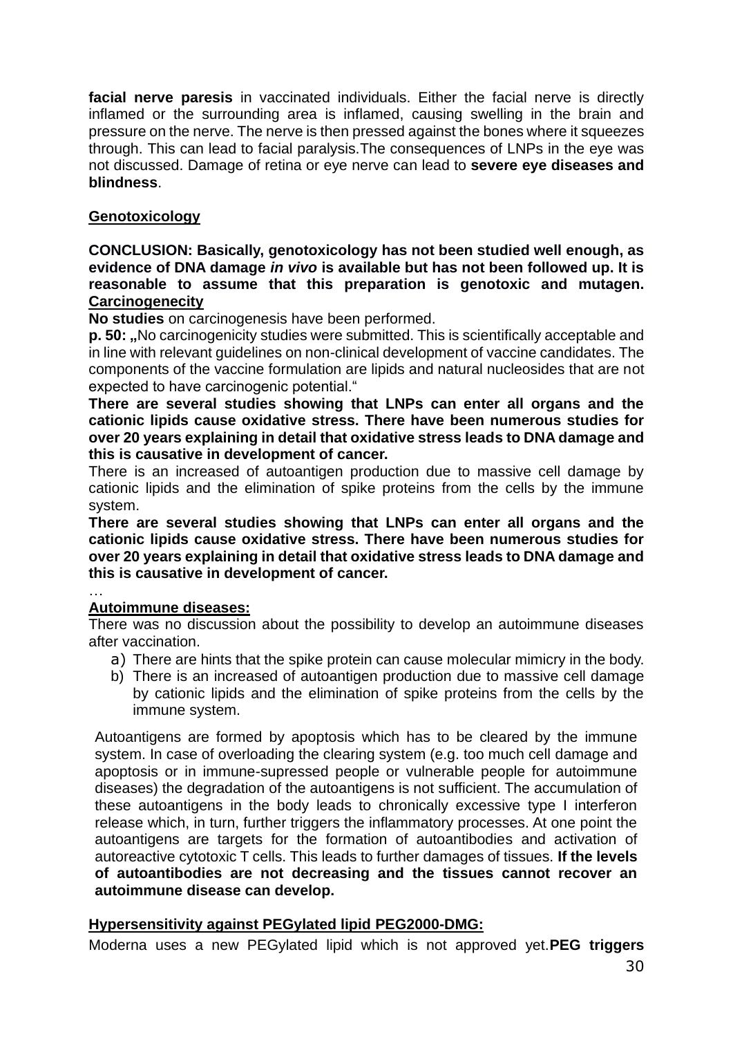**facial nerve paresis** in vaccinated individuals. Either the facial nerve is directly inflamed or the surrounding area is inflamed, causing swelling in the brain and pressure on the nerve. The nerve is then pressed against the bones where it squeezes through. This can lead to facial paralysis.The consequences of LNPs in the eye was not discussed. Damage of retina or eye nerve can lead to **severe eye diseases and blindness**.

**Genotoxicology**

**CONCLUSION: Basically, genotoxicology has not been studied well enough, as evidence of DNA damage *in vivo* is available but has not been followed up. It is reasonable to assume that this preparation is genotoxic and mutagen.**

**Carcinogenecity**

**No studies** on carcinogenesis have been performed.

**p. 50: „**No carcinogenicity studies were submitted. This is scientifically acceptable and in line with relevant guidelines on non-clinical development of vaccine candidates. The components of the vaccine formulation are lipids and natural nucleosides that are not expected to have carcinogenic potential."

**There are several studies showing that LNPs can enter all organs and the cationic lipids cause oxidative stress. There have been numerous studies for over 20 years explaining in detail that oxidative stress leads to DNA damage and this is causative in development of cancer.**

There is an increased of autoantigen production due to massive cell damage by cationic lipids and the elimination of spike proteins from the cells by the immune system.

**There are several studies showing that LNPs can enter all organs and the cationic lipids cause oxidative stress. There have been numerous studies for over 20 years explaining in detail that oxidative stress leads to DNA damage and this is causative in development of cancer.**

…

**Autoimmune diseases:**

There was no discussion about the possibility to develop an autoimmune diseases after vaccination.

a) There are hints that the spike protein can cause molecular mimicry in the body.
b) There is an increased of autoantigen production due to massive cell damage by cationic lipids and the elimination of spike proteins from the cells by the immune system.

Autoantigens are formed by apoptosis which has to be cleared by the immune system. In case of overloading the clearing system (e.g. too much cell damage and apoptosis or in immune-supressed people or vulnerable people for autoimmune diseases) the degradation of the autoantigens is not sufficient. The accumulation of these autoantigens in the body leads to chronically excessive type I interferon release which, in turn, further triggers the inflammatory processes. At one point the autoantigens are targets for the formation of autoantibodies and activation of autoreactive cytotoxic T cells. This leads to further damages of tissues. **If the levels of autoantibodies are not decreasing and the tissues cannot recover an autoimmune disease can develop.**

**Hypersensitivity against PEGylated lipid PEG2000-DMG:**

Moderna uses a new PEGylated lipid which is not approved yet.**PEG triggers**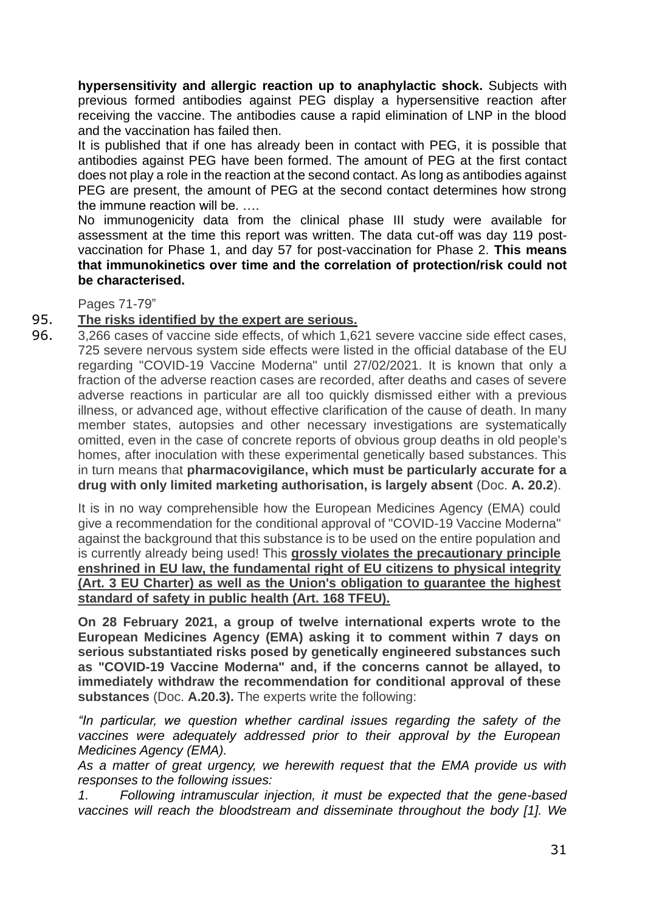**hypersensitivity and allergic reaction up to anaphylactic shock.** Subjects with previous formed antibodies against PEG display a hypersensitive reaction after receiving the vaccine. The antibodies cause a rapid elimination of LNP in the blood and the vaccination has failed then.

It is published that if one has already been in contact with PEG, it is possible that antibodies against PEG have been formed. The amount of PEG at the first contact does not play a role in the reaction at the second contact. As long as antibodies against PEG are present, the amount of PEG at the second contact determines how strong the immune reaction will be. ….

No immunogenicity data from the clinical phase III study were available for assessment at the time this report was written. The data cut-off was day 119 post-vaccination for Phase 1, and day 57 for post-vaccination for Phase 2. **This means that immunokinetics over time and the correlation of protection/risk could not be characterised.**

Pages 71-79"

95. **<u>The risks identified by the expert are serious.</u>**

96. 3,266 cases of vaccine side effects, of which 1,621 severe vaccine side effect cases, 725 severe nervous system side effects were listed in the official database of the EU regarding "COVID-19 Vaccine Moderna" until 27/02/2021. It is known that only a fraction of the adverse reaction cases are recorded, after deaths and cases of severe adverse reactions in particular are all too quickly dismissed either with a previous illness, or advanced age, without effective clarification of the cause of death. In many member states, autopsies and other necessary investigations are systematically omitted, even in the case of concrete reports of obvious group deaths in old people's homes, after inoculation with these experimental genetically based substances. This in turn means that **pharmacovigilance, which must be particularly accurate for a drug with only limited marketing authorisation, is largely absent** (Doc. **A. 20.2**).

It is in no way comprehensible how the European Medicines Agency (EMA) could give a recommendation for the conditional approval of "COVID-19 Vaccine Moderna" against the background that this substance is to be used on the entire population and is currently already being used! This **<u>grossly violates the precautionary principle enshrined in EU law, the fundamental right of EU citizens to physical integrity (Art. 3 EU Charter) as well as the Union's obligation to guarantee the highest standard of safety in public health (Art. 168 TFEU).</u>**

**On 28 February 2021, a group of twelve international experts wrote to the European Medicines Agency (EMA) asking it to comment within 7 days on serious substantiated risks posed by genetically engineered substances such as "COVID-19 Vaccine Moderna" and, if the concerns cannot be allayed, to immediately withdraw the recommendation for conditional approval of these substances** (Doc. **A.20.3).** The experts write the following:

*"In particular, we question whether cardinal issues regarding the safety of the vaccines were adequately addressed prior to their approval by the European Medicines Agency (EMA).*

*As a matter of great urgency, we herewith request that the EMA provide us with responses to the following issues:*

*1. Following intramuscular injection, it must be expected that the gene-based vaccines will reach the bloodstream and disseminate throughout the body [1]. We*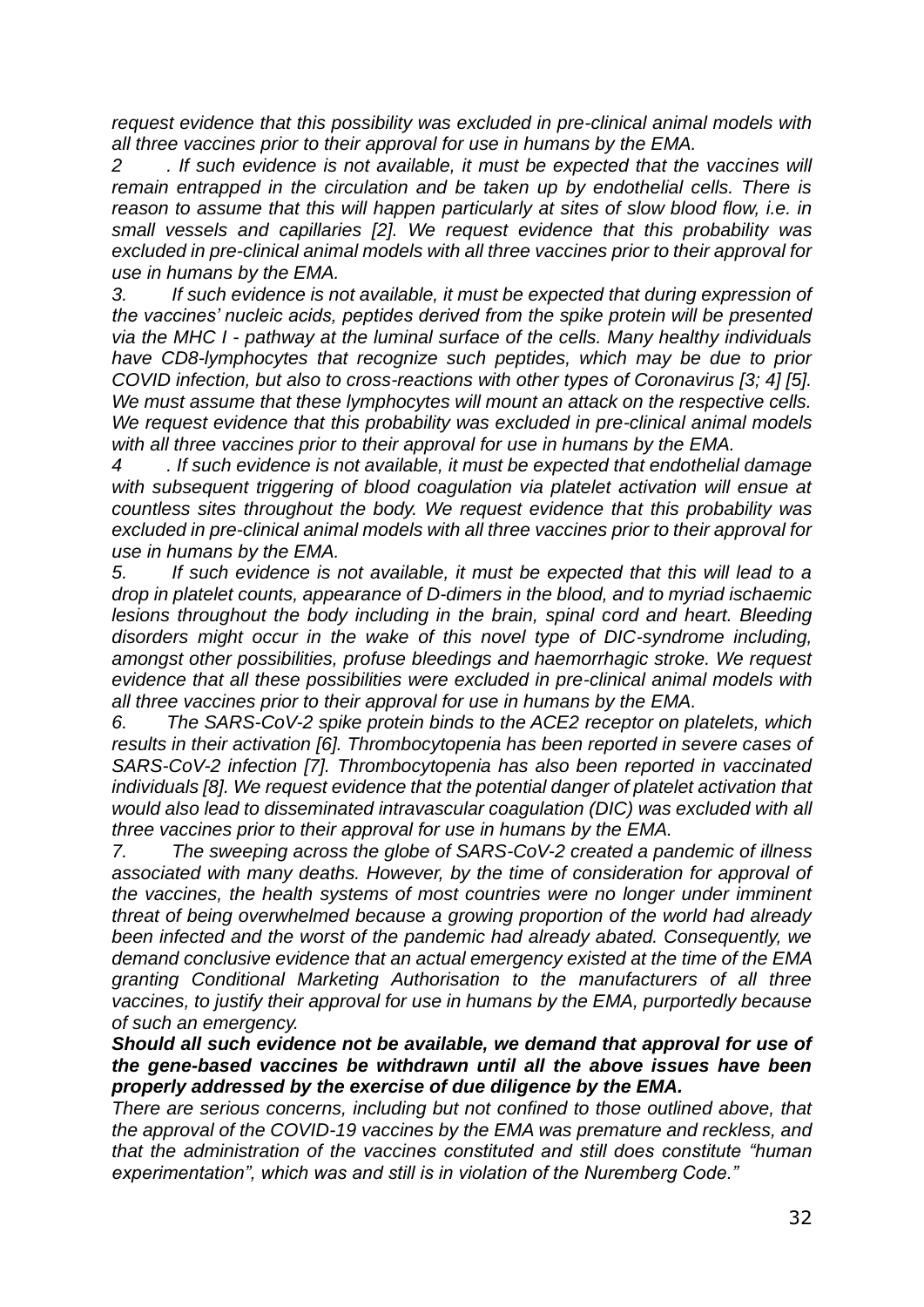*request evidence that this possibility was excluded in pre-clinical animal models with all three vaccines prior to their approval for use in humans by the EMA.*

*2 . If such evidence is not available, it must be expected that the vaccines will remain entrapped in the circulation and be taken up by endothelial cells. There is reason to assume that this will happen particularly at sites of slow blood flow, i.e. in small vessels and capillaries [2]. We request evidence that this probability was excluded in pre-clinical animal models with all three vaccines prior to their approval for use in humans by the EMA.*

*3. If such evidence is not available, it must be expected that during expression of the vaccines' nucleic acids, peptides derived from the spike protein will be presented via the MHC I - pathway at the luminal surface of the cells. Many healthy individuals have CD8-lymphocytes that recognize such peptides, which may be due to prior COVID infection, but also to cross-reactions with other types of Coronavirus [3; 4] [5]. We must assume that these lymphocytes will mount an attack on the respective cells. We request evidence that this probability was excluded in pre-clinical animal models with all three vaccines prior to their approval for use in humans by the EMA.*

*4 . If such evidence is not available, it must be expected that endothelial damage with subsequent triggering of blood coagulation via platelet activation will ensue at countless sites throughout the body. We request evidence that this probability was excluded in pre-clinical animal models with all three vaccines prior to their approval for use in humans by the EMA.*

*5. If such evidence is not available, it must be expected that this will lead to a drop in platelet counts, appearance of D-dimers in the blood, and to myriad ischaemic lesions throughout the body including in the brain, spinal cord and heart. Bleeding disorders might occur in the wake of this novel type of DIC-syndrome including, amongst other possibilities, profuse bleedings and haemorrhagic stroke. We request evidence that all these possibilities were excluded in pre-clinical animal models with all three vaccines prior to their approval for use in humans by the EMA.*

*6. The SARS-CoV-2 spike protein binds to the ACE2 receptor on platelets, which results in their activation [6]. Thrombocytopenia has been reported in severe cases of SARS-CoV-2 infection [7]. Thrombocytopenia has also been reported in vaccinated individuals [8]. We request evidence that the potential danger of platelet activation that would also lead to disseminated intravascular coagulation (DIC) was excluded with all three vaccines prior to their approval for use in humans by the EMA.*

*7. The sweeping across the globe of SARS-CoV-2 created a pandemic of illness associated with many deaths. However, by the time of consideration for approval of the vaccines, the health systems of most countries were no longer under imminent threat of being overwhelmed because a growing proportion of the world had already been infected and the worst of the pandemic had already abated. Consequently, we demand conclusive evidence that an actual emergency existed at the time of the EMA granting Conditional Marketing Authorisation to the manufacturers of all three vaccines, to justify their approval for use in humans by the EMA, purportedly because of such an emergency.*

***Should all such evidence not be available, we demand that approval for use of the gene-based vaccines be withdrawn until all the above issues have been properly addressed by the exercise of due diligence by the EMA.***

*There are serious concerns, including but not confined to those outlined above, that the approval of the COVID-19 vaccines by the EMA was premature and reckless, and that the administration of the vaccines constituted and still does constitute "human experimentation", which was and still is in violation of the Nuremberg Code."*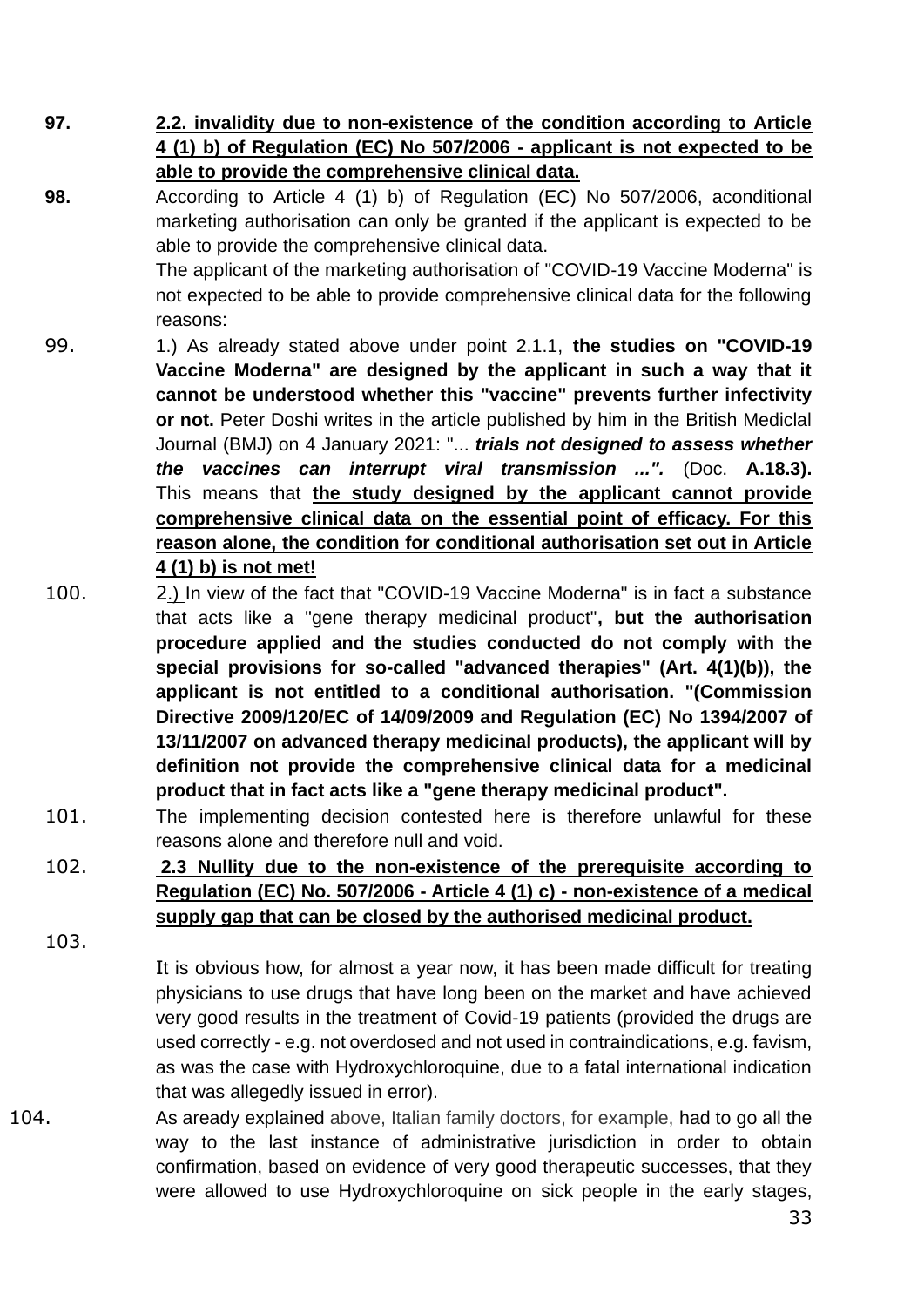**97.** **<u>2.2. invalidity due to non-existence of the condition according to Article 4 (1) b) of Regulation (EC) No 507/2006 - applicant is not expected to be able to provide the comprehensive clinical data.</u>**

**98.** According to Article 4 (1) b) of Regulation (EC) No 507/2006, aconditional marketing authorisation can only be granted if the applicant is expected to be able to provide the comprehensive clinical data.

The applicant of the marketing authorisation of "COVID-19 Vaccine Moderna" is not expected to be able to provide comprehensive clinical data for the following reasons:

99. 1.) As already stated above under point 2.1.1, **the studies on "COVID-19 Vaccine Moderna" are designed by the applicant in such a way that it cannot be understood whether this "vaccine" prevents further infectivity or not.** Peter Doshi writes in the article published by him in the British Mediclal Journal (BMJ) on 4 January 2021: "... ***trials not designed to assess whether the vaccines can interrupt viral transmission ...".*** (Doc. **A.18.3).** This means that **<u>the study designed by the applicant cannot provide comprehensive clinical data on the essential point of efficacy. For this reason alone, the condition for conditional authorisation set out in Article 4 (1) b) is not met!</u>**

100. 2.) In view of the fact that "COVID-19 Vaccine Moderna" is in fact a substance that acts like a "gene therapy medicinal product"**, but the authorisation procedure applied and the studies conducted do not comply with the special provisions for so-called "advanced therapies" (Art. 4(1)(b)), the applicant is not entitled to a conditional authorisation. "(Commission Directive 2009/120/EC of 14/09/2009 and Regulation (EC) No 1394/2007 of 13/11/2007 on advanced therapy medicinal products), the applicant will by definition not provide the comprehensive clinical data for a medicinal product that in fact acts like a "gene therapy medicinal product".**

101. The implementing decision contested here is therefore unlawful for these reasons alone and therefore null and void.

102. **<u>2.3 Nullity due to the non-existence of the prerequisite according to Regulation (EC) No. 507/2006 - Article 4 (1) c) - non-existence of a medical supply gap that can be closed by the authorised medicinal product.</u>**

103. It is obvious how, for almost a year now, it has been made difficult for treating physicians to use drugs that have long been on the market and have achieved very good results in the treatment of Covid-19 patients (provided the drugs are used correctly - e.g. not overdosed and not used in contraindications, e.g. favism, as was the case with Hydroxychloroquine, due to a fatal international indication that was allegedly issued in error).

104. As aready explained above, Italian family doctors, for example, had to go all the way to the last instance of administrative jurisdiction in order to obtain confirmation, based on evidence of very good therapeutic successes, that they were allowed to use Hydroxychloroquine on sick people in the early stages,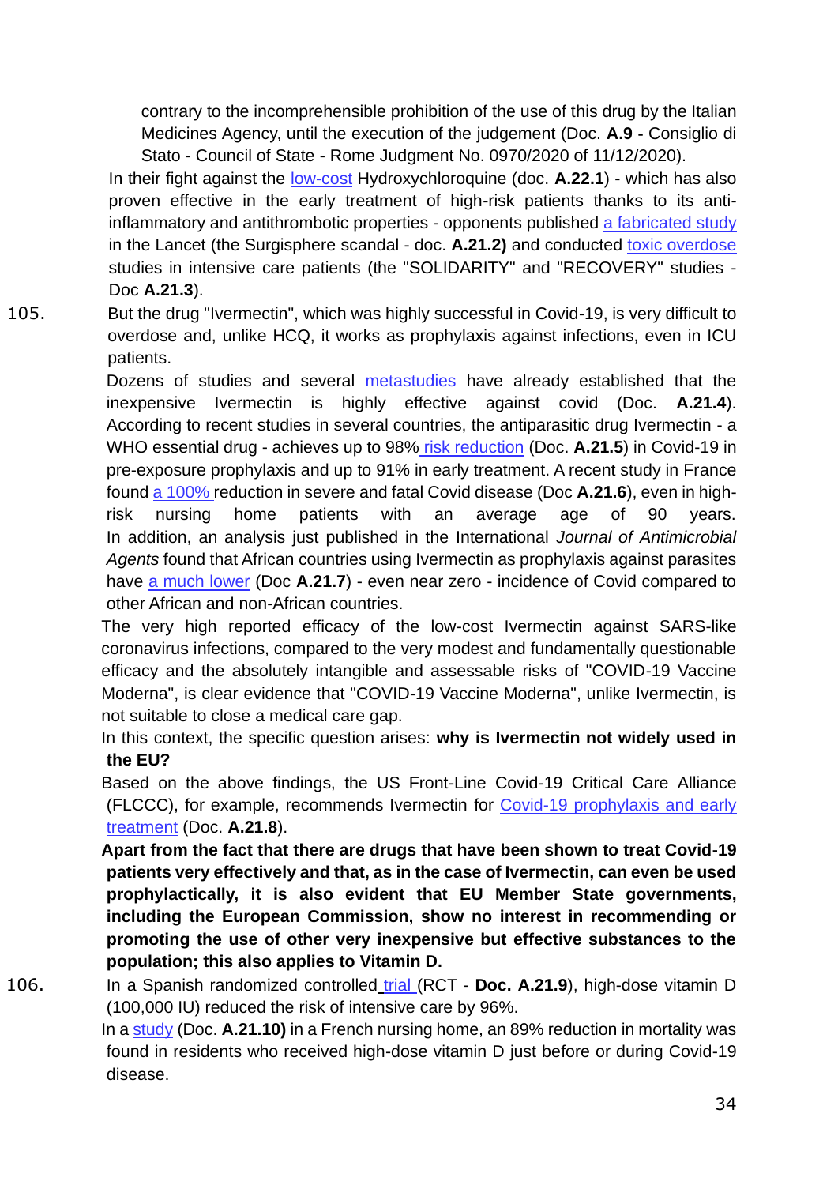contrary to the incomprehensible prohibition of the use of this drug by the Italian Medicines Agency, until the execution of the judgement (Doc. **A.9 -** Consiglio di Stato - Council of State - Rome Judgment No. 0970/2020 of 11/12/2020).

In their fight against the low-cost Hydroxychloroquine (doc. **A.22.1**) - which has also proven effective in the early treatment of high-risk patients thanks to its anti-inflammatory and antithrombotic properties - opponents published a fabricated study in the Lancet (the Surgisphere scandal - doc. **A.21.2)** and conducted toxic overdose studies in intensive care patients (the "SOLIDARITY" and "RECOVERY" studies - Doc **A.21.3**).

105. But the drug "Ivermectin", which was highly successful in Covid-19, is very difficult to overdose and, unlike HCQ, it works as prophylaxis against infections, even in ICU patients.

Dozens of studies and several metastudies have already established that the inexpensive Ivermectin is highly effective against covid (Doc. **A.21.4**). According to recent studies in several countries, the antiparasitic drug Ivermectin - a WHO essential drug - achieves up to 98% risk reduction (Doc. **A.21.5**) in Covid-19 in pre-exposure prophylaxis and up to 91% in early treatment. A recent study in France found a 100% reduction in severe and fatal Covid disease (Doc **A.21.6**), even in high-risk nursing home patients with an average age of 90 years. In addition, an analysis just published in the International *Journal of Antimicrobial Agents* found that African countries using Ivermectin as prophylaxis against parasites have a much lower (Doc **A.21.7**) - even near zero - incidence of Covid compared to other African and non-African countries.

The very high reported efficacy of the low-cost Ivermectin against SARS-like coronavirus infections, compared to the very modest and fundamentally questionable efficacy and the absolutely intangible and assessable risks of "COVID-19 Vaccine Moderna", is clear evidence that "COVID-19 Vaccine Moderna", unlike Ivermectin, is not suitable to close a medical care gap.

In this context, the specific question arises: **why is Ivermectin not widely used in the EU?**

Based on the above findings, the US Front-Line Covid-19 Critical Care Alliance (FLCCC), for example, recommends Ivermectin for Covid-19 prophylaxis and early treatment (Doc. **A.21.8**).

**Apart from the fact that there are drugs that have been shown to treat Covid-19 patients very effectively and that, as in the case of Ivermectin, can even be used prophylactically, it is also evident that EU Member State governments, including the European Commission, show no interest in recommending or promoting the use of other very inexpensive but effective substances to the population; this also applies to Vitamin D.**

106. In a Spanish randomized controlled trial (RCT - **Doc. A.21.9**), high-dose vitamin D (100,000 IU) reduced the risk of intensive care by 96%.

In a study (Doc. **A.21.10)** in a French nursing home, an 89% reduction in mortality was found in residents who received high-dose vitamin D just before or during Covid-19 disease.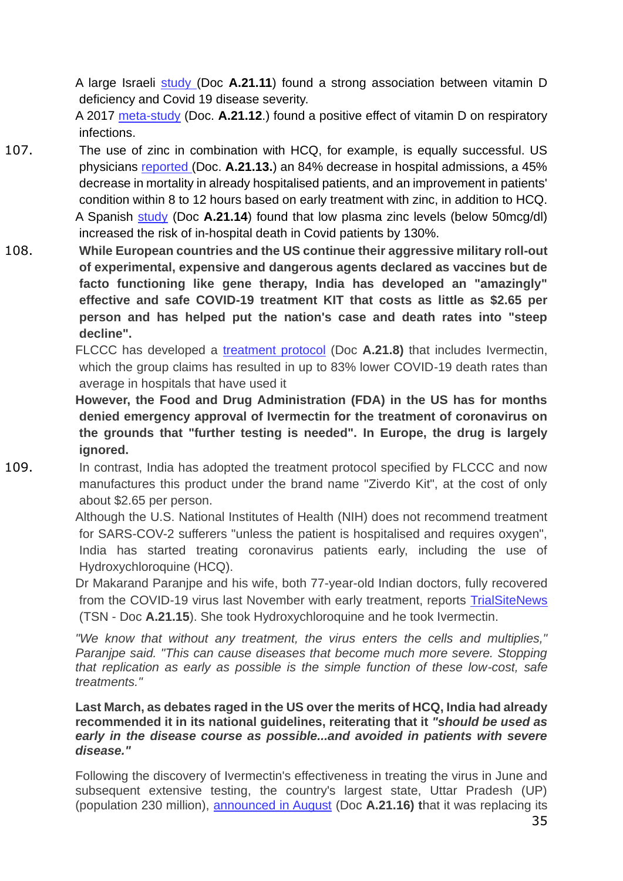A large Israeli study (Doc **A.21.11**) found a strong association between vitamin D deficiency and Covid 19 disease severity.

A 2017 meta-study (Doc. **A.21.12**.) found a positive effect of vitamin D on respiratory infections.

107. The use of zinc in combination with HCQ, for example, is equally successful. US physicians reported (Doc. **A.21.13.**) an 84% decrease in hospital admissions, a 45% decrease in mortality in already hospitalised patients, and an improvement in patients' condition within 8 to 12 hours based on early treatment with zinc, in addition to HCQ.

A Spanish study (Doc **A.21.14**) found that low plasma zinc levels (below 50mcg/dl) increased the risk of in-hospital death in Covid patients by 130%.

108. **While European countries and the US continue their aggressive military roll-out of experimental, expensive and dangerous agents declared as vaccines but de facto functioning like gene therapy, India has developed an "amazingly" effective and safe COVID-19 treatment KIT that costs as little as $2.65 per person and has helped put the nation's case and death rates into "steep decline".**

FLCCC has developed a treatment protocol (Doc **A.21.8)** that includes Ivermectin, which the group claims has resulted in up to 83% lower COVID-19 death rates than average in hospitals that have used it

**However, the Food and Drug Administration (FDA) in the US has for months denied emergency approval of Ivermectin for the treatment of coronavirus on the grounds that "further testing is needed". In Europe, the drug is largely ignored.**

109. In contrast, India has adopted the treatment protocol specified by FLCCC and now manufactures this product under the brand name "Ziverdo Kit", at the cost of only about $2.65 per person.

Although the U.S. National Institutes of Health (NIH) does not recommend treatment for SARS-COV-2 sufferers "unless the patient is hospitalised and requires oxygen", India has started treating coronavirus patients early, including the use of Hydroxychloroquine (HCQ).

Dr Makarand Paranjpe and his wife, both 77-year-old Indian doctors, fully recovered from the COVID-19 virus last November with early treatment, reports TrialSiteNews (TSN - Doc **A.21.15**). She took Hydroxychloroquine and he took Ivermectin.

*"We know that without any treatment, the virus enters the cells and multiplies," Paranjpe said. "This can cause diseases that become much more severe. Stopping that replication as early as possible is the simple function of these low-cost, safe treatments."*

**Last March, as debates raged in the US over the merits of HCQ, India had already recommended it in its national guidelines, reiterating that it *"should be used as early in the disease course as possible...and avoided in patients with severe disease."***

Following the discovery of Ivermectin's effectiveness in treating the virus in June and subsequent extensive testing, the country's largest state, Uttar Pradesh (UP) (population 230 million), announced in August (Doc **A.21.16)** that it was replacing its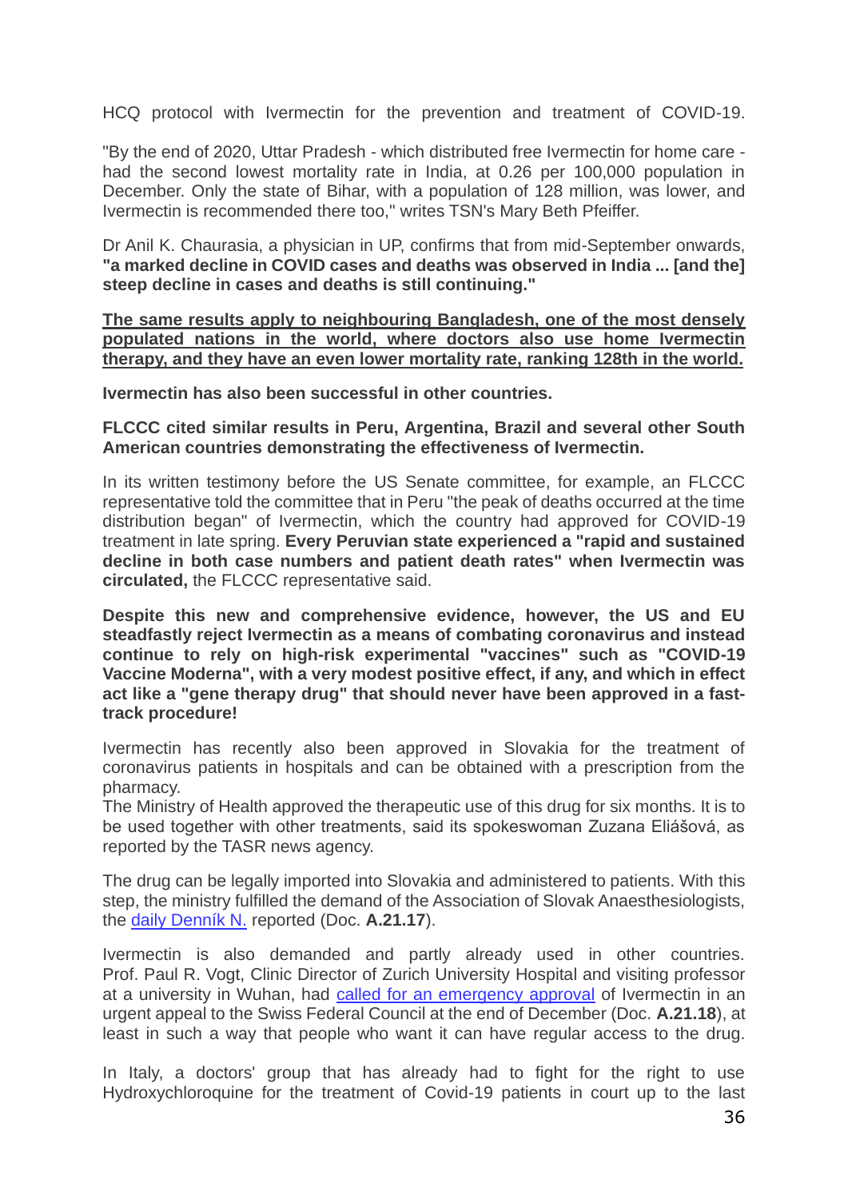HCQ protocol with Ivermectin for the prevention and treatment of COVID-19.

"By the end of 2020, Uttar Pradesh - which distributed free Ivermectin for home care - had the second lowest mortality rate in India, at 0.26 per 100,000 population in December. Only the state of Bihar, with a population of 128 million, was lower, and Ivermectin is recommended there too," writes TSN's Mary Beth Pfeiffer.

Dr Anil K. Chaurasia, a physician in UP, confirms that from mid-September onwards, **"a marked decline in COVID cases and deaths was observed in India ... [and the] steep decline in cases and deaths is still continuing."**

<u>**The same results apply to neighbouring Bangladesh, one of the most densely populated nations in the world, where doctors also use home Ivermectin therapy, and they have an even lower mortality rate, ranking 128th in the world.**</u>

**Ivermectin has also been successful in other countries.**

**FLCCC cited similar results in Peru, Argentina, Brazil and several other South American countries demonstrating the effectiveness of Ivermectin.**

In its written testimony before the US Senate committee, for example, an FLCCC representative told the committee that in Peru "the peak of deaths occurred at the time distribution began" of Ivermectin, which the country had approved for COVID-19 treatment in late spring. **Every Peruvian state experienced a "rapid and sustained decline in both case numbers and patient death rates" when Ivermectin was circulated,** the FLCCC representative said.

**Despite this new and comprehensive evidence, however, the US and EU steadfastly reject Ivermectin as a means of combating coronavirus and instead continue to rely on high-risk experimental "vaccines" such as "COVID-19 Vaccine Moderna", with a very modest positive effect, if any, and which in effect act like a "gene therapy drug" that should never have been approved in a fast-track procedure!**

Ivermectin has recently also been approved in Slovakia for the treatment of coronavirus patients in hospitals and can be obtained with a prescription from the pharmacy.
The Ministry of Health approved the therapeutic use of this drug for six months. It is to be used together with other treatments, said its spokeswoman Zuzana Eliášová, as reported by the TASR news agency.

The drug can be legally imported into Slovakia and administered to patients. With this step, the ministry fulfilled the demand of the Association of Slovak Anaesthesiologists, the daily Denník N. reported (Doc. **A.21.17**).

Ivermectin is also demanded and partly already used in other countries. Prof. Paul R. Vogt, Clinic Director of Zurich University Hospital and visiting professor at a university in Wuhan, had called for an emergency approval of Ivermectin in an urgent appeal to the Swiss Federal Council at the end of December (Doc. **A.21.18**), at least in such a way that people who want it can have regular access to the drug.

In Italy, a doctors' group that has already had to fight for the right to use Hydroxychloroquine for the treatment of Covid-19 patients in court up to the last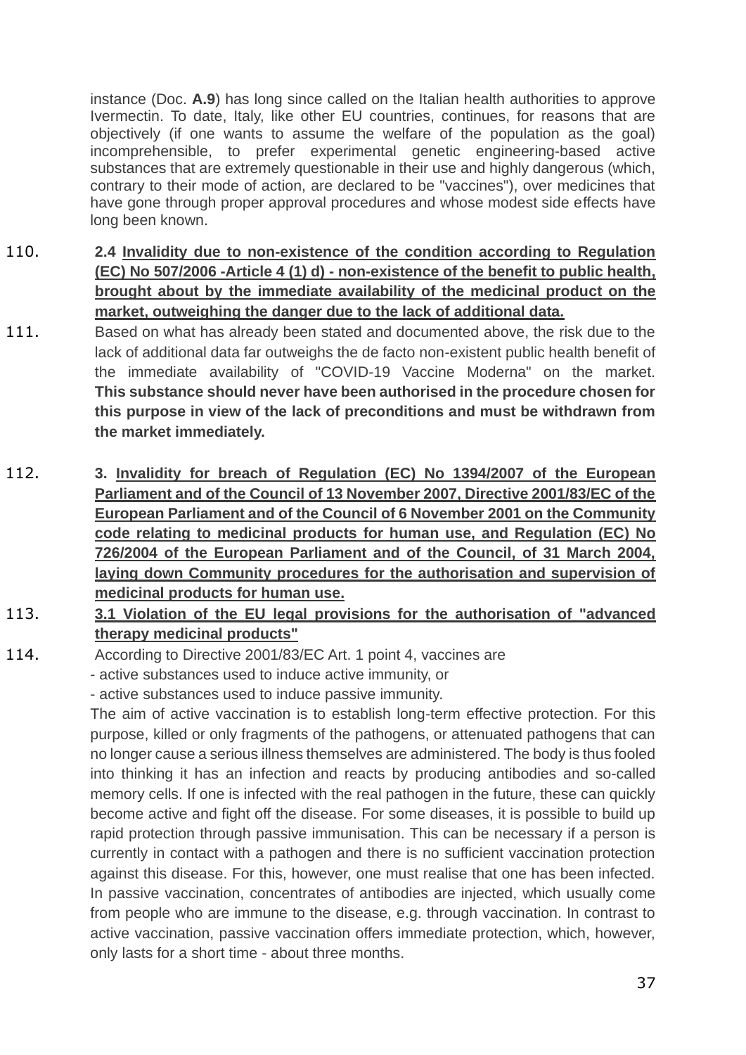instance (Doc. **A.9**) has long since called on the Italian health authorities to approve Ivermectin. To date, Italy, like other EU countries, continues, for reasons that are objectively (if one wants to assume the welfare of the population as the goal) incomprehensible, to prefer experimental genetic engineering-based active substances that are extremely questionable in their use and highly dangerous (which, contrary to their mode of action, are declared to be "vaccines"), over medicines that have gone through proper approval procedures and whose modest side effects have long been known.

110. **2.4 <u>Invalidity due to non-existence of the condition according to Regulation (EC) No 507/2006 -Article 4 (1) d) - non-existence of the benefit to public health, brought about by the immediate availability of the medicinal product on the market, outweighing the danger due to the lack of additional data.</u>**

111. Based on what has already been stated and documented above, the risk due to the lack of additional data far outweighs the de facto non-existent public health benefit of the immediate availability of "COVID-19 Vaccine Moderna" on the market. **This substance should never have been authorised in the procedure chosen for this purpose in view of the lack of preconditions and must be withdrawn from the market immediately.**

112. **3. <u>Invalidity for breach of Regulation (EC) No 1394/2007 of the European Parliament and of the Council of 13 November 2007, Directive 2001/83/EC of the European Parliament and of the Council of 6 November 2001 on the Community code relating to medicinal products for human use, and Regulation (EC) No 726/2004 of the European Parliament and of the Council, of 31 March 2004, laying down Community procedures for the authorisation and supervision of medicinal products for human use.</u>**

113. **<u>3.1 Violation of the EU legal provisions for the authorisation of "advanced therapy medicinal products"</u>**

114. According to Directive 2001/83/EC Art. 1 point 4, vaccines are

- active substances used to induce active immunity, or
- active substances used to induce passive immunity.

The aim of active vaccination is to establish long-term effective protection. For this purpose, killed or only fragments of the pathogens, or attenuated pathogens that can no longer cause a serious illness themselves are administered. The body is thus fooled into thinking it has an infection and reacts by producing antibodies and so-called memory cells. If one is infected with the real pathogen in the future, these can quickly become active and fight off the disease. For some diseases, it is possible to build up rapid protection through passive immunisation. This can be necessary if a person is currently in contact with a pathogen and there is no sufficient vaccination protection against this disease. For this, however, one must realise that one has been infected. In passive vaccination, concentrates of antibodies are injected, which usually come from people who are immune to the disease, e.g. through vaccination. In contrast to active vaccination, passive vaccination offers immediate protection, which, however, only lasts for a short time - about three months.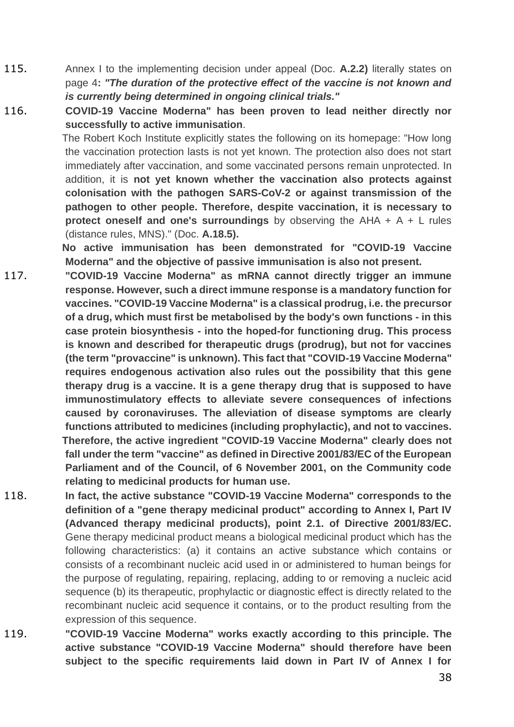115. Annex I to the implementing decision under appeal (Doc. **A.2.2)** literally states on page 4**: *"The duration of the protective effect of the vaccine is not known and is currently being determined in ongoing clinical trials."***

116. **COVID-19 Vaccine Moderna" has been proven to lead neither directly nor successfully to active immunisation**.

The Robert Koch Institute explicitly states the following on its homepage: "How long the vaccination protection lasts is not yet known. The protection also does not start immediately after vaccination, and some vaccinated persons remain unprotected. In addition, it is **not yet known whether the vaccination also protects against colonisation with the pathogen SARS-CoV-2 or against transmission of the pathogen to other people. Therefore, despite vaccination, it is necessary to protect oneself and one's surroundings** by observing the AHA + A + L rules (distance rules, MNS)." (Doc. **A.18.5).**

**No active immunisation has been demonstrated for "COVID-19 Vaccine Moderna" and the objective of passive immunisation is also not present.**

117. **"COVID-19 Vaccine Moderna" as mRNA cannot directly trigger an immune response. However, such a direct immune response is a mandatory function for vaccines. "COVID-19 Vaccine Moderna" is a classical prodrug, i.e. the precursor of a drug, which must first be metabolised by the body's own functions - in this case protein biosynthesis - into the hoped-for functioning drug. This process is known and described for therapeutic drugs (prodrug), but not for vaccines (the term "provaccine" is unknown). This fact that "COVID-19 Vaccine Moderna" requires endogenous activation also rules out the possibility that this gene therapy drug is a vaccine. It is a gene therapy drug that is supposed to have immunostimulatory effects to alleviate severe consequences of infections caused by coronaviruses. The alleviation of disease symptoms are clearly functions attributed to medicines (including prophylactic), and not to vaccines.**

**Therefore, the active ingredient "COVID-19 Vaccine Moderna" clearly does not fall under the term "vaccine" as defined in Directive 2001/83/EC of the European Parliament and of the Council, of 6 November 2001, on the Community code relating to medicinal products for human use.**

118. **In fact, the active substance "COVID-19 Vaccine Moderna" corresponds to the definition of a "gene therapy medicinal product" according to Annex I, Part IV (Advanced therapy medicinal products), point 2.1. of Directive 2001/83/EC.** Gene therapy medicinal product means a biological medicinal product which has the following characteristics: (a) it contains an active substance which contains or consists of a recombinant nucleic acid used in or administered to human beings for the purpose of regulating, repairing, replacing, adding to or removing a nucleic acid sequence (b) its therapeutic, prophylactic or diagnostic effect is directly related to the recombinant nucleic acid sequence it contains, or to the product resulting from the expression of this sequence.

119. **"COVID-19 Vaccine Moderna" works exactly according to this principle. The active substance "COVID-19 Vaccine Moderna" should therefore have been subject to the specific requirements laid down in Part IV of Annex I for**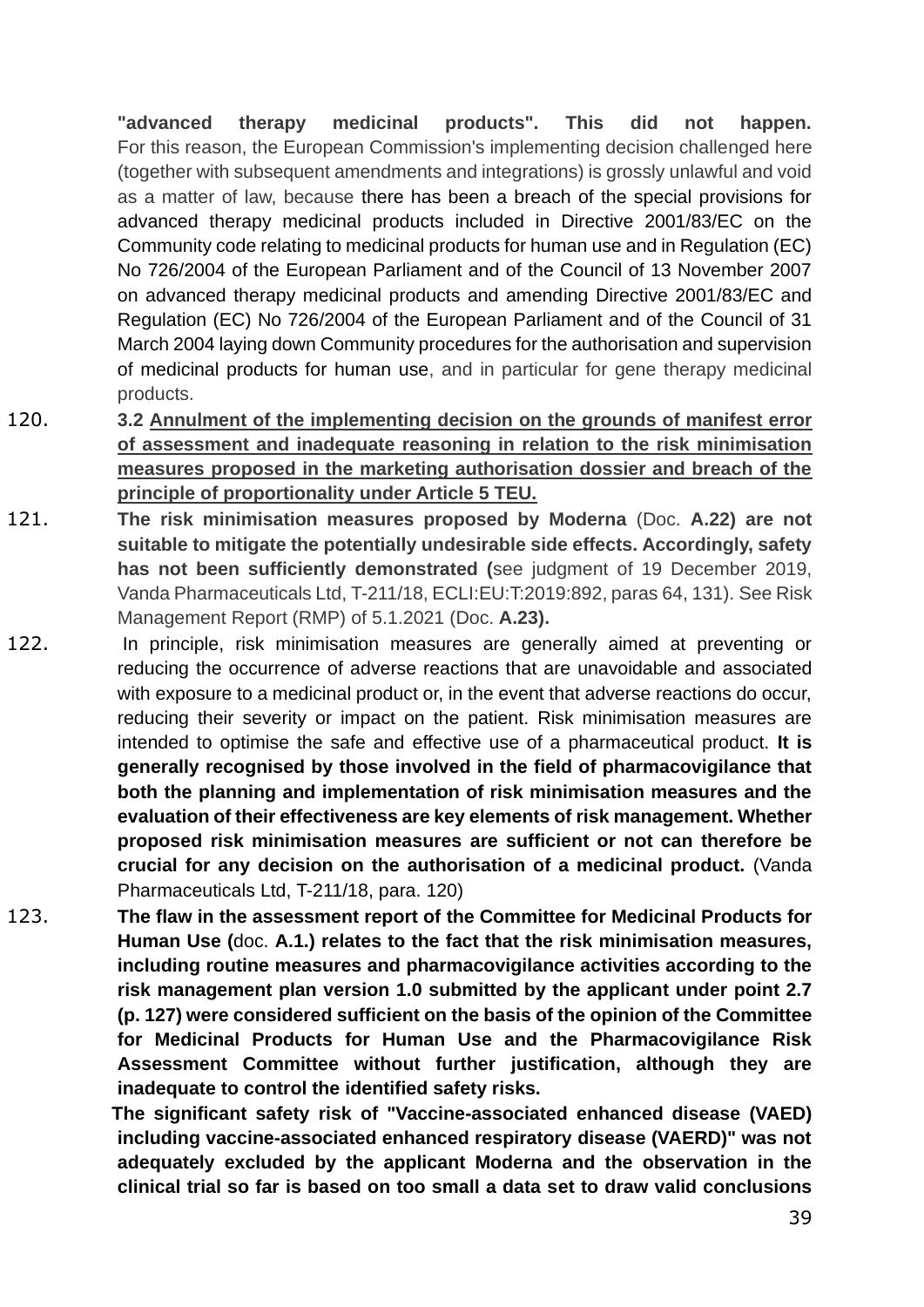**"advanced therapy medicinal products". This did not happen.** For this reason, the European Commission's implementing decision challenged here (together with subsequent amendments and integrations) is grossly unlawful and void as a matter of law, because there has been a breach of the special provisions for advanced therapy medicinal products included in Directive 2001/83/EC on the Community code relating to medicinal products for human use and in Regulation (EC) No 726/2004 of the European Parliament and of the Council of 13 November 2007 on advanced therapy medicinal products and amending Directive 2001/83/EC and Regulation (EC) No 726/2004 of the European Parliament and of the Council of 31 March 2004 laying down Community procedures for the authorisation and supervision of medicinal products for human use, and in particular for gene therapy medicinal products.

120. **3.2 <u>Annulment of the implementing decision on the grounds of manifest error of assessment and inadequate reasoning in relation to the risk minimisation measures proposed in the marketing authorisation dossier and breach of the principle of proportionality under Article 5 TEU.</u>**

121. **The risk minimisation measures proposed by Moderna** (Doc. **A.22) are not suitable to mitigate the potentially undesirable side effects. Accordingly, safety has not been sufficiently demonstrated (**see judgment of 19 December 2019, Vanda Pharmaceuticals Ltd, T-211/18, ECLI:EU:T:2019:892, paras 64, 131). See Risk Management Report (RMP) of 5.1.2021 (Doc. **A.23).**

122. In principle, risk minimisation measures are generally aimed at preventing or reducing the occurrence of adverse reactions that are unavoidable and associated with exposure to a medicinal product or, in the event that adverse reactions do occur, reducing their severity or impact on the patient. Risk minimisation measures are intended to optimise the safe and effective use of a pharmaceutical product. **It is generally recognised by those involved in the field of pharmacovigilance that both the planning and implementation of risk minimisation measures and the evaluation of their effectiveness are key elements of risk management. Whether proposed risk minimisation measures are sufficient or not can therefore be crucial for any decision on the authorisation of a medicinal product.** (Vanda Pharmaceuticals Ltd, T-211/18, para. 120)

123. **The flaw in the assessment report of the Committee for Medicinal Products for Human Use (**doc. **A.1.) relates to the fact that the risk minimisation measures, including routine measures and pharmacovigilance activities according to the risk management plan version 1.0 submitted by the applicant under point 2.7 (p. 127) were considered sufficient on the basis of the opinion of the Committee for Medicinal Products for Human Use and the Pharmacovigilance Risk Assessment Committee without further justification, although they are inadequate to control the identified safety risks.**

**The significant safety risk of "Vaccine-associated enhanced disease (VAED) including vaccine-associated enhanced respiratory disease (VAERD)" was not adequately excluded by the applicant Moderna and the observation in the clinical trial so far is based on too small a data set to draw valid conclusions**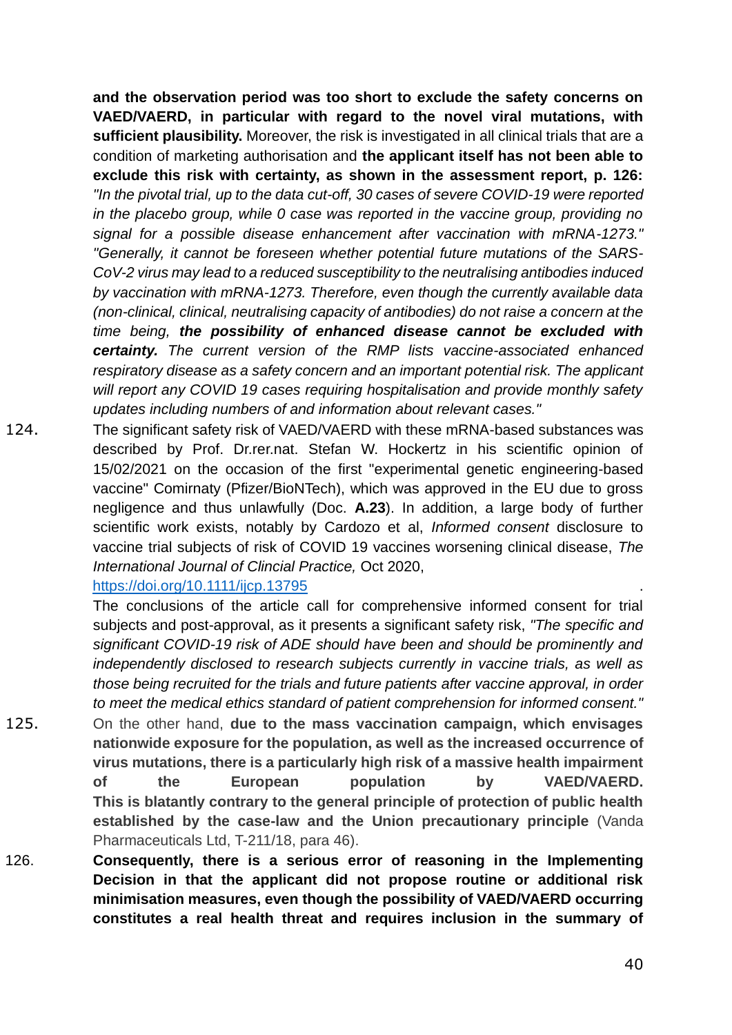**and the observation period was too short to exclude the safety concerns on VAED/VAERD, in particular with regard to the novel viral mutations, with sufficient plausibility.** Moreover, the risk is investigated in all clinical trials that are a condition of marketing authorisation and **the applicant itself has not been able to exclude this risk with certainty, as shown in the assessment report, p. 126:** *"In the pivotal trial, up to the data cut-off, 30 cases of severe COVID-19 were reported in the placebo group, while 0 case was reported in the vaccine group, providing no signal for a possible disease enhancement after vaccination with mRNA-1273." "Generally, it cannot be foreseen whether potential future mutations of the SARS-CoV-2 virus may lead to a reduced susceptibility to the neutralising antibodies induced by vaccination with mRNA-1273. Therefore, even though the currently available data (non-clinical, clinical, neutralising capacity of antibodies) do not raise a concern at the time being,* ***the possibility of enhanced disease cannot be excluded with certainty.*** *The current version of the RMP lists vaccine-associated enhanced respiratory disease as a safety concern and an important potential risk. The applicant will report any COVID 19 cases requiring hospitalisation and provide monthly safety updates including numbers of and information about relevant cases."*

124. The significant safety risk of VAED/VAERD with these mRNA-based substances was described by Prof. Dr.rer.nat. Stefan W. Hockertz in his scientific opinion of 15/02/2021 on the occasion of the first "experimental genetic engineering-based vaccine" Comirnaty (Pfizer/BioNTech), which was approved in the EU due to gross negligence and thus unlawfully (Doc. **A.23**). In addition, a large body of further scientific work exists, notably by Cardozo et al, *Informed consent* disclosure to vaccine trial subjects of risk of COVID 19 vaccines worsening clinical disease, *The International Journal of Clincial Practice,* Oct 2020, https://doi.org/10.1111/ijcp.13795 .
The conclusions of the article call for comprehensive informed consent for trial subjects and post-approval, as it presents a significant safety risk, *"The specific and significant COVID-19 risk of ADE should have been and should be prominently and independently disclosed to research subjects currently in vaccine trials, as well as those being recruited for the trials and future patients after vaccine approval, in order to meet the medical ethics standard of patient comprehension for informed consent."*

125. On the other hand, **due to the mass vaccination campaign, which envisages nationwide exposure for the population, as well as the increased occurrence of virus mutations, there is a particularly high risk of a massive health impairment of the European population by VAED/VAERD. This is blatantly contrary to the general principle of protection of public health established by the case-law and the Union precautionary principle** (Vanda Pharmaceuticals Ltd, T-211/18, para 46).

126. **Consequently, there is a serious error of reasoning in the Implementing Decision in that the applicant did not propose routine or additional risk minimisation measures, even though the possibility of VAED/VAERD occurring constitutes a real health threat and requires inclusion in the summary of**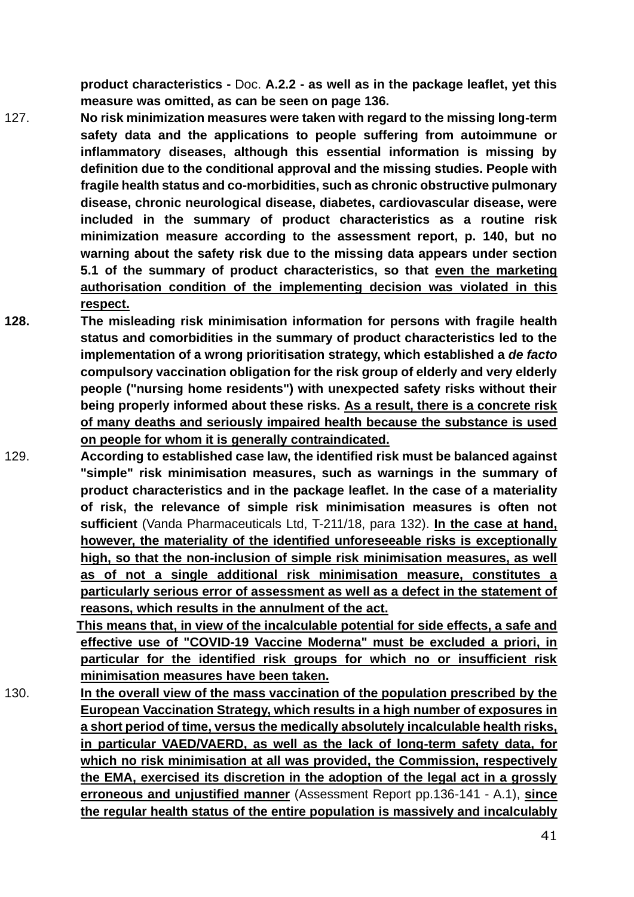**product characteristics -** Doc. **A.2.2 - as well as in the package leaflet, yet this measure was omitted, as can be seen on page 136.**

127. **No risk minimization measures were taken with regard to the missing long-term safety data and the applications to people suffering from autoimmune or inflammatory diseases, although this essential information is missing by definition due to the conditional approval and the missing studies. People with fragile health status and co-morbidities, such as chronic obstructive pulmonary disease, chronic neurological disease, diabetes, cardiovascular disease, were included in the summary of product characteristics as a routine risk minimization measure according to the assessment report, p. 140, but no warning about the safety risk due to the missing data appears under section 5.1 of the summary of product characteristics, so that <u>even the marketing authorisation condition of the implementing decision was violated in this respect.</u>**

**128.** **The misleading risk minimisation information for persons with fragile health status and comorbidities in the summary of product characteristics led to the implementation of a wrong prioritisation strategy, which established a *de facto* compulsory vaccination obligation for the risk group of elderly and very elderly people ("nursing home residents") with unexpected safety risks without their being properly informed about these risks. <u>As a result, there is a concrete risk of many deaths and seriously impaired health because the substance is used on people for whom it is generally contraindicated.</u>**

129. **According to established case law, the identified risk must be balanced against "simple" risk minimisation measures, such as warnings in the summary of product characteristics and in the package leaflet. In the case of a materiality of risk, the relevance of simple risk minimisation measures is often not sufficient** (Vanda Pharmaceuticals Ltd, T-211/18, para 132). **<u>In the case at hand, however, the materiality of the identified unforeseeable risks is exceptionally high, so that the non-inclusion of simple risk minimisation measures, as well as of not a single additional risk minimisation measure, constitutes a particularly serious error of assessment as well as a defect in the statement of reasons, which results in the annulment of the act.</u>**

**<u>This means that, in view of the incalculable potential for side effects, a safe and effective use of "COVID-19 Vaccine Moderna" must be excluded a priori, in particular for the identified risk groups for which no or insufficient risk minimisation measures have been taken.</u>**

130. **<u>In the overall view of the mass vaccination of the population prescribed by the European Vaccination Strategy, which results in a high number of exposures in a short period of time, versus the medically absolutely incalculable health risks, in particular VAED/VAERD, as well as the lack of long-term safety data, for which no risk minimisation at all was provided, the Commission, respectively the EMA, exercised its discretion in the adoption of the legal act in a grossly erroneous and unjustified manner</u>** (Assessment Report pp.136-141 - A.1), **<u>since the regular health status of the entire population is massively and incalculably</u>**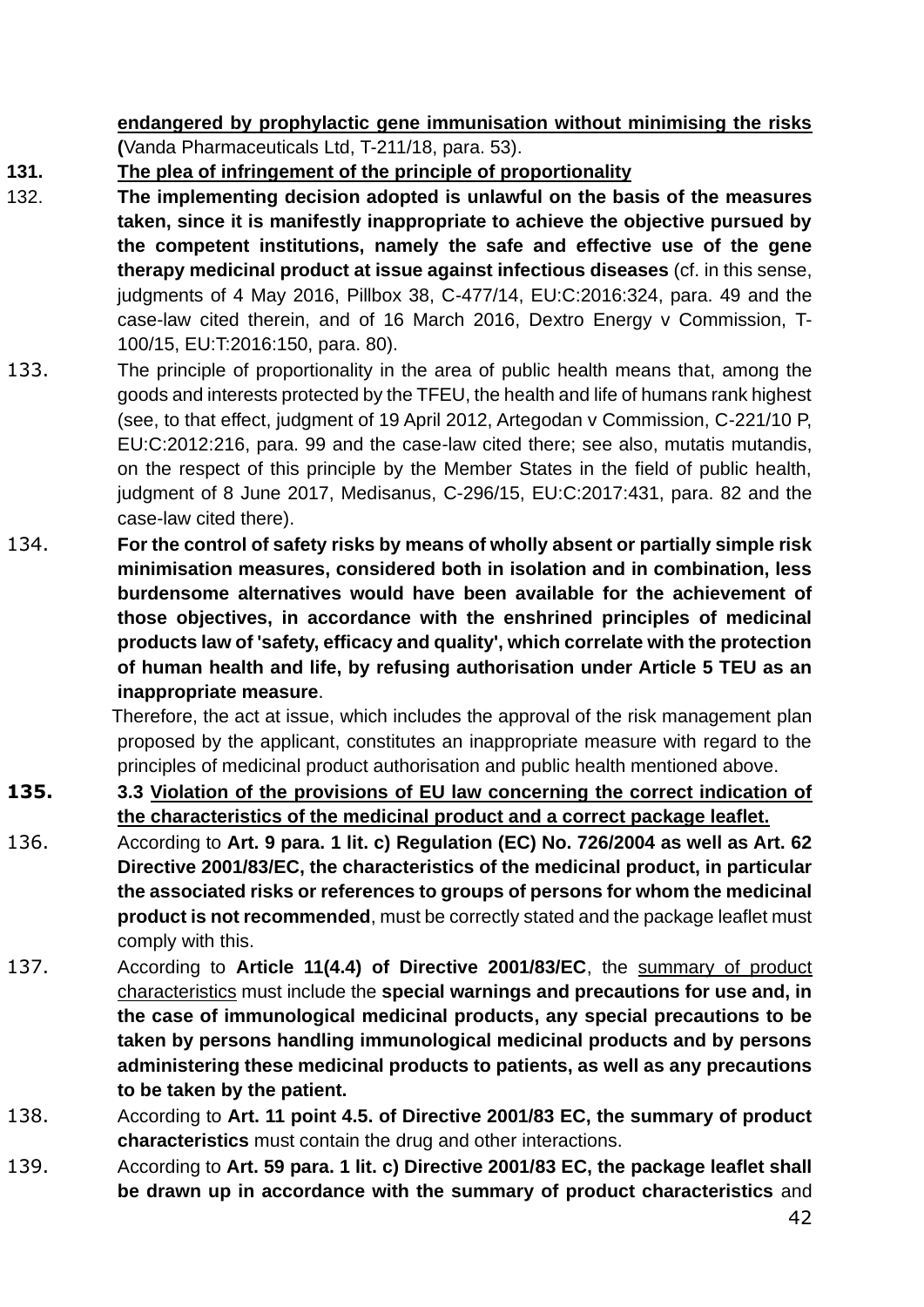**endangered by prophylactic gene immunisation without minimising the risks (**Vanda Pharmaceuticals Ltd, T-211/18, para. 53).

**131. <u>The plea of infringement of the principle of proportionality</u>**

132. **The implementing decision adopted is unlawful on the basis of the measures taken, since it is manifestly inappropriate to achieve the objective pursued by the competent institutions, namely the safe and effective use of the gene therapy medicinal product at issue against infectious diseases** (cf. in this sense, judgments of 4 May 2016, Pillbox 38, C-477/14, EU:C:2016:324, para. 49 and the case-law cited therein, and of 16 March 2016, Dextro Energy v Commission, T-100/15, EU:T:2016:150, para. 80).

133. The principle of proportionality in the area of public health means that, among the goods and interests protected by the TFEU, the health and life of humans rank highest (see, to that effect, judgment of 19 April 2012, Artegodan v Commission, C-221/10 P, EU:C:2012:216, para. 99 and the case-law cited there; see also, mutatis mutandis, on the respect of this principle by the Member States in the field of public health, judgment of 8 June 2017, Medisanus, C-296/15, EU:C:2017:431, para. 82 and the case-law cited there).

134. **For the control of safety risks by means of wholly absent or partially simple risk minimisation measures, considered both in isolation and in combination, less burdensome alternatives would have been available for the achievement of those objectives, in accordance with the enshrined principles of medicinal products law of 'safety, efficacy and quality', which correlate with the protection of human health and life, by refusing authorisation under Article 5 TEU as an inappropriate measure**.

Therefore, the act at issue, which includes the approval of the risk management plan proposed by the applicant, constitutes an inappropriate measure with regard to the principles of medicinal product authorisation and public health mentioned above.

**135. 3.3 <u>Violation of the provisions of EU law concerning the correct indication of the characteristics of the medicinal product and a correct package leaflet.</u>**

136. According to **Art. 9 para. 1 lit. c) Regulation (EC) No. 726/2004 as well as Art. 62 Directive 2001/83/EC, the characteristics of the medicinal product, in particular the associated risks or references to groups of persons for whom the medicinal product is not recommended**, must be correctly stated and the package leaflet must comply with this.

137. According to **Article 11(4.4) of Directive 2001/83/EC**, the <u>summary of product characteristics</u> must include the **special warnings and precautions for use and, in the case of immunological medicinal products, any special precautions to be taken by persons handling immunological medicinal products and by persons administering these medicinal products to patients, as well as any precautions to be taken by the patient.**

138. According to **Art. 11 point 4.5. of Directive 2001/83 EC, the summary of product characteristics** must contain the drug and other interactions.

139. According to **Art. 59 para. 1 lit. c) Directive 2001/83 EC, the package leaflet shall be drawn up in accordance with the summary of product characteristics** and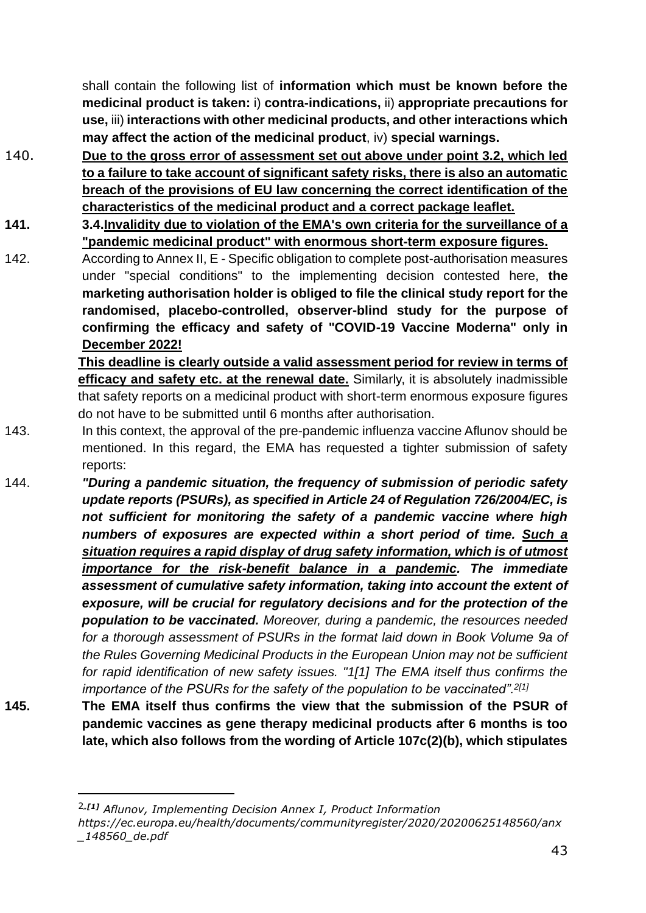shall contain the following list of **information which must be known before the medicinal product is taken:** i) **contra-indications,** ii) **appropriate precautions for use,** iii) **interactions with other medicinal products, and other interactions which may affect the action of the medicinal product**, iv) **special warnings.**

140. **Due to the gross error of assessment set out above under point 3.2, which led to a failure to take account of significant safety risks, there is also an automatic breach of the provisions of EU law concerning the correct identification of the characteristics of the medicinal product and a correct package leaflet.**

**141. 3.4.Invalidity due to violation of the EMA's own criteria for the surveillance of a "pandemic medicinal product" with enormous short-term exposure figures.**

142. According to Annex II, E - Specific obligation to complete post-authorisation measures under "special conditions" to the implementing decision contested here, **the marketing authorisation holder is obliged to file the clinical study report for the randomised, placebo-controlled, observer-blind study for the purpose of confirming the efficacy and safety of "COVID-19 Vaccine Moderna" only in December 2022!**

**This deadline is clearly outside a valid assessment period for review in terms of efficacy and safety etc. at the renewal date.** Similarly, it is absolutely inadmissible that safety reports on a medicinal product with short-term enormous exposure figures do not have to be submitted until 6 months after authorisation.

143. In this context, the approval of the pre-pandemic influenza vaccine Aflunov should be mentioned. In this regard, the EMA has requested a tighter submission of safety reports:

144. ***"During a pandemic situation, the frequency of submission of periodic safety update reports (PSURs), as specified in Article 24 of Regulation 726/2004/EC, is not sufficient for monitoring the safety of a pandemic vaccine where high numbers of exposures are expected within a short period of time. Such a situation requires a rapid display of drug safety information, which is of utmost importance for the risk-benefit balance in a pandemic. The immediate assessment of cumulative safety information, taking into account the extent of exposure, will be crucial for regulatory decisions and for the protection of the population to be vaccinated.*** *Moreover, during a pandemic, the resources needed for a thorough assessment of PSURs in the format laid down in Book Volume 9a of the Rules Governing Medicinal Products in the European Union may not be sufficient for rapid identification of new safety issues. "1[1] The EMA itself thus confirms the importance of the PSURs for the safety of the population to be vaccinated".*[2][1]

**145. The EMA itself thus confirms the view that the submission of the PSUR of pandemic vaccines as gene therapy medicinal products after 6 months is too late, which also follows from the wording of Article 107c(2)(b), which stipulates**

---

[2] *[1] Aflunov, Implementing Decision Annex I, Product Information https://ec.europa.eu/health/documents/communityregister/2020/20200625148560/anx_148560_de.pdf*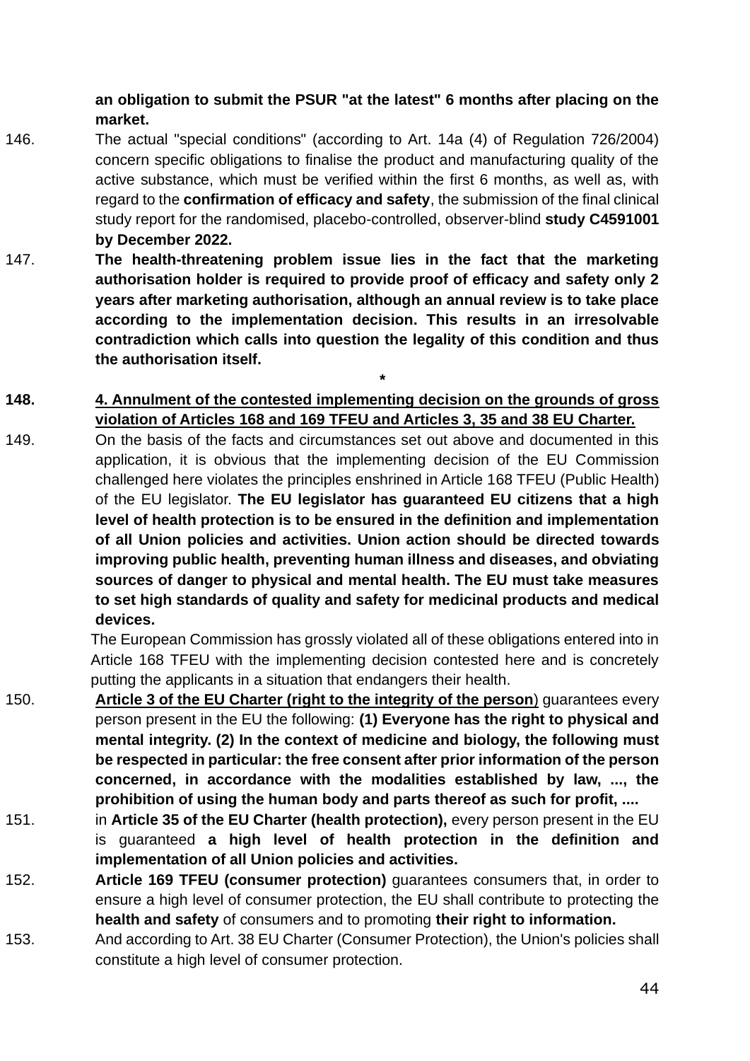**an obligation to submit the PSUR "at the latest" 6 months after placing on the market.**

146. The actual "special conditions" (according to Art. 14a (4) of Regulation 726/2004) concern specific obligations to finalise the product and manufacturing quality of the active substance, which must be verified within the first 6 months, as well as, with regard to the **confirmation of efficacy and safety**, the submission of the final clinical study report for the randomised, placebo-controlled, observer-blind **study C4591001 by December 2022.**

147. **The health-threatening problem issue lies in the fact that the marketing authorisation holder is required to provide proof of efficacy and safety only 2 years after marketing authorisation, although an annual review is to take place according to the implementation decision. This results in an irresolvable contradiction which calls into question the legality of this condition and thus the authorisation itself.**

*

148. **<u>4. Annulment of the contested implementing decision on the grounds of gross violation of Articles 168 and 169 TFEU and Articles 3, 35 and 38 EU Charter.</u>**

149. On the basis of the facts and circumstances set out above and documented in this application, it is obvious that the implementing decision of the EU Commission challenged here violates the principles enshrined in Article 168 TFEU (Public Health) of the EU legislator. **The EU legislator has guaranteed EU citizens that a high level of health protection is to be ensured in the definition and implementation of all Union policies and activities. Union action should be directed towards improving public health, preventing human illness and diseases, and obviating sources of danger to physical and mental health. The EU must take measures to set high standards of quality and safety for medicinal products and medical devices.**

The European Commission has grossly violated all of these obligations entered into in Article 168 TFEU with the implementing decision contested here and is concretely putting the applicants in a situation that endangers their health.

150. **<u>Article 3 of the EU Charter (right to the integrity of the person</u>**) guarantees every person present in the EU the following: **(1) Everyone has the right to physical and mental integrity. (2) In the context of medicine and biology, the following must be respected in particular: the free consent after prior information of the person concerned, in accordance with the modalities established by law, ..., the prohibition of using the human body and parts thereof as such for profit, ....**

151. in **Article 35 of the EU Charter (health protection),** every person present in the EU is guaranteed **a high level of health protection in the definition and implementation of all Union policies and activities.**

152. **Article 169 TFEU (consumer protection)** guarantees consumers that, in order to ensure a high level of consumer protection, the EU shall contribute to protecting the **health and safety** of consumers and to promoting **their right to information.**

153. And according to Art. 38 EU Charter (Consumer Protection), the Union's policies shall constitute a high level of consumer protection.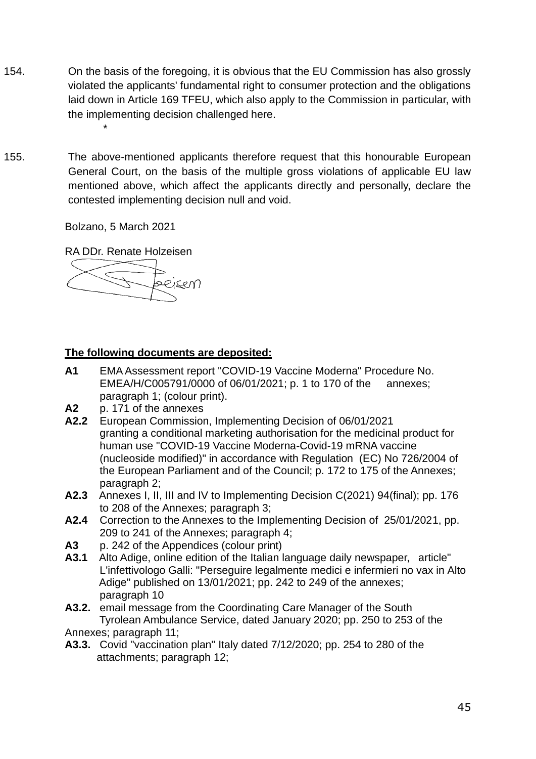154. On the basis of the foregoing, it is obvious that the EU Commission has also grossly violated the applicants' fundamental right to consumer protection and the obligations laid down in Article 169 TFEU, which also apply to the Commission in particular, with the implementing decision challenged here.

\*

155. The above-mentioned applicants therefore request that this honourable European General Court, on the basis of the multiple gross violations of applicable EU law mentioned above, which affect the applicants directly and personally, declare the contested implementing decision null and void.

Bolzano, 5 March 2021

RA DDr. Renate Holzeisen

**<u>The following documents are deposited:</u>**

**A1** EMA Assessment report "COVID-19 Vaccine Moderna" Procedure No. EMEA/H/C005791/0000 of 06/01/2021; p. 1 to 170 of the annexes; paragraph 1; (colour print).

**A2** p. 171 of the annexes

**A2.2** European Commission, Implementing Decision of 06/01/2021 granting a conditional marketing authorisation for the medicinal product for human use "COVID-19 Vaccine Moderna-Covid-19 mRNA vaccine (nucleoside modified)" in accordance with Regulation (EC) No 726/2004 of the European Parliament and of the Council; p. 172 to 175 of the Annexes; paragraph 2;

**A2.3** Annexes I, II, III and IV to Implementing Decision C(2021) 94(final); pp. 176 to 208 of the Annexes; paragraph 3;

**A2.4** Correction to the Annexes to the Implementing Decision of 25/01/2021, pp. 209 to 241 of the Annexes; paragraph 4;

**A3** p. 242 of the Appendices (colour print)

**A3.1** Alto Adige, online edition of the Italian language daily newspaper, article" L'infettivologo Galli: "Perseguire legalmente medici e infermieri no vax in Alto Adige" published on 13/01/2021; pp. 242 to 249 of the annexes; paragraph 10

**A3.2.** email message from the Coordinating Care Manager of the South Tyrolean Ambulance Service, dated January 2020; pp. 250 to 253 of the Annexes; paragraph 11;

**A3.3.** Covid "vaccination plan" Italy dated 7/12/2020; pp. 254 to 280 of the attachments; paragraph 12;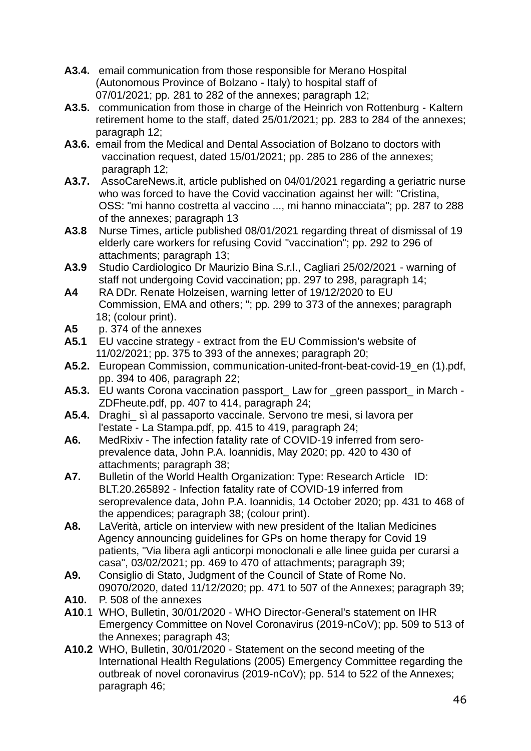**A3.4.** email communication from those responsible for Merano Hospital (Autonomous Province of Bolzano - Italy) to hospital staff of 07/01/2021; pp. 281 to 282 of the annexes; paragraph 12;

**A3.5.** communication from those in charge of the Heinrich von Rottenburg - Kaltern retirement home to the staff, dated 25/01/2021; pp. 283 to 284 of the annexes; paragraph 12;

**A3.6.** email from the Medical and Dental Association of Bolzano to doctors with vaccination request, dated 15/01/2021; pp. 285 to 286 of the annexes; paragraph 12;

**A3.7.** AssoCareNews.it, article published on 04/01/2021 regarding a geriatric nurse who was forced to have the Covid vaccination against her will: "Cristina, OSS: "mi hanno costretta al vaccino ..., mi hanno minacciata"; pp. 287 to 288 of the annexes; paragraph 13

**A3.8** Nurse Times, article published 08/01/2021 regarding threat of dismissal of 19 elderly care workers for refusing Covid "vaccination"; pp. 292 to 296 of attachments; paragraph 13;

**A3.9** Studio Cardiologico Dr Maurizio Bina S.r.l., Cagliari 25/02/2021 - warning of staff not undergoing Covid vaccination; pp. 297 to 298, paragraph 14;

**A4** RA DDr. Renate Holzeisen, warning letter of 19/12/2020 to EU Commission, EMA and others; "; pp. 299 to 373 of the annexes; paragraph 18; (colour print).

**A5** p. 374 of the annexes

**A5.1** EU vaccine strategy - extract from the EU Commission's website of 11/02/2021; pp. 375 to 393 of the annexes; paragraph 20;

**A5.2.** European Commission, communication-united-front-beat-covid-19_en (1).pdf, pp. 394 to 406, paragraph 22;

**A5.3.** EU wants Corona vaccination passport_ Law for _green passport_ in March - ZDFheute.pdf, pp. 407 to 414, paragraph 24;

**A5.4.** Draghi_ sì al passaporto vaccinale. Servono tre mesi, si lavora per l'estate - La Stampa.pdf, pp. 415 to 419, paragraph 24;

**A6.** MedRixiv - The infection fatality rate of COVID-19 inferred from sero-prevalence data, John P.A. Ioannidis, May 2020; pp. 420 to 430 of attachments; paragraph 38;

**A7.** Bulletin of the World Health Organization: Type: Research Article ID: BLT.20.265892 - Infection fatality rate of COVID-19 inferred from seroprevalence data, John P.A. Ioannidis, 14 October 2020; pp. 431 to 468 of the appendices; paragraph 38; (colour print).

**A8.** LaVerità, article on interview with new president of the Italian Medicines Agency announcing guidelines for GPs on home therapy for Covid 19 patients, "Via libera agli anticorpi monoclonali e alle linee guida per curarsi a casa", 03/02/2021; pp. 469 to 470 of attachments; paragraph 39;

**A9.** Consiglio di Stato, Judgment of the Council of State of Rome No. 09070/2020, dated 11/12/2020; pp. 471 to 507 of the Annexes; paragraph 39;

**A10.** P. 508 of the annexes

**A10**.1 WHO, Bulletin, 30/01/2020 - WHO Director-General's statement on IHR Emergency Committee on Novel Coronavirus (2019-nCoV); pp. 509 to 513 of the Annexes; paragraph 43;

**A10.2** WHO, Bulletin, 30/01/2020 - Statement on the second meeting of the International Health Regulations (2005) Emergency Committee regarding the outbreak of novel coronavirus (2019-nCoV); pp. 514 to 522 of the Annexes; paragraph 46;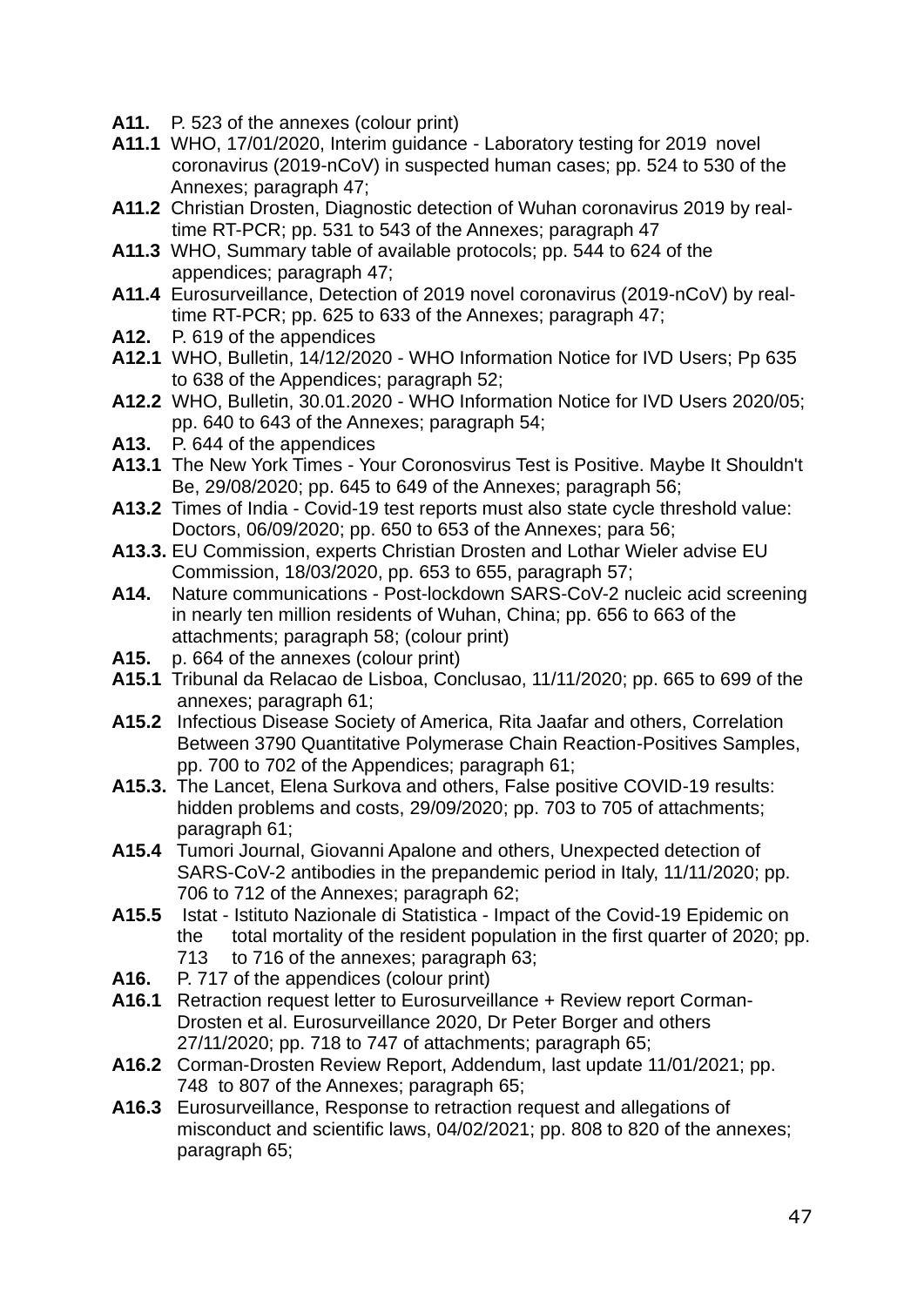**A11.** P. 523 of the annexes (colour print)

**A11.1** WHO, 17/01/2020, Interim guidance - Laboratory testing for 2019 novel coronavirus (2019-nCoV) in suspected human cases; pp. 524 to 530 of the Annexes; paragraph 47;

**A11.2** Christian Drosten, Diagnostic detection of Wuhan coronavirus 2019 by real-time RT-PCR; pp. 531 to 543 of the Annexes; paragraph 47

**A11.3** WHO, Summary table of available protocols; pp. 544 to 624 of the appendices; paragraph 47;

**A11.4** Eurosurveillance, Detection of 2019 novel coronavirus (2019-nCoV) by real-time RT-PCR; pp. 625 to 633 of the Annexes; paragraph 47;

**A12.** P. 619 of the appendices

**A12.1** WHO, Bulletin, 14/12/2020 - WHO Information Notice for IVD Users; Pp 635 to 638 of the Appendices; paragraph 52;

**A12.2** WHO, Bulletin, 30.01.2020 - WHO Information Notice for IVD Users 2020/05; pp. 640 to 643 of the Annexes; paragraph 54;

**A13.** P. 644 of the appendices

**A13.1** The New York Times - Your Coronosvirus Test is Positive. Maybe It Shouldn't Be, 29/08/2020; pp. 645 to 649 of the Annexes; paragraph 56;

**A13.2** Times of India - Covid-19 test reports must also state cycle threshold value: Doctors, 06/09/2020; pp. 650 to 653 of the Annexes; para 56;

**A13.3.** EU Commission, experts Christian Drosten and Lothar Wieler advise EU Commission, 18/03/2020, pp. 653 to 655, paragraph 57;

**A14.** Nature communications - Post-lockdown SARS-CoV-2 nucleic acid screening in nearly ten million residents of Wuhan, China; pp. 656 to 663 of the attachments; paragraph 58; (colour print)

**A15.** p. 664 of the annexes (colour print)

**A15.1** Tribunal da Relacao de Lisboa, Conclusao, 11/11/2020; pp. 665 to 699 of the annexes; paragraph 61;

**A15.2** Infectious Disease Society of America, Rita Jaafar and others, Correlation Between 3790 Quantitative Polymerase Chain Reaction-Positives Samples, pp. 700 to 702 of the Appendices; paragraph 61;

**A15.3.** The Lancet, Elena Surkova and others, False positive COVID-19 results: hidden problems and costs, 29/09/2020; pp. 703 to 705 of attachments; paragraph 61;

**A15.4** Tumori Journal, Giovanni Apalone and others, Unexpected detection of SARS-CoV-2 antibodies in the prepandemic period in Italy, 11/11/2020; pp. 706 to 712 of the Annexes; paragraph 62;

**A15.5** Istat - Istituto Nazionale di Statistica - Impact of the Covid-19 Epidemic on the total mortality of the resident population in the first quarter of 2020; pp. 713 to 716 of the annexes; paragraph 63;

**A16.** P. 717 of the appendices (colour print)

**A16.1** Retraction request letter to Eurosurveillance + Review report Corman-Drosten et al. Eurosurveillance 2020, Dr Peter Borger and others 27/11/2020; pp. 718 to 747 of attachments; paragraph 65;

**A16.2** Corman-Drosten Review Report, Addendum, last update 11/01/2021; pp. 748 to 807 of the Annexes; paragraph 65;

**A16.3** Eurosurveillance, Response to retraction request and allegations of misconduct and scientific laws, 04/02/2021; pp. 808 to 820 of the annexes; paragraph 65;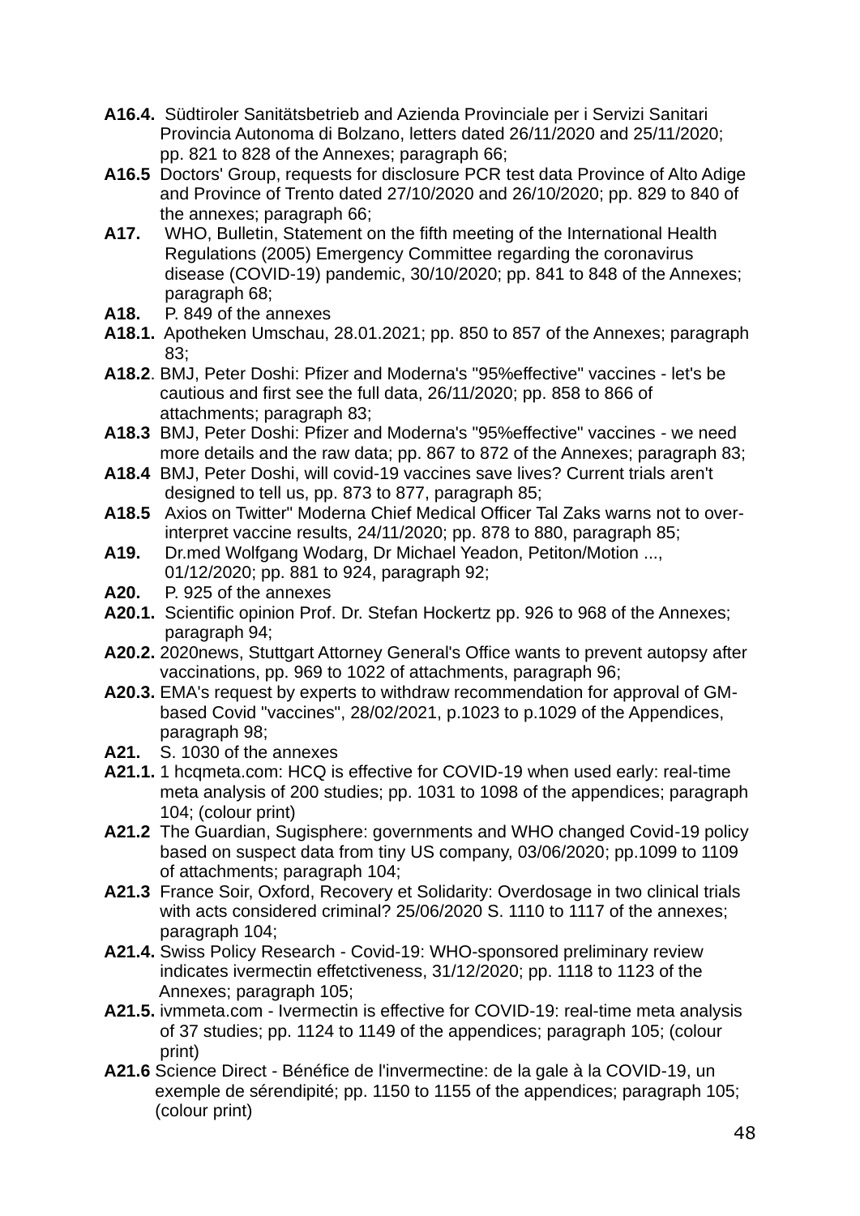**A16.4.** Südtiroler Sanitätsbetrieb and Azienda Provinciale per i Servizi Sanitari Provincia Autonoma di Bolzano, letters dated 26/11/2020 and 25/11/2020; pp. 821 to 828 of the Annexes; paragraph 66;

**A16.5** Doctors' Group, requests for disclosure PCR test data Province of Alto Adige and Province of Trento dated 27/10/2020 and 26/10/2020; pp. 829 to 840 of the annexes; paragraph 66;

**A17.** WHO, Bulletin, Statement on the fifth meeting of the International Health Regulations (2005) Emergency Committee regarding the coronavirus disease (COVID-19) pandemic, 30/10/2020; pp. 841 to 848 of the Annexes; paragraph 68;

**A18.** P. 849 of the annexes

**A18.1.** Apotheken Umschau, 28.01.2021; pp. 850 to 857 of the Annexes; paragraph 83;

**A18.2**. BMJ, Peter Doshi: Pfizer and Moderna's "95%effective" vaccines - let's be cautious and first see the full data, 26/11/2020; pp. 858 to 866 of attachments; paragraph 83;

**A18.3** BMJ, Peter Doshi: Pfizer and Moderna's "95%effective" vaccines - we need more details and the raw data; pp. 867 to 872 of the Annexes; paragraph 83;

**A18.4** BMJ, Peter Doshi, will covid-19 vaccines save lives? Current trials aren't designed to tell us, pp. 873 to 877, paragraph 85;

**A18.5** Axios on Twitter" Moderna Chief Medical Officer Tal Zaks warns not to over-interpret vaccine results, 24/11/2020; pp. 878 to 880, paragraph 85;

**A19.** Dr.med Wolfgang Wodarg, Dr Michael Yeadon, Petiton/Motion ..., 01/12/2020; pp. 881 to 924, paragraph 92;

**A20.** P. 925 of the annexes

**A20.1.** Scientific opinion Prof. Dr. Stefan Hockertz pp. 926 to 968 of the Annexes; paragraph 94;

**A20.2.** 2020news, Stuttgart Attorney General's Office wants to prevent autopsy after vaccinations, pp. 969 to 1022 of attachments, paragraph 96;

**A20.3.** EMA's request by experts to withdraw recommendation for approval of GM-based Covid "vaccines", 28/02/2021, p.1023 to p.1029 of the Appendices, paragraph 98;

**A21.** S. 1030 of the annexes

**A21.1.** 1 hcqmeta.com: HCQ is effective for COVID-19 when used early: real-time meta analysis of 200 studies; pp. 1031 to 1098 of the appendices; paragraph 104; (colour print)

**A21.2** The Guardian, Sugisphere: governments and WHO changed Covid-19 policy based on suspect data from tiny US company, 03/06/2020; pp.1099 to 1109 of attachments; paragraph 104;

**A21.3** France Soir, Oxford, Recovery et Solidarity: Overdosage in two clinical trials with acts considered criminal? 25/06/2020 S. 1110 to 1117 of the annexes; paragraph 104;

**A21.4.** Swiss Policy Research - Covid-19: WHO-sponsored preliminary review indicates ivermectin effetctiveness, 31/12/2020; pp. 1118 to 1123 of the Annexes; paragraph 105;

**A21.5.** ivmmeta.com - Ivermectin is effective for COVID-19: real-time meta analysis of 37 studies; pp. 1124 to 1149 of the appendices; paragraph 105; (colour print)

**A21.6** Science Direct - Bénéfice de l'invermectine: de la gale à la COVID-19, un exemple de sérendipité; pp. 1150 to 1155 of the appendices; paragraph 105; (colour print)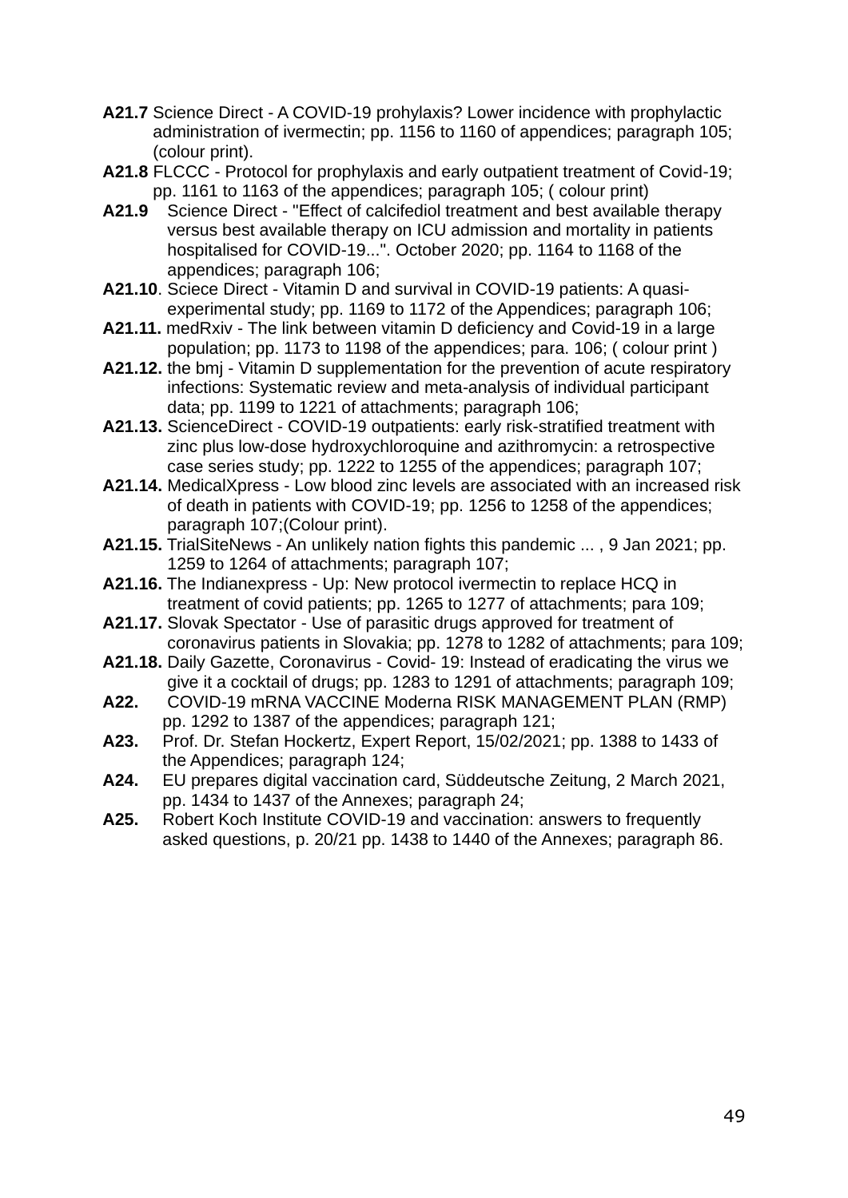**A21.7** Science Direct - A COVID-19 prohylaxis? Lower incidence with prophylactic administration of ivermectin; pp. 1156 to 1160 of appendices; paragraph 105; (colour print).

**A21.8** FLCCC - Protocol for prophylaxis and early outpatient treatment of Covid-19; pp. 1161 to 1163 of the appendices; paragraph 105; ( colour print)

**A21.9** Science Direct - "Effect of calcifediol treatment and best available therapy versus best available therapy on ICU admission and mortality in patients hospitalised for COVID-19...". October 2020; pp. 1164 to 1168 of the appendices; paragraph 106;

**A21.10**. Sciece Direct - Vitamin D and survival in COVID-19 patients: A quasi-experimental study; pp. 1169 to 1172 of the Appendices; paragraph 106;

**A21.11.** medRxiv - The link between vitamin D deficiency and Covid-19 in a large population; pp. 1173 to 1198 of the appendices; para. 106; ( colour print )

**A21.12.** the bmj - Vitamin D supplementation for the prevention of acute respiratory infections: Systematic review and meta-analysis of individual participant data; pp. 1199 to 1221 of attachments; paragraph 106;

**A21.13.** ScienceDirect - COVID-19 outpatients: early risk-stratified treatment with zinc plus low-dose hydroxychloroquine and azithromycin: a retrospective case series study; pp. 1222 to 1255 of the appendices; paragraph 107;

**A21.14.** MedicalXpress - Low blood zinc levels are associated with an increased risk of death in patients with COVID-19; pp. 1256 to 1258 of the appendices; paragraph 107;(Colour print).

**A21.15.** TrialSiteNews - An unlikely nation fights this pandemic ... , 9 Jan 2021; pp. 1259 to 1264 of attachments; paragraph 107;

**A21.16.** The Indianexpress - Up: New protocol ivermectin to replace HCQ in treatment of covid patients; pp. 1265 to 1277 of attachments; para 109;

**A21.17.** Slovak Spectator - Use of parasitic drugs approved for treatment of coronavirus patients in Slovakia; pp. 1278 to 1282 of attachments; para 109;

**A21.18.** Daily Gazette, Coronavirus - Covid- 19: Instead of eradicating the virus we give it a cocktail of drugs; pp. 1283 to 1291 of attachments; paragraph 109;

**A22.** COVID-19 mRNA VACCINE Moderna RISK MANAGEMENT PLAN (RMP) pp. 1292 to 1387 of the appendices; paragraph 121;

**A23.** Prof. Dr. Stefan Hockertz, Expert Report, 15/02/2021; pp. 1388 to 1433 of the Appendices; paragraph 124;

**A24.** EU prepares digital vaccination card, Süddeutsche Zeitung, 2 March 2021, pp. 1434 to 1437 of the Annexes; paragraph 24;

**A25.** Robert Koch Institute COVID-19 and vaccination: answers to frequently asked questions, p. 20/21 pp. 1438 to 1440 of the Annexes; paragraph 86.